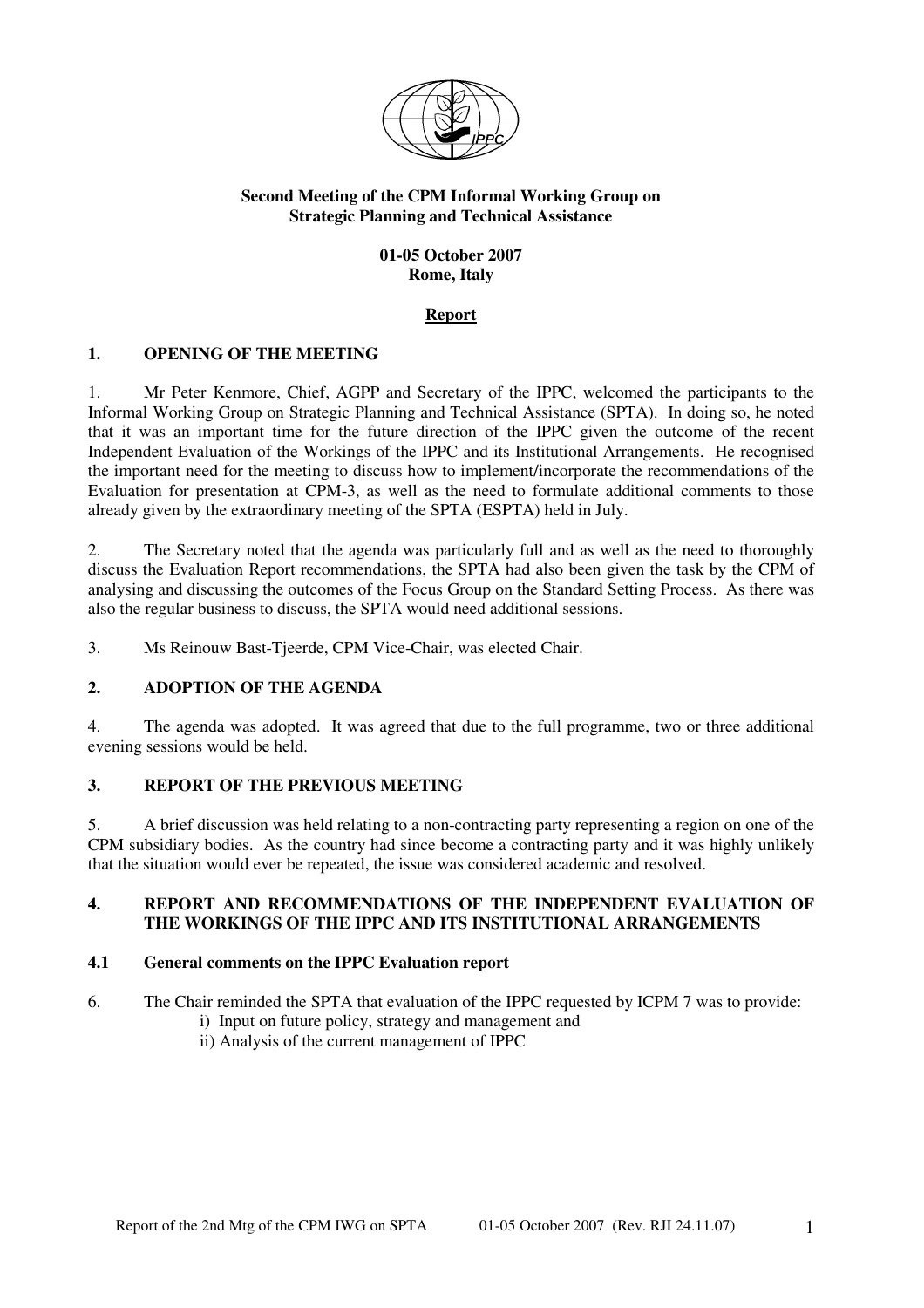**Second Meeting of the CPM Informal Working Group on Strategic Planning and Technical Assistance**

**01-05 October 2007**
**Rome, Italy**

**Report**

## 1. OPENING OF THE MEETING

1. Mr Peter Kenmore, Chief, AGPP and Secretary of the IPPC, welcomed the participants to the Informal Working Group on Strategic Planning and Technical Assistance (SPTA). In doing so, he noted that it was an important time for the future direction of the IPPC given the outcome of the recent Independent Evaluation of the Workings of the IPPC and its Institutional Arrangements. He recognised the important need for the meeting to discuss how to implement/incorporate the recommendations of the Evaluation for presentation at CPM-3, as well as the need to formulate additional comments to those already given by the extraordinary meeting of the SPTA (ESPTA) held in July.

2. The Secretary noted that the agenda was particularly full and as well as the need to thoroughly discuss the Evaluation Report recommendations, the SPTA had also been given the task by the CPM of analysing and discussing the outcomes of the Focus Group on the Standard Setting Process. As there was also the regular business to discuss, the SPTA would need additional sessions.

3. Ms Reinouw Bast-Tjeerde, CPM Vice-Chair, was elected Chair.

## 2. ADOPTION OF THE AGENDA

4. The agenda was adopted. It was agreed that due to the full programme, two or three additional evening sessions would be held.

## 3. REPORT OF THE PREVIOUS MEETING

5. A brief discussion was held relating to a non-contracting party representing a region on one of the CPM subsidiary bodies. As the country had since become a contracting party and it was highly unlikely that the situation would ever be repeated, the issue was considered academic and resolved.

## 4. REPORT AND RECOMMENDATIONS OF THE INDEPENDENT EVALUATION OF THE WORKINGS OF THE IPPC AND ITS INSTITUTIONAL ARRANGEMENTS

### 4.1 General comments on the IPPC Evaluation report

6. The Chair reminded the SPTA that evaluation of the IPPC requested by ICPM 7 was to provide:
   i) Input on future policy, strategy and management and
   ii) Analysis of the current management of IPPC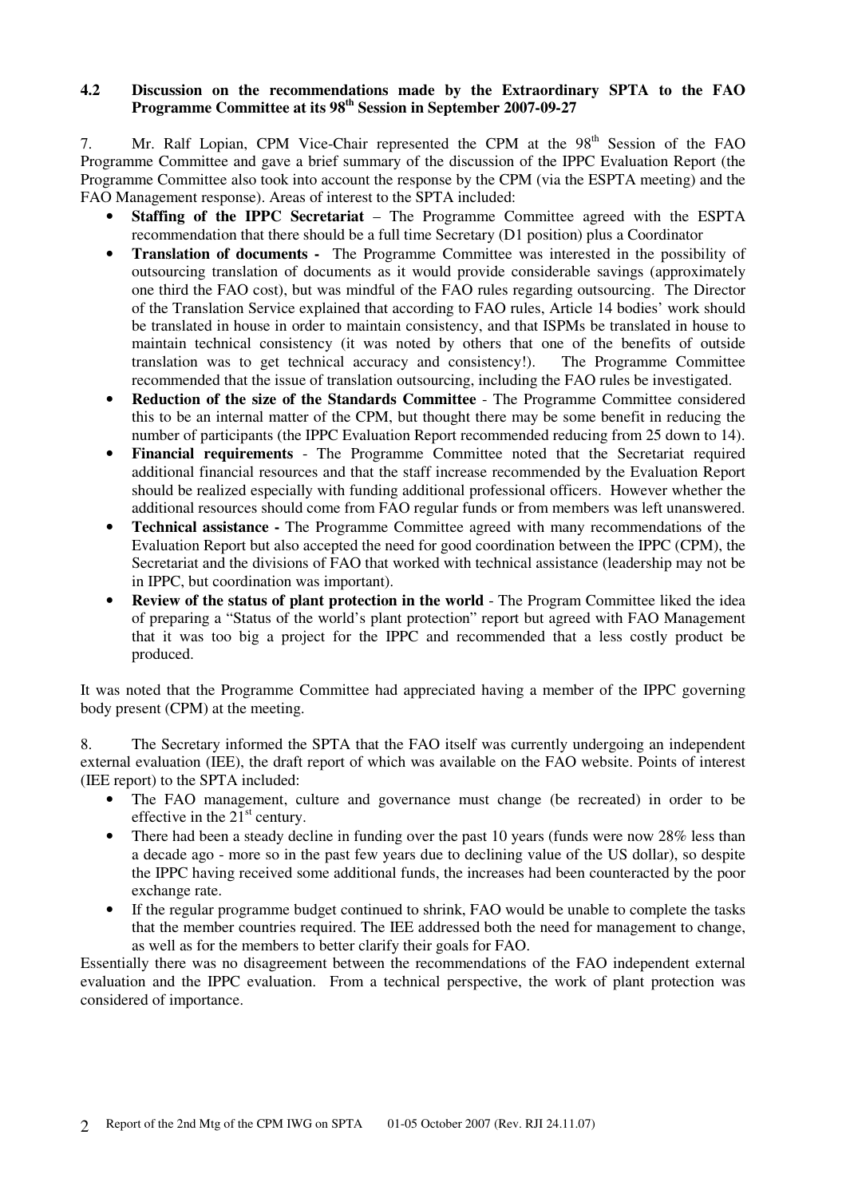### 4.2 Discussion on the recommendations made by the Extraordinary SPTA to the FAO Programme Committee at its 98th Session in September 2007-09-27

7. Mr. Ralf Lopian, CPM Vice-Chair represented the CPM at the 98th Session of the FAO Programme Committee and gave a brief summary of the discussion of the IPPC Evaluation Report (the Programme Committee also took into account the response by the CPM (via the ESPTA meeting) and the FAO Management response). Areas of interest to the SPTA included:

- **Staffing of the IPPC Secretariat** – The Programme Committee agreed with the ESPTA recommendation that there should be a full time Secretary (D1 position) plus a Coordinator
- **Translation of documents -** The Programme Committee was interested in the possibility of outsourcing translation of documents as it would provide considerable savings (approximately one third the FAO cost), but was mindful of the FAO rules regarding outsourcing. The Director of the Translation Service explained that according to FAO rules, Article 14 bodies' work should be translated in house in order to maintain consistency, and that ISPMs be translated in house to maintain technical consistency (it was noted by others that one of the benefits of outside translation was to get technical accuracy and consistency!). The Programme Committee recommended that the issue of translation outsourcing, including the FAO rules be investigated.
- **Reduction of the size of the Standards Committee** - The Programme Committee considered this to be an internal matter of the CPM, but thought there may be some benefit in reducing the number of participants (the IPPC Evaluation Report recommended reducing from 25 down to 14).
- **Financial requirements** - The Programme Committee noted that the Secretariat required additional financial resources and that the staff increase recommended by the Evaluation Report should be realized especially with funding additional professional officers. However whether the additional resources should come from FAO regular funds or from members was left unanswered.
- **Technical assistance -** The Programme Committee agreed with many recommendations of the Evaluation Report but also accepted the need for good coordination between the IPPC (CPM), the Secretariat and the divisions of FAO that worked with technical assistance (leadership may not be in IPPC, but coordination was important).
- **Review of the status of plant protection in the world** - The Program Committee liked the idea of preparing a "Status of the world's plant protection" report but agreed with FAO Management that it was too big a project for the IPPC and recommended that a less costly product be produced.

It was noted that the Programme Committee had appreciated having a member of the IPPC governing body present (CPM) at the meeting.

8. The Secretary informed the SPTA that the FAO itself was currently undergoing an independent external evaluation (IEE), the draft report of which was available on the FAO website. Points of interest (IEE report) to the SPTA included:

- The FAO management, culture and governance must change (be recreated) in order to be effective in the 21st century.
- There had been a steady decline in funding over the past 10 years (funds were now 28% less than a decade ago - more so in the past few years due to declining value of the US dollar), so despite the IPPC having received some additional funds, the increases had been counteracted by the poor exchange rate.
- If the regular programme budget continued to shrink, FAO would be unable to complete the tasks that the member countries required. The IEE addressed both the need for management to change, as well as for the members to better clarify their goals for FAO.

Essentially there was no disagreement between the recommendations of the FAO independent external evaluation and the IPPC evaluation. From a technical perspective, the work of plant protection was considered of importance.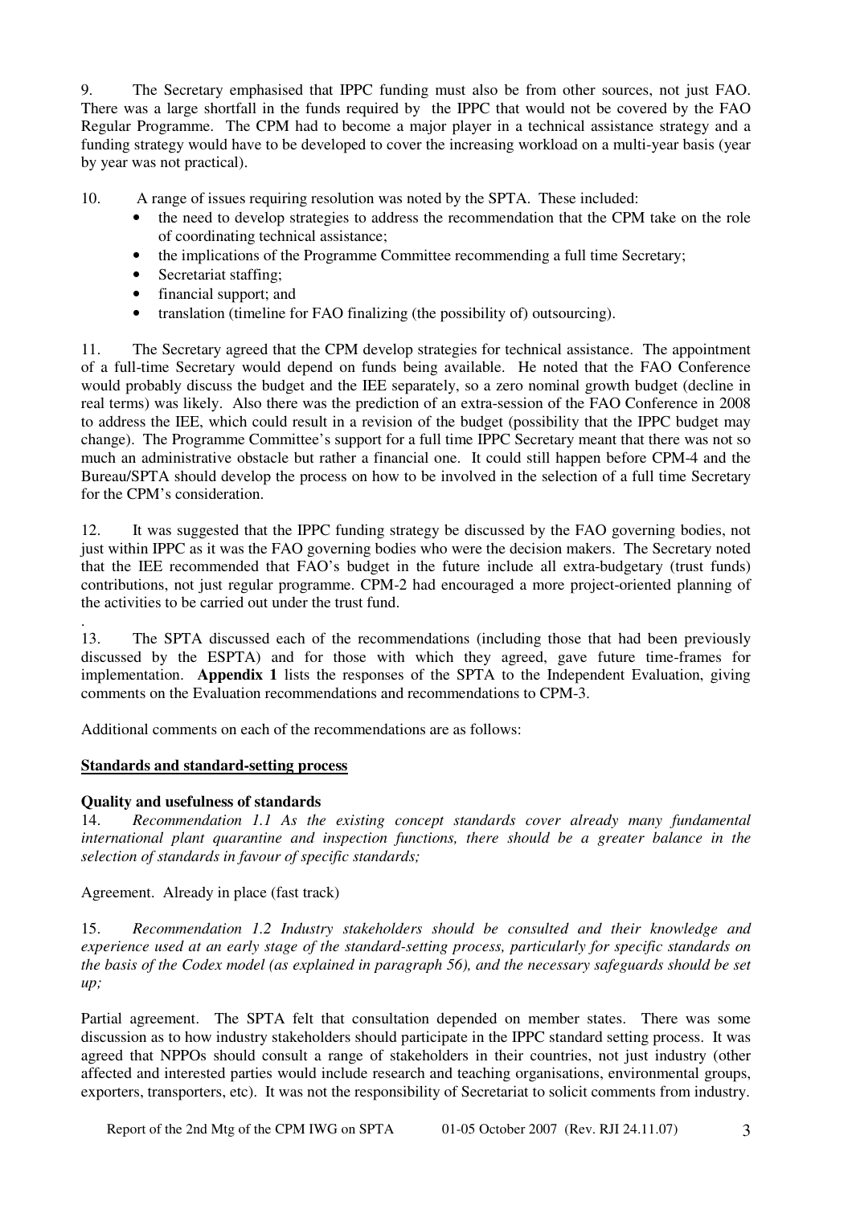9. The Secretary emphasised that IPPC funding must also be from other sources, not just FAO. There was a large shortfall in the funds required by the IPPC that would not be covered by the FAO Regular Programme. The CPM had to become a major player in a technical assistance strategy and a funding strategy would have to be developed to cover the increasing workload on a multi-year basis (year by year was not practical).

10. A range of issues requiring resolution was noted by the SPTA. These included:

- the need to develop strategies to address the recommendation that the CPM take on the role of coordinating technical assistance;
- the implications of the Programme Committee recommending a full time Secretary;
- Secretariat staffing;
- financial support; and
- translation (timeline for FAO finalizing (the possibility of) outsourcing).

11. The Secretary agreed that the CPM develop strategies for technical assistance. The appointment of a full-time Secretary would depend on funds being available. He noted that the FAO Conference would probably discuss the budget and the IEE separately, so a zero nominal growth budget (decline in real terms) was likely. Also there was the prediction of an extra-session of the FAO Conference in 2008 to address the IEE, which could result in a revision of the budget (possibility that the IPPC budget may change). The Programme Committee's support for a full time IPPC Secretary meant that there was not so much an administrative obstacle but rather a financial one. It could still happen before CPM-4 and the Bureau/SPTA should develop the process on how to be involved in the selection of a full time Secretary for the CPM's consideration.

12. It was suggested that the IPPC funding strategy be discussed by the FAO governing bodies, not just within IPPC as it was the FAO governing bodies who were the decision makers. The Secretary noted that the IEE recommended that FAO's budget in the future include all extra-budgetary (trust funds) contributions, not just regular programme. CPM-2 had encouraged a more project-oriented planning of the activities to be carried out under the trust fund.

.

13. The SPTA discussed each of the recommendations (including those that had been previously discussed by the ESPTA) and for those with which they agreed, gave future time-frames for implementation. **Appendix 1** lists the responses of the SPTA to the Independent Evaluation, giving comments on the Evaluation recommendations and recommendations to CPM-3.

Additional comments on each of the recommendations are as follows:

**Standards and standard-setting process**

**Quality and usefulness of standards**

14. *Recommendation 1.1 As the existing concept standards cover already many fundamental international plant quarantine and inspection functions, there should be a greater balance in the selection of standards in favour of specific standards;*

Agreement. Already in place (fast track)

15. *Recommendation 1.2 Industry stakeholders should be consulted and their knowledge and experience used at an early stage of the standard-setting process, particularly for specific standards on the basis of the Codex model (as explained in paragraph 56), and the necessary safeguards should be set up;*

Partial agreement. The SPTA felt that consultation depended on member states. There was some discussion as to how industry stakeholders should participate in the IPPC standard setting process. It was agreed that NPPOs should consult a range of stakeholders in their countries, not just industry (other affected and interested parties would include research and teaching organisations, environmental groups, exporters, transporters, etc). It was not the responsibility of Secretariat to solicit comments from industry.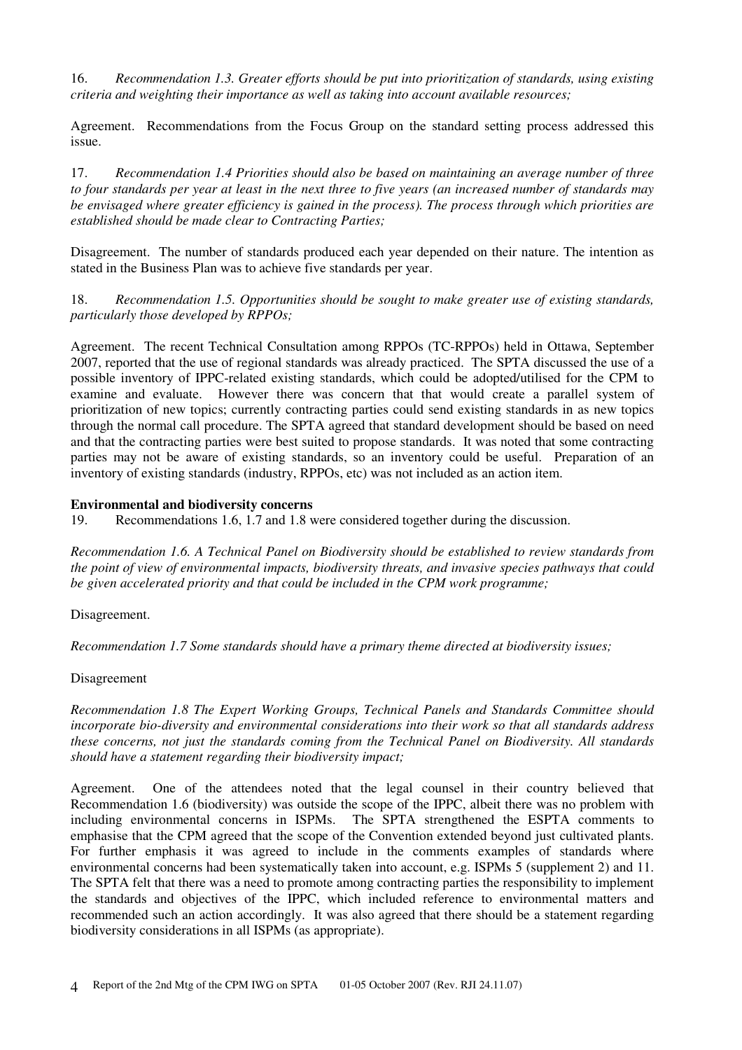16. *Recommendation 1.3. Greater efforts should be put into prioritization of standards, using existing criteria and weighting their importance as well as taking into account available resources;*

Agreement. Recommendations from the Focus Group on the standard setting process addressed this issue.

17. *Recommendation 1.4 Priorities should also be based on maintaining an average number of three to four standards per year at least in the next three to five years (an increased number of standards may be envisaged where greater efficiency is gained in the process). The process through which priorities are established should be made clear to Contracting Parties;*

Disagreement. The number of standards produced each year depended on their nature. The intention as stated in the Business Plan was to achieve five standards per year.

18. *Recommendation 1.5. Opportunities should be sought to make greater use of existing standards, particularly those developed by RPPOs;*

Agreement. The recent Technical Consultation among RPPOs (TC-RPPOs) held in Ottawa, September 2007, reported that the use of regional standards was already practiced. The SPTA discussed the use of a possible inventory of IPPC-related existing standards, which could be adopted/utilised for the CPM to examine and evaluate. However there was concern that that would create a parallel system of prioritization of new topics; currently contracting parties could send existing standards in as new topics through the normal call procedure. The SPTA agreed that standard development should be based on need and that the contracting parties were best suited to propose standards. It was noted that some contracting parties may not be aware of existing standards, so an inventory could be useful. Preparation of an inventory of existing standards (industry, RPPOs, etc) was not included as an action item.

**Environmental and biodiversity concerns**

19. Recommendations 1.6, 1.7 and 1.8 were considered together during the discussion.

*Recommendation 1.6. A Technical Panel on Biodiversity should be established to review standards from the point of view of environmental impacts, biodiversity threats, and invasive species pathways that could be given accelerated priority and that could be included in the CPM work programme;*

Disagreement.

*Recommendation 1.7 Some standards should have a primary theme directed at biodiversity issues;*

Disagreement

*Recommendation 1.8 The Expert Working Groups, Technical Panels and Standards Committee should incorporate bio-diversity and environmental considerations into their work so that all standards address these concerns, not just the standards coming from the Technical Panel on Biodiversity. All standards should have a statement regarding their biodiversity impact;*

Agreement. One of the attendees noted that the legal counsel in their country believed that Recommendation 1.6 (biodiversity) was outside the scope of the IPPC, albeit there was no problem with including environmental concerns in ISPMs. The SPTA strengthened the ESPTA comments to emphasise that the CPM agreed that the scope of the Convention extended beyond just cultivated plants. For further emphasis it was agreed to include in the comments examples of standards where environmental concerns had been systematically taken into account, e.g. ISPMs 5 (supplement 2) and 11. The SPTA felt that there was a need to promote among contracting parties the responsibility to implement the standards and objectives of the IPPC, which included reference to environmental matters and recommended such an action accordingly. It was also agreed that there should be a statement regarding biodiversity considerations in all ISPMs (as appropriate).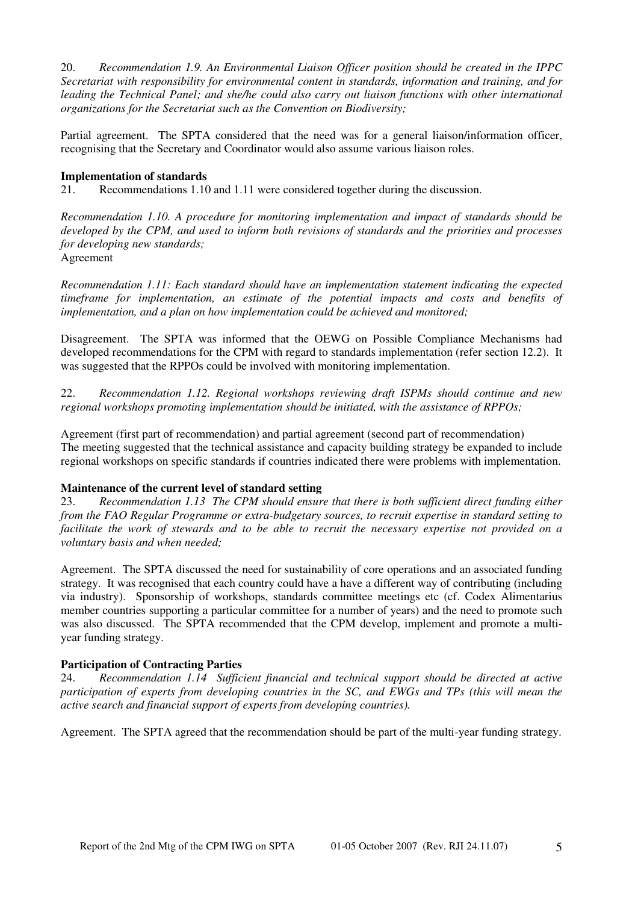20. *Recommendation 1.9. An Environmental Liaison Officer position should be created in the IPPC Secretariat with responsibility for environmental content in standards, information and training, and for leading the Technical Panel; and she/he could also carry out liaison functions with other international organizations for the Secretariat such as the Convention on Biodiversity;*

Partial agreement. The SPTA considered that the need was for a general liaison/information officer, recognising that the Secretary and Coordinator would also assume various liaison roles.

**Implementation of standards**

21. Recommendations 1.10 and 1.11 were considered together during the discussion.

*Recommendation 1.10. A procedure for monitoring implementation and impact of standards should be developed by the CPM, and used to inform both revisions of standards and the priorities and processes for developing new standards;*

Agreement

*Recommendation 1.11: Each standard should have an implementation statement indicating the expected timeframe for implementation, an estimate of the potential impacts and costs and benefits of implementation, and a plan on how implementation could be achieved and monitored;*

Disagreement. The SPTA was informed that the OEWG on Possible Compliance Mechanisms had developed recommendations for the CPM with regard to standards implementation (refer section 12.2). It was suggested that the RPPOs could be involved with monitoring implementation.

22. *Recommendation 1.12. Regional workshops reviewing draft ISPMs should continue and new regional workshops promoting implementation should be initiated, with the assistance of RPPOs;*

Agreement (first part of recommendation) and partial agreement (second part of recommendation)
The meeting suggested that the technical assistance and capacity building strategy be expanded to include regional workshops on specific standards if countries indicated there were problems with implementation.

**Maintenance of the current level of standard setting**

23. *Recommendation 1.13 The CPM should ensure that there is both sufficient direct funding either from the FAO Regular Programme or extra-budgetary sources, to recruit expertise in standard setting to facilitate the work of stewards and to be able to recruit the necessary expertise not provided on a voluntary basis and when needed;*

Agreement. The SPTA discussed the need for sustainability of core operations and an associated funding strategy. It was recognised that each country could have a have a different way of contributing (including via industry). Sponsorship of workshops, standards committee meetings etc (cf. Codex Alimentarius member countries supporting a particular committee for a number of years) and the need to promote such was also discussed. The SPTA recommended that the CPM develop, implement and promote a multi-year funding strategy.

**Participation of Contracting Parties**

24. *Recommendation 1.14 Sufficient financial and technical support should be directed at active participation of experts from developing countries in the SC, and EWGs and TPs (this will mean the active search and financial support of experts from developing countries).*

Agreement. The SPTA agreed that the recommendation should be part of the multi-year funding strategy.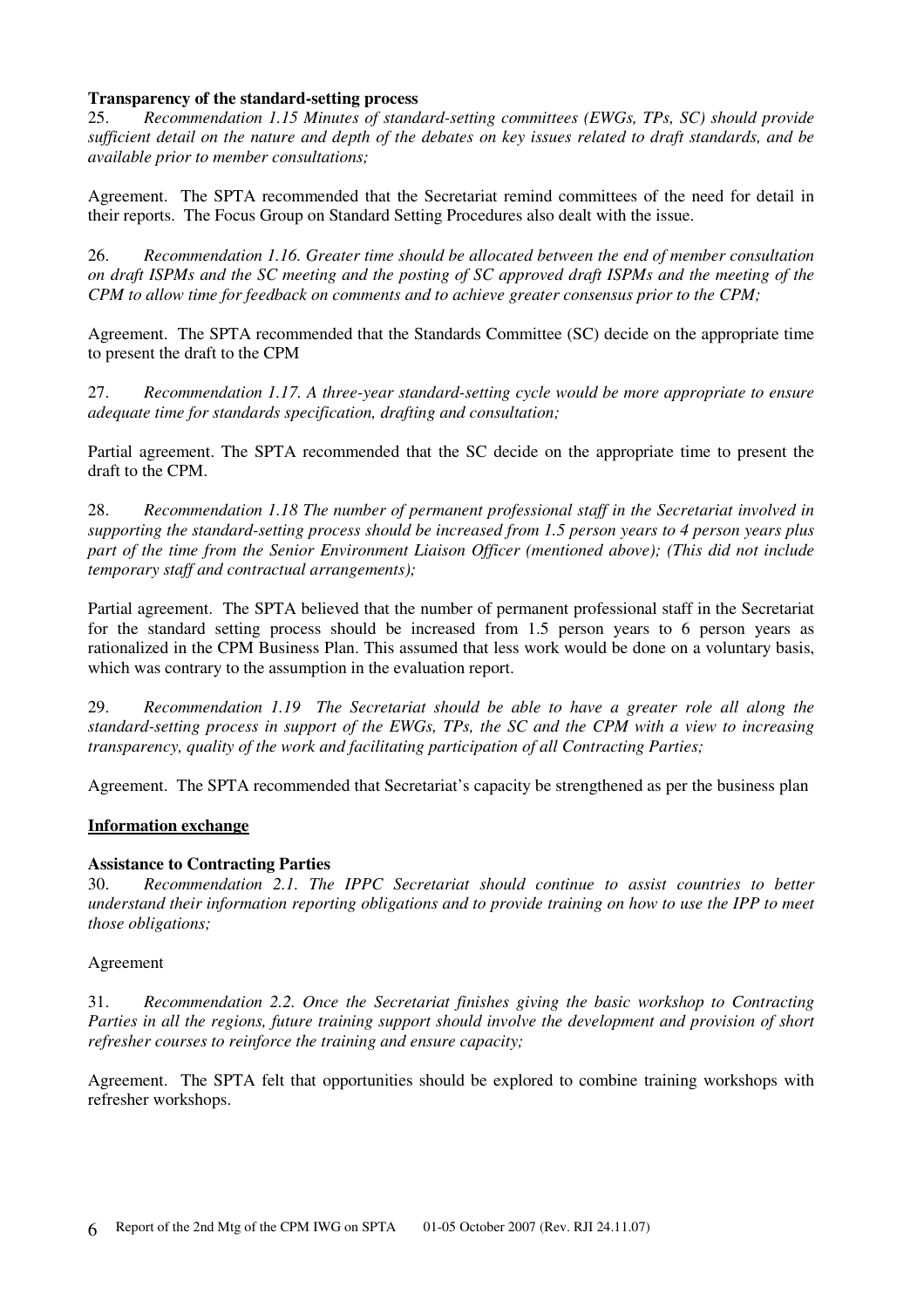**Transparency of the standard-setting process**

25. *Recommendation 1.15 Minutes of standard-setting committees (EWGs, TPs, SC) should provide sufficient detail on the nature and depth of the debates on key issues related to draft standards, and be available prior to member consultations;*

Agreement. The SPTA recommended that the Secretariat remind committees of the need for detail in their reports. The Focus Group on Standard Setting Procedures also dealt with the issue.

26. *Recommendation 1.16. Greater time should be allocated between the end of member consultation on draft ISPMs and the SC meeting and the posting of SC approved draft ISPMs and the meeting of the CPM to allow time for feedback on comments and to achieve greater consensus prior to the CPM;*

Agreement. The SPTA recommended that the Standards Committee (SC) decide on the appropriate time to present the draft to the CPM

27. *Recommendation 1.17. A three-year standard-setting cycle would be more appropriate to ensure adequate time for standards specification, drafting and consultation;*

Partial agreement. The SPTA recommended that the SC decide on the appropriate time to present the draft to the CPM.

28. *Recommendation 1.18 The number of permanent professional staff in the Secretariat involved in supporting the standard-setting process should be increased from 1.5 person years to 4 person years plus part of the time from the Senior Environment Liaison Officer (mentioned above); (This did not include temporary staff and contractual arrangements);*

Partial agreement. The SPTA believed that the number of permanent professional staff in the Secretariat for the standard setting process should be increased from 1.5 person years to 6 person years as rationalized in the CPM Business Plan. This assumed that less work would be done on a voluntary basis, which was contrary to the assumption in the evaluation report.

29. *Recommendation 1.19 The Secretariat should be able to have a greater role all along the standard-setting process in support of the EWGs, TPs, the SC and the CPM with a view to increasing transparency, quality of the work and facilitating participation of all Contracting Parties;*

Agreement. The SPTA recommended that Secretariat's capacity be strengthened as per the business plan

**Information exchange**

**Assistance to Contracting Parties**

30. *Recommendation 2.1. The IPPC Secretariat should continue to assist countries to better understand their information reporting obligations and to provide training on how to use the IPP to meet those obligations;*

Agreement

31. *Recommendation 2.2. Once the Secretariat finishes giving the basic workshop to Contracting Parties in all the regions, future training support should involve the development and provision of short refresher courses to reinforce the training and ensure capacity;*

Agreement. The SPTA felt that opportunities should be explored to combine training workshops with refresher workshops.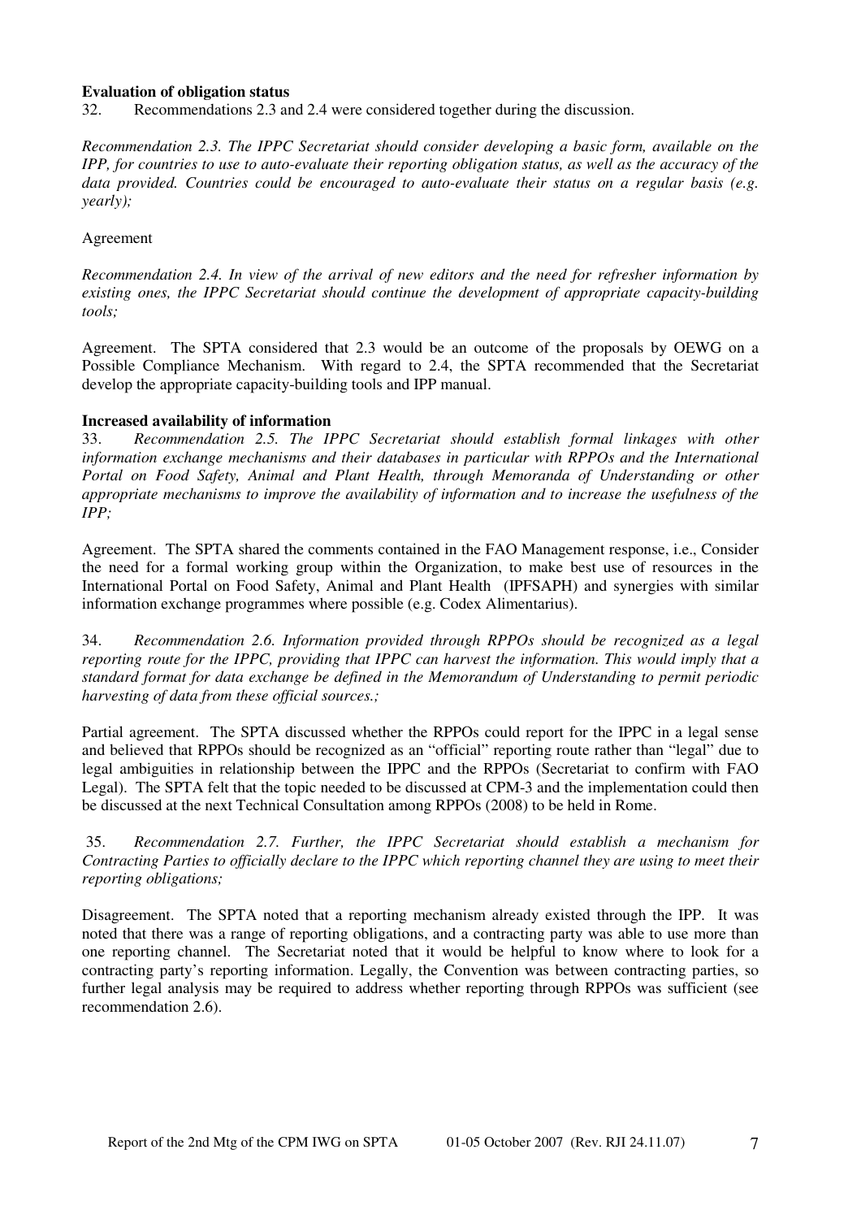**Evaluation of obligation status**

32. Recommendations 2.3 and 2.4 were considered together during the discussion.

*Recommendation 2.3. The IPPC Secretariat should consider developing a basic form, available on the IPP, for countries to use to auto-evaluate their reporting obligation status, as well as the accuracy of the data provided. Countries could be encouraged to auto-evaluate their status on a regular basis (e.g. yearly);*

Agreement

*Recommendation 2.4. In view of the arrival of new editors and the need for refresher information by existing ones, the IPPC Secretariat should continue the development of appropriate capacity-building tools;*

Agreement. The SPTA considered that 2.3 would be an outcome of the proposals by OEWG on a Possible Compliance Mechanism. With regard to 2.4, the SPTA recommended that the Secretariat develop the appropriate capacity-building tools and IPP manual.

**Increased availability of information**

33. *Recommendation 2.5. The IPPC Secretariat should establish formal linkages with other information exchange mechanisms and their databases in particular with RPPOs and the International Portal on Food Safety, Animal and Plant Health, through Memoranda of Understanding or other appropriate mechanisms to improve the availability of information and to increase the usefulness of the IPP;*

Agreement. The SPTA shared the comments contained in the FAO Management response, i.e., Consider the need for a formal working group within the Organization, to make best use of resources in the International Portal on Food Safety, Animal and Plant Health (IPFSAPH) and synergies with similar information exchange programmes where possible (e.g. Codex Alimentarius).

34. *Recommendation 2.6. Information provided through RPPOs should be recognized as a legal reporting route for the IPPC, providing that IPPC can harvest the information. This would imply that a standard format for data exchange be defined in the Memorandum of Understanding to permit periodic harvesting of data from these official sources.;*

Partial agreement. The SPTA discussed whether the RPPOs could report for the IPPC in a legal sense and believed that RPPOs should be recognized as an "official" reporting route rather than "legal" due to legal ambiguities in relationship between the IPPC and the RPPOs (Secretariat to confirm with FAO Legal). The SPTA felt that the topic needed to be discussed at CPM-3 and the implementation could then be discussed at the next Technical Consultation among RPPOs (2008) to be held in Rome.

35. *Recommendation 2.7. Further, the IPPC Secretariat should establish a mechanism for Contracting Parties to officially declare to the IPPC which reporting channel they are using to meet their reporting obligations;*

Disagreement. The SPTA noted that a reporting mechanism already existed through the IPP. It was noted that there was a range of reporting obligations, and a contracting party was able to use more than one reporting channel. The Secretariat noted that it would be helpful to know where to look for a contracting party's reporting information. Legally, the Convention was between contracting parties, so further legal analysis may be required to address whether reporting through RPPOs was sufficient (see recommendation 2.6).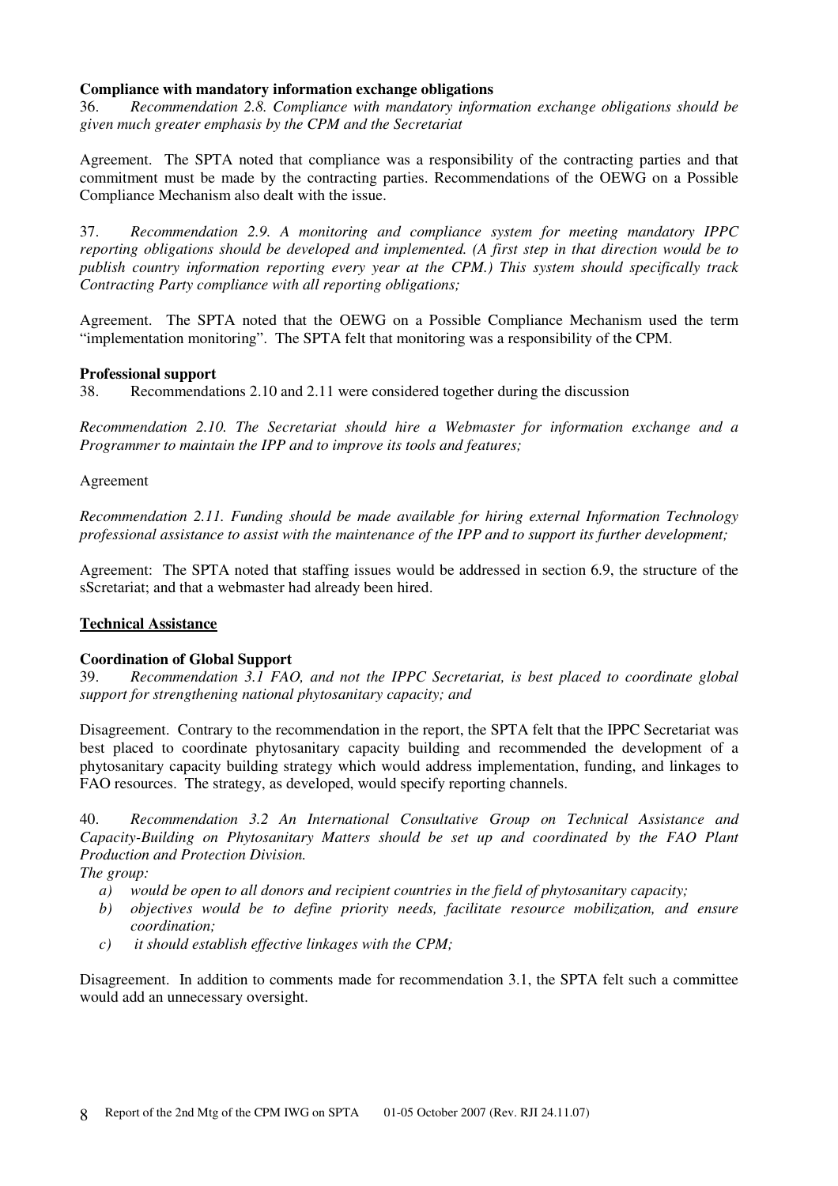**Compliance with mandatory information exchange obligations**

36. *Recommendation 2.8. Compliance with mandatory information exchange obligations should be given much greater emphasis by the CPM and the Secretariat*

Agreement. The SPTA noted that compliance was a responsibility of the contracting parties and that commitment must be made by the contracting parties. Recommendations of the OEWG on a Possible Compliance Mechanism also dealt with the issue.

37. *Recommendation 2.9. A monitoring and compliance system for meeting mandatory IPPC reporting obligations should be developed and implemented. (A first step in that direction would be to publish country information reporting every year at the CPM.) This system should specifically track Contracting Party compliance with all reporting obligations;*

Agreement. The SPTA noted that the OEWG on a Possible Compliance Mechanism used the term "implementation monitoring". The SPTA felt that monitoring was a responsibility of the CPM.

**Professional support**

38. Recommendations 2.10 and 2.11 were considered together during the discussion

*Recommendation 2.10. The Secretariat should hire a Webmaster for information exchange and a Programmer to maintain the IPP and to improve its tools and features;*

Agreement

*Recommendation 2.11. Funding should be made available for hiring external Information Technology professional assistance to assist with the maintenance of the IPP and to support its further development;*

Agreement: The SPTA noted that staffing issues would be addressed in section 6.9, the structure of the sScretariat; and that a webmaster had already been hired.

**Technical Assistance**

**Coordination of Global Support**

39. *Recommendation 3.1 FAO, and not the IPPC Secretariat, is best placed to coordinate global support for strengthening national phytosanitary capacity; and*

Disagreement. Contrary to the recommendation in the report, the SPTA felt that the IPPC Secretariat was best placed to coordinate phytosanitary capacity building and recommended the development of a phytosanitary capacity building strategy which would address implementation, funding, and linkages to FAO resources. The strategy, as developed, would specify reporting channels.

40. *Recommendation 3.2 An International Consultative Group on Technical Assistance and Capacity-Building on Phytosanitary Matters should be set up and coordinated by the FAO Plant Production and Protection Division.*

*The group:*

- *a) would be open to all donors and recipient countries in the field of phytosanitary capacity;*
- *b) objectives would be to define priority needs, facilitate resource mobilization, and ensure coordination;*
- *c) it should establish effective linkages with the CPM;*

Disagreement. In addition to comments made for recommendation 3.1, the SPTA felt such a committee would add an unnecessary oversight.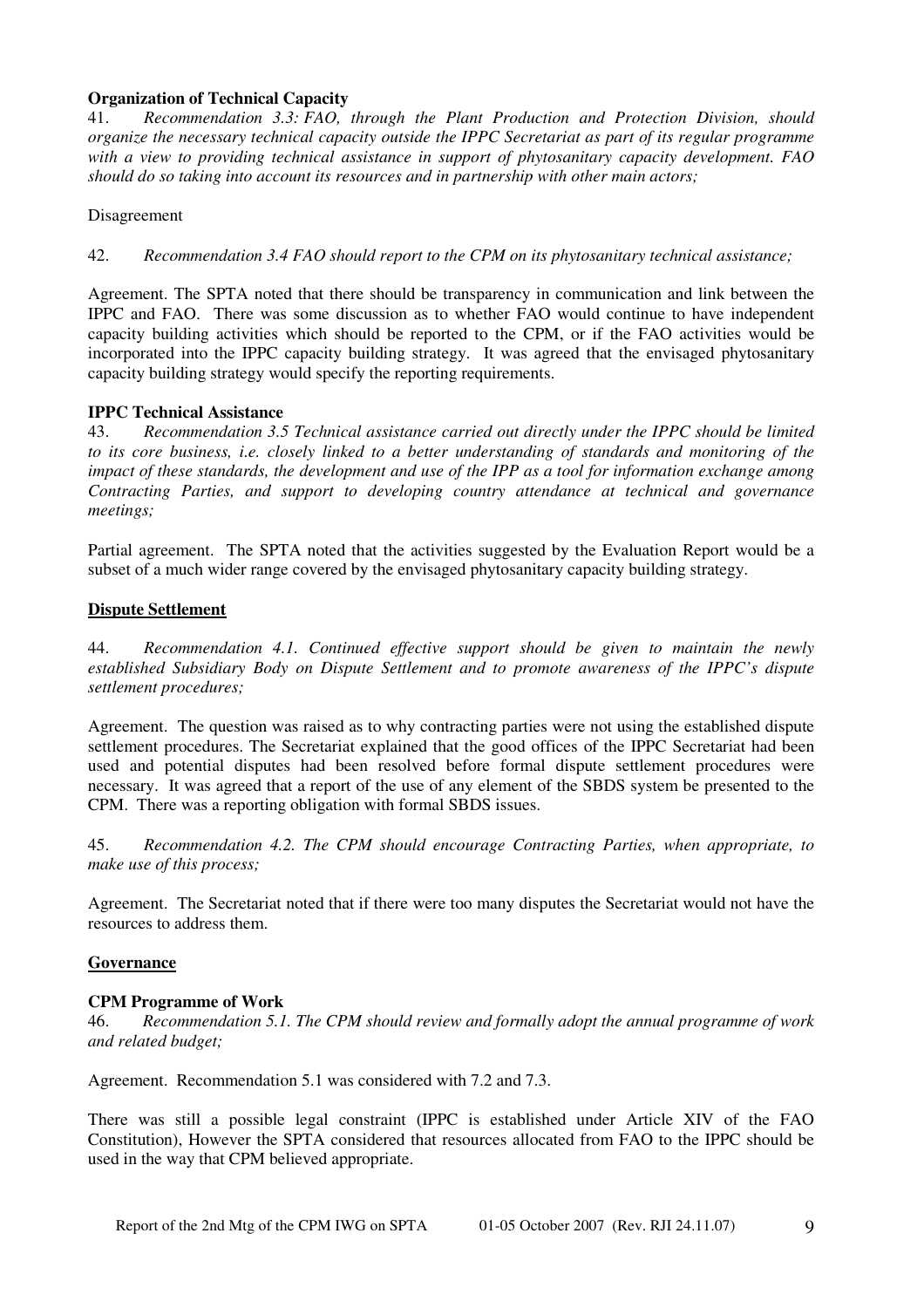**Organization of Technical Capacity**

41. *Recommendation 3.3: FAO, through the Plant Production and Protection Division, should organize the necessary technical capacity outside the IPPC Secretariat as part of its regular programme with a view to providing technical assistance in support of phytosanitary capacity development. FAO should do so taking into account its resources and in partnership with other main actors;*

Disagreement

42. *Recommendation 3.4 FAO should report to the CPM on its phytosanitary technical assistance;*

Agreement. The SPTA noted that there should be transparency in communication and link between the IPPC and FAO. There was some discussion as to whether FAO would continue to have independent capacity building activities which should be reported to the CPM, or if the FAO activities would be incorporated into the IPPC capacity building strategy. It was agreed that the envisaged phytosanitary capacity building strategy would specify the reporting requirements.

**IPPC Technical Assistance**

43. *Recommendation 3.5 Technical assistance carried out directly under the IPPC should be limited to its core business, i.e. closely linked to a better understanding of standards and monitoring of the impact of these standards, the development and use of the IPP as a tool for information exchange among Contracting Parties, and support to developing country attendance at technical and governance meetings;*

Partial agreement. The SPTA noted that the activities suggested by the Evaluation Report would be a subset of a much wider range covered by the envisaged phytosanitary capacity building strategy.

## Dispute Settlement

44. *Recommendation 4.1. Continued effective support should be given to maintain the newly established Subsidiary Body on Dispute Settlement and to promote awareness of the IPPC's dispute settlement procedures;*

Agreement. The question was raised as to why contracting parties were not using the established dispute settlement procedures. The Secretariat explained that the good offices of the IPPC Secretariat had been used and potential disputes had been resolved before formal dispute settlement procedures were necessary. It was agreed that a report of the use of any element of the SBDS system be presented to the CPM. There was a reporting obligation with formal SBDS issues.

45. *Recommendation 4.2. The CPM should encourage Contracting Parties, when appropriate, to make use of this process;*

Agreement. The Secretariat noted that if there were too many disputes the Secretariat would not have the resources to address them.

## Governance

**CPM Programme of Work**

46. *Recommendation 5.1. The CPM should review and formally adopt the annual programme of work and related budget;*

Agreement. Recommendation 5.1 was considered with 7.2 and 7.3.

There was still a possible legal constraint (IPPC is established under Article XIV of the FAO Constitution), However the SPTA considered that resources allocated from FAO to the IPPC should be used in the way that CPM believed appropriate.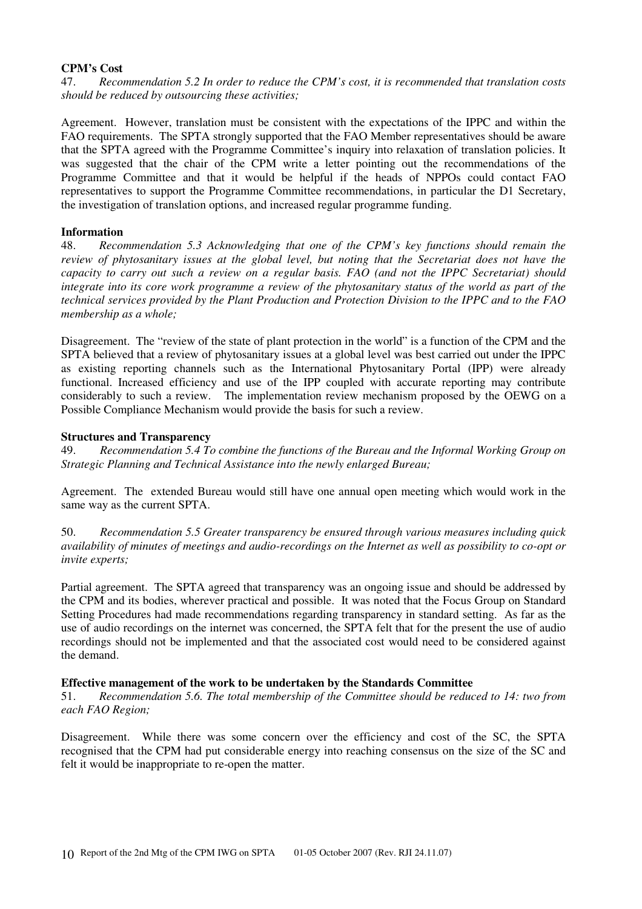**CPM's Cost**

47. *Recommendation 5.2 In order to reduce the CPM's cost, it is recommended that translation costs should be reduced by outsourcing these activities;*

Agreement. However, translation must be consistent with the expectations of the IPPC and within the FAO requirements. The SPTA strongly supported that the FAO Member representatives should be aware that the SPTA agreed with the Programme Committee's inquiry into relaxation of translation policies. It was suggested that the chair of the CPM write a letter pointing out the recommendations of the Programme Committee and that it would be helpful if the heads of NPPOs could contact FAO representatives to support the Programme Committee recommendations, in particular the D1 Secretary, the investigation of translation options, and increased regular programme funding.

**Information**

48. *Recommendation 5.3 Acknowledging that one of the CPM's key functions should remain the review of phytosanitary issues at the global level, but noting that the Secretariat does not have the capacity to carry out such a review on a regular basis. FAO (and not the IPPC Secretariat) should integrate into its core work programme a review of the phytosanitary status of the world as part of the technical services provided by the Plant Production and Protection Division to the IPPC and to the FAO membership as a whole;*

Disagreement. The "review of the state of plant protection in the world" is a function of the CPM and the SPTA believed that a review of phytosanitary issues at a global level was best carried out under the IPPC as existing reporting channels such as the International Phytosanitary Portal (IPP) were already functional. Increased efficiency and use of the IPP coupled with accurate reporting may contribute considerably to such a review. The implementation review mechanism proposed by the OEWG on a Possible Compliance Mechanism would provide the basis for such a review.

**Structures and Transparency**

49. *Recommendation 5.4 To combine the functions of the Bureau and the Informal Working Group on Strategic Planning and Technical Assistance into the newly enlarged Bureau;*

Agreement. The extended Bureau would still have one annual open meeting which would work in the same way as the current SPTA.

50. *Recommendation 5.5 Greater transparency be ensured through various measures including quick availability of minutes of meetings and audio-recordings on the Internet as well as possibility to co-opt or invite experts;*

Partial agreement. The SPTA agreed that transparency was an ongoing issue and should be addressed by the CPM and its bodies, wherever practical and possible. It was noted that the Focus Group on Standard Setting Procedures had made recommendations regarding transparency in standard setting. As far as the use of audio recordings on the internet was concerned, the SPTA felt that for the present the use of audio recordings should not be implemented and that the associated cost would need to be considered against the demand.

**Effective management of the work to be undertaken by the Standards Committee**

51. *Recommendation 5.6. The total membership of the Committee should be reduced to 14: two from each FAO Region;*

Disagreement. While there was some concern over the efficiency and cost of the SC, the SPTA recognised that the CPM had put considerable energy into reaching consensus on the size of the SC and felt it would be inappropriate to re-open the matter.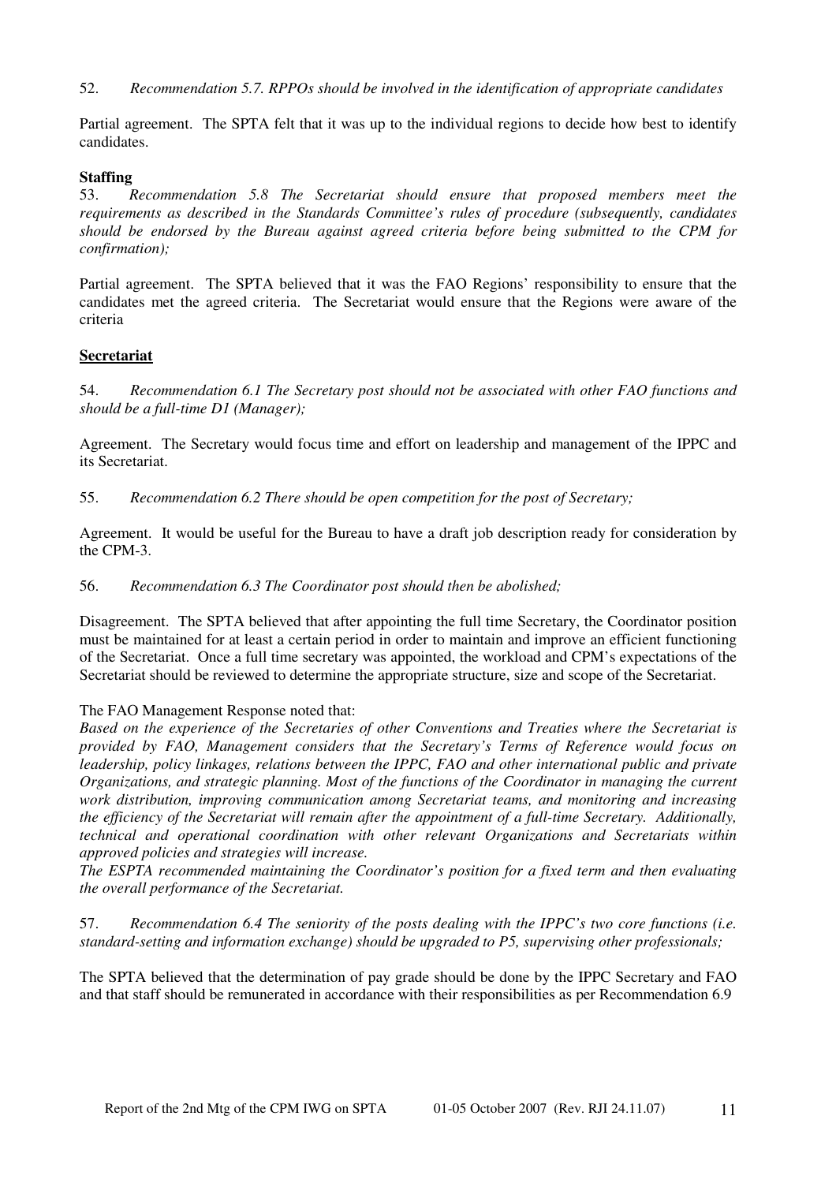52. *Recommendation 5.7. RPPOs should be involved in the identification of appropriate candidates*

Partial agreement. The SPTA felt that it was up to the individual regions to decide how best to identify candidates.

**Staffing**

53. *Recommendation 5.8 The Secretariat should ensure that proposed members meet the requirements as described in the Standards Committee's rules of procedure (subsequently, candidates should be endorsed by the Bureau against agreed criteria before being submitted to the CPM for confirmation);*

Partial agreement. The SPTA believed that it was the FAO Regions' responsibility to ensure that the candidates met the agreed criteria. The Secretariat would ensure that the Regions were aware of the criteria

**Secretariat**

54. *Recommendation 6.1 The Secretary post should not be associated with other FAO functions and should be a full-time D1 (Manager);*

Agreement. The Secretary would focus time and effort on leadership and management of the IPPC and its Secretariat.

55. *Recommendation 6.2 There should be open competition for the post of Secretary;*

Agreement. It would be useful for the Bureau to have a draft job description ready for consideration by the CPM-3.

56. *Recommendation 6.3 The Coordinator post should then be abolished;*

Disagreement. The SPTA believed that after appointing the full time Secretary, the Coordinator position must be maintained for at least a certain period in order to maintain and improve an efficient functioning of the Secretariat. Once a full time secretary was appointed, the workload and CPM's expectations of the Secretariat should be reviewed to determine the appropriate structure, size and scope of the Secretariat.

The FAO Management Response noted that:

*Based on the experience of the Secretaries of other Conventions and Treaties where the Secretariat is provided by FAO, Management considers that the Secretary's Terms of Reference would focus on leadership, policy linkages, relations between the IPPC, FAO and other international public and private Organizations, and strategic planning. Most of the functions of the Coordinator in managing the current work distribution, improving communication among Secretariat teams, and monitoring and increasing the efficiency of the Secretariat will remain after the appointment of a full-time Secretary. Additionally, technical and operational coordination with other relevant Organizations and Secretariats within approved policies and strategies will increase.*

*The ESPTA recommended maintaining the Coordinator's position for a fixed term and then evaluating the overall performance of the Secretariat.*

57. *Recommendation 6.4 The seniority of the posts dealing with the IPPC's two core functions (i.e. standard-setting and information exchange) should be upgraded to P5, supervising other professionals;*

The SPTA believed that the determination of pay grade should be done by the IPPC Secretary and FAO and that staff should be remunerated in accordance with their responsibilities as per Recommendation 6.9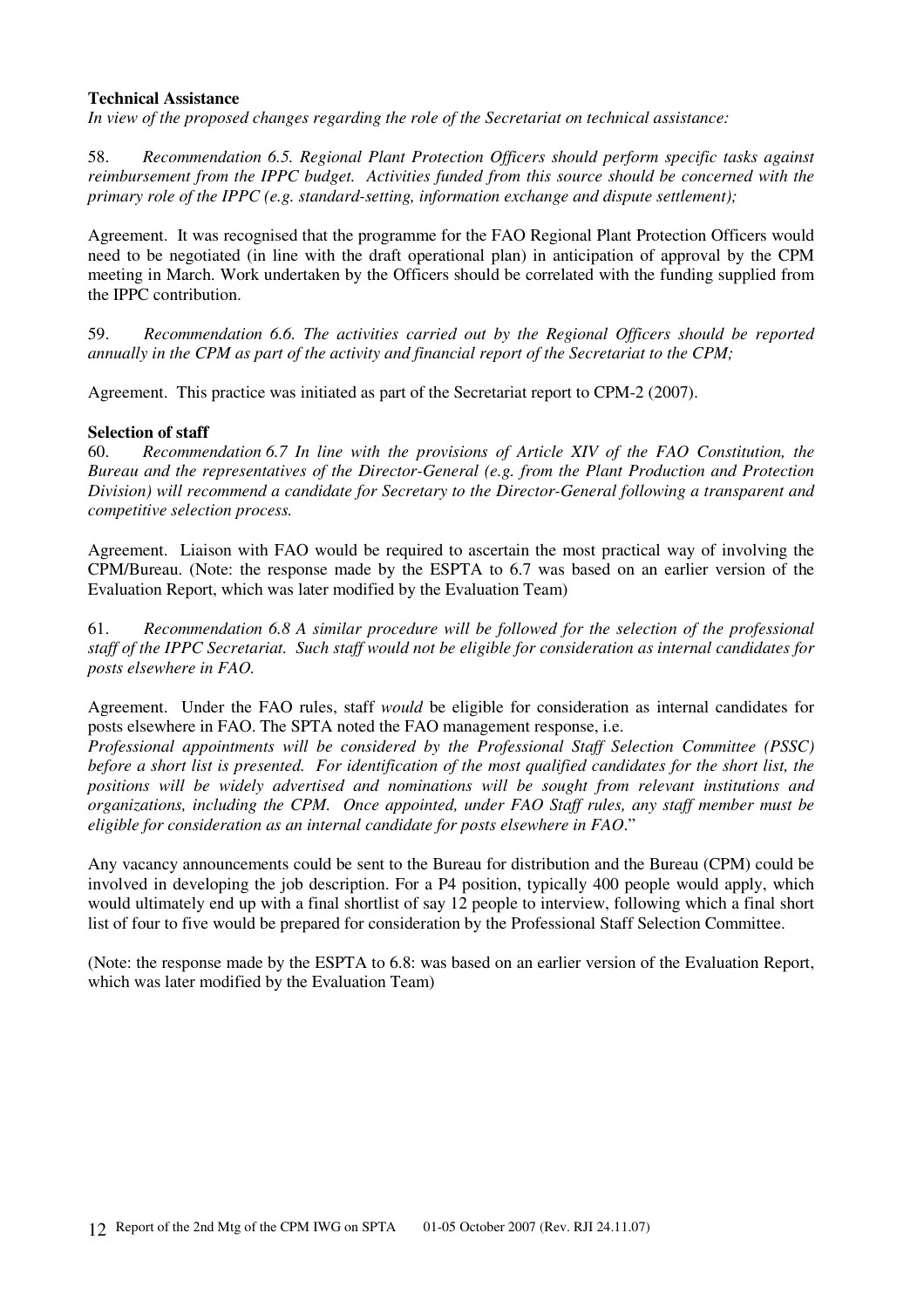**Technical Assistance**

*In view of the proposed changes regarding the role of the Secretariat on technical assistance:*

58. *Recommendation 6.5. Regional Plant Protection Officers should perform specific tasks against reimbursement from the IPPC budget. Activities funded from this source should be concerned with the primary role of the IPPC (e.g. standard-setting, information exchange and dispute settlement);*

Agreement. It was recognised that the programme for the FAO Regional Plant Protection Officers would need to be negotiated (in line with the draft operational plan) in anticipation of approval by the CPM meeting in March. Work undertaken by the Officers should be correlated with the funding supplied from the IPPC contribution.

59. *Recommendation 6.6. The activities carried out by the Regional Officers should be reported annually in the CPM as part of the activity and financial report of the Secretariat to the CPM;*

Agreement. This practice was initiated as part of the Secretariat report to CPM-2 (2007).

**Selection of staff**

60. *Recommendation 6.7 In line with the provisions of Article XIV of the FAO Constitution, the Bureau and the representatives of the Director-General (e.g. from the Plant Production and Protection Division) will recommend a candidate for Secretary to the Director-General following a transparent and competitive selection process.*

Agreement. Liaison with FAO would be required to ascertain the most practical way of involving the CPM/Bureau. (Note: the response made by the ESPTA to 6.7 was based on an earlier version of the Evaluation Report, which was later modified by the Evaluation Team)

61. *Recommendation 6.8 A similar procedure will be followed for the selection of the professional staff of the IPPC Secretariat. Such staff would not be eligible for consideration as internal candidates for posts elsewhere in FAO.*

Agreement. Under the FAO rules, staff *would* be eligible for consideration as internal candidates for posts elsewhere in FAO. The SPTA noted the FAO management response, i.e.
*Professional appointments will be considered by the Professional Staff Selection Committee (PSSC) before a short list is presented. For identification of the most qualified candidates for the short list, the positions will be widely advertised and nominations will be sought from relevant institutions and organizations, including the CPM. Once appointed, under FAO Staff rules, any staff member must be eligible for consideration as an internal candidate for posts elsewhere in FAO.*"

Any vacancy announcements could be sent to the Bureau for distribution and the Bureau (CPM) could be involved in developing the job description. For a P4 position, typically 400 people would apply, which would ultimately end up with a final shortlist of say 12 people to interview, following which a final short list of four to five would be prepared for consideration by the Professional Staff Selection Committee.

(Note: the response made by the ESPTA to 6.8: was based on an earlier version of the Evaluation Report, which was later modified by the Evaluation Team)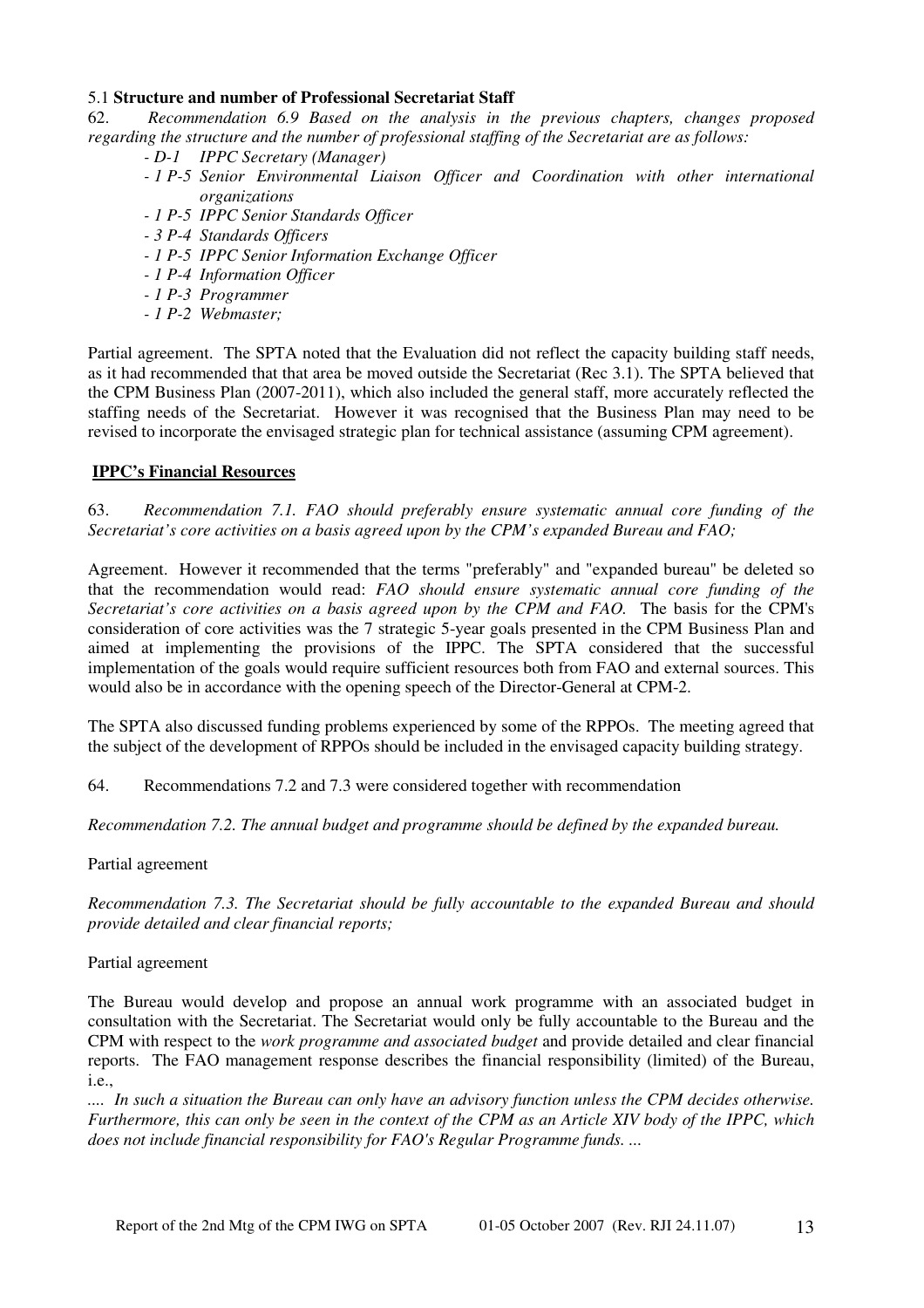### 5.1 **Structure and number of Professional Secretariat Staff**

62. *Recommendation 6.9 Based on the analysis in the previous chapters, changes proposed regarding the structure and the number of professional staffing of the Secretariat are as follows:*

- *D-1 IPPC Secretary (Manager)*
- *1 P-5 Senior Environmental Liaison Officer and Coordination with other international organizations*
- *1 P-5 IPPC Senior Standards Officer*
- *3 P-4 Standards Officers*
- *1 P-5 IPPC Senior Information Exchange Officer*
- *1 P-4 Information Officer*
- *1 P-3 Programmer*
- *1 P-2 Webmaster;*

Partial agreement. The SPTA noted that the Evaluation did not reflect the capacity building staff needs, as it had recommended that that area be moved outside the Secretariat (Rec 3.1). The SPTA believed that the CPM Business Plan (2007-2011), which also included the general staff, more accurately reflected the staffing needs of the Secretariat. However it was recognised that the Business Plan may need to be revised to incorporate the envisaged strategic plan for technical assistance (assuming CPM agreement).

## **IPPC's Financial Resources**

63. *Recommendation 7.1. FAO should preferably ensure systematic annual core funding of the Secretariat's core activities on a basis agreed upon by the CPM's expanded Bureau and FAO;*

Agreement. However it recommended that the terms "preferably" and "expanded bureau" be deleted so that the recommendation would read: *FAO should ensure systematic annual core funding of the Secretariat's core activities on a basis agreed upon by the CPM and FAO.* The basis for the CPM's consideration of core activities was the 7 strategic 5-year goals presented in the CPM Business Plan and aimed at implementing the provisions of the IPPC. The SPTA considered that the successful implementation of the goals would require sufficient resources both from FAO and external sources. This would also be in accordance with the opening speech of the Director-General at CPM-2.

The SPTA also discussed funding problems experienced by some of the RPPOs. The meeting agreed that the subject of the development of RPPOs should be included in the envisaged capacity building strategy.

64. Recommendations 7.2 and 7.3 were considered together with recommendation

*Recommendation 7.2. The annual budget and programme should be defined by the expanded bureau.*

Partial agreement

*Recommendation 7.3. The Secretariat should be fully accountable to the expanded Bureau and should provide detailed and clear financial reports;*

Partial agreement

The Bureau would develop and propose an annual work programme with an associated budget in consultation with the Secretariat. The Secretariat would only be fully accountable to the Bureau and the CPM with respect to the *work programme and associated budget* and provide detailed and clear financial reports. The FAO management response describes the financial responsibility (limited) of the Bureau, i.e.,

*.... In such a situation the Bureau can only have an advisory function unless the CPM decides otherwise. Furthermore, this can only be seen in the context of the CPM as an Article XIV body of the IPPC, which does not include financial responsibility for FAO's Regular Programme funds. ...*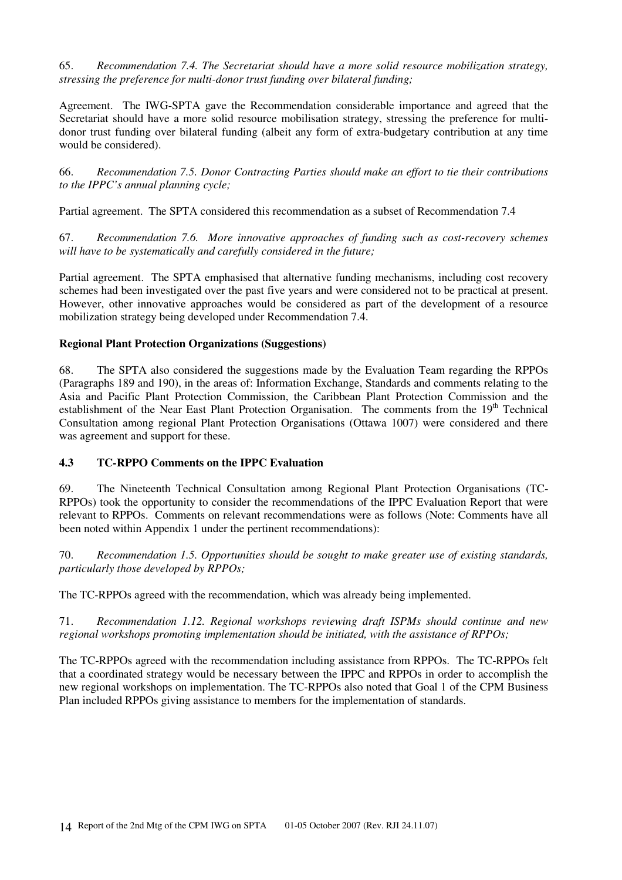65. *Recommendation 7.4. The Secretariat should have a more solid resource mobilization strategy, stressing the preference for multi-donor trust funding over bilateral funding;*

Agreement. The IWG-SPTA gave the Recommendation considerable importance and agreed that the Secretariat should have a more solid resource mobilisation strategy, stressing the preference for multi-donor trust funding over bilateral funding (albeit any form of extra-budgetary contribution at any time would be considered).

66. *Recommendation 7.5. Donor Contracting Parties should make an effort to tie their contributions to the IPPC's annual planning cycle;*

Partial agreement. The SPTA considered this recommendation as a subset of Recommendation 7.4

67. *Recommendation 7.6. More innovative approaches of funding such as cost-recovery schemes will have to be systematically and carefully considered in the future;*

Partial agreement. The SPTA emphasised that alternative funding mechanisms, including cost recovery schemes had been investigated over the past five years and were considered not to be practical at present. However, other innovative approaches would be considered as part of the development of a resource mobilization strategy being developed under Recommendation 7.4.

**Regional Plant Protection Organizations (Suggestions)**

68. The SPTA also considered the suggestions made by the Evaluation Team regarding the RPPOs (Paragraphs 189 and 190), in the areas of: Information Exchange, Standards and comments relating to the Asia and Pacific Plant Protection Commission, the Caribbean Plant Protection Commission and the establishment of the Near East Plant Protection Organisation. The comments from the 19th Technical Consultation among regional Plant Protection Organisations (Ottawa 1007) were considered and there was agreement and support for these.

### 4.3 TC-RPPO Comments on the IPPC Evaluation

69. The Nineteenth Technical Consultation among Regional Plant Protection Organisations (TC-RPPOs) took the opportunity to consider the recommendations of the IPPC Evaluation Report that were relevant to RPPOs. Comments on relevant recommendations were as follows (Note: Comments have all been noted within Appendix 1 under the pertinent recommendations):

70. *Recommendation 1.5. Opportunities should be sought to make greater use of existing standards, particularly those developed by RPPOs;*

The TC-RPPOs agreed with the recommendation, which was already being implemented.

71. *Recommendation 1.12. Regional workshops reviewing draft ISPMs should continue and new regional workshops promoting implementation should be initiated, with the assistance of RPPOs;*

The TC-RPPOs agreed with the recommendation including assistance from RPPOs. The TC-RPPOs felt that a coordinated strategy would be necessary between the IPPC and RPPOs in order to accomplish the new regional workshops on implementation. The TC-RPPOs also noted that Goal 1 of the CPM Business Plan included RPPOs giving assistance to members for the implementation of standards.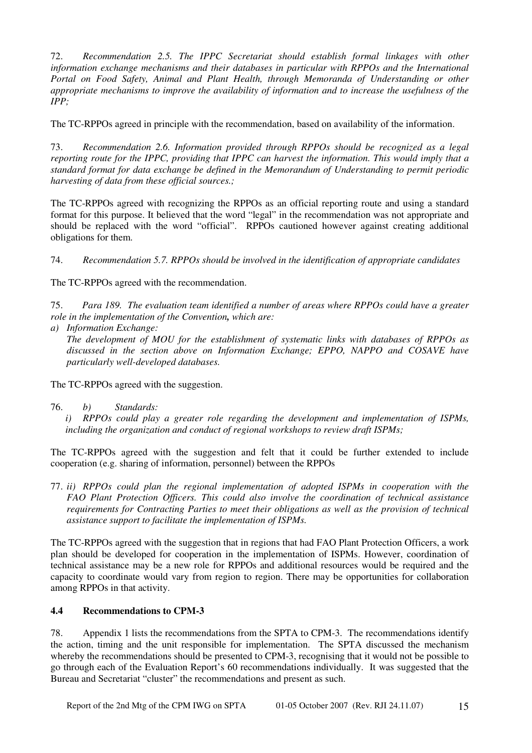72. *Recommendation 2.5. The IPPC Secretariat should establish formal linkages with other information exchange mechanisms and their databases in particular with RPPOs and the International Portal on Food Safety, Animal and Plant Health, through Memoranda of Understanding or other appropriate mechanisms to improve the availability of information and to increase the usefulness of the IPP;*

The TC-RPPOs agreed in principle with the recommendation, based on availability of the information.

73. *Recommendation 2.6. Information provided through RPPOs should be recognized as a legal reporting route for the IPPC, providing that IPPC can harvest the information. This would imply that a standard format for data exchange be defined in the Memorandum of Understanding to permit periodic harvesting of data from these official sources.;*

The TC-RPPOs agreed with recognizing the RPPOs as an official reporting route and using a standard format for this purpose. It believed that the word "legal" in the recommendation was not appropriate and should be replaced with the word "official". RPPOs cautioned however against creating additional obligations for them.

74. *Recommendation 5.7. RPPOs should be involved in the identification of appropriate candidates*

The TC-RPPOs agreed with the recommendation.

75. *Para 189. The evaluation team identified a number of areas where RPPOs could have a greater role in the implementation of the Convention***,** *which are:*

*a) Information Exchange:*
*The development of MOU for the establishment of systematic links with databases of RPPOs as discussed in the section above on Information Exchange; EPPO, NAPPO and COSAVE have particularly well-developed databases.*

The TC-RPPOs agreed with the suggestion.

76. *b) Standards:*
*i) RPPOs could play a greater role regarding the development and implementation of ISPMs, including the organization and conduct of regional workshops to review draft ISPMs;*

The TC-RPPOs agreed with the suggestion and felt that it could be further extended to include cooperation (e.g. sharing of information, personnel) between the RPPOs

77. *ii) RPPOs could plan the regional implementation of adopted ISPMs in cooperation with the FAO Plant Protection Officers. This could also involve the coordination of technical assistance requirements for Contracting Parties to meet their obligations as well as the provision of technical assistance support to facilitate the implementation of ISPMs.*

The TC-RPPOs agreed with the suggestion that in regions that had FAO Plant Protection Officers, a work plan should be developed for cooperation in the implementation of ISPMs. However, coordination of technical assistance may be a new role for RPPOs and additional resources would be required and the capacity to coordinate would vary from region to region. There may be opportunities for collaboration among RPPOs in that activity.

### 4.4 Recommendations to CPM-3

78. Appendix 1 lists the recommendations from the SPTA to CPM-3. The recommendations identify the action, timing and the unit responsible for implementation. The SPTA discussed the mechanism whereby the recommendations should be presented to CPM-3, recognising that it would not be possible to go through each of the Evaluation Report's 60 recommendations individually. It was suggested that the Bureau and Secretariat "cluster" the recommendations and present as such.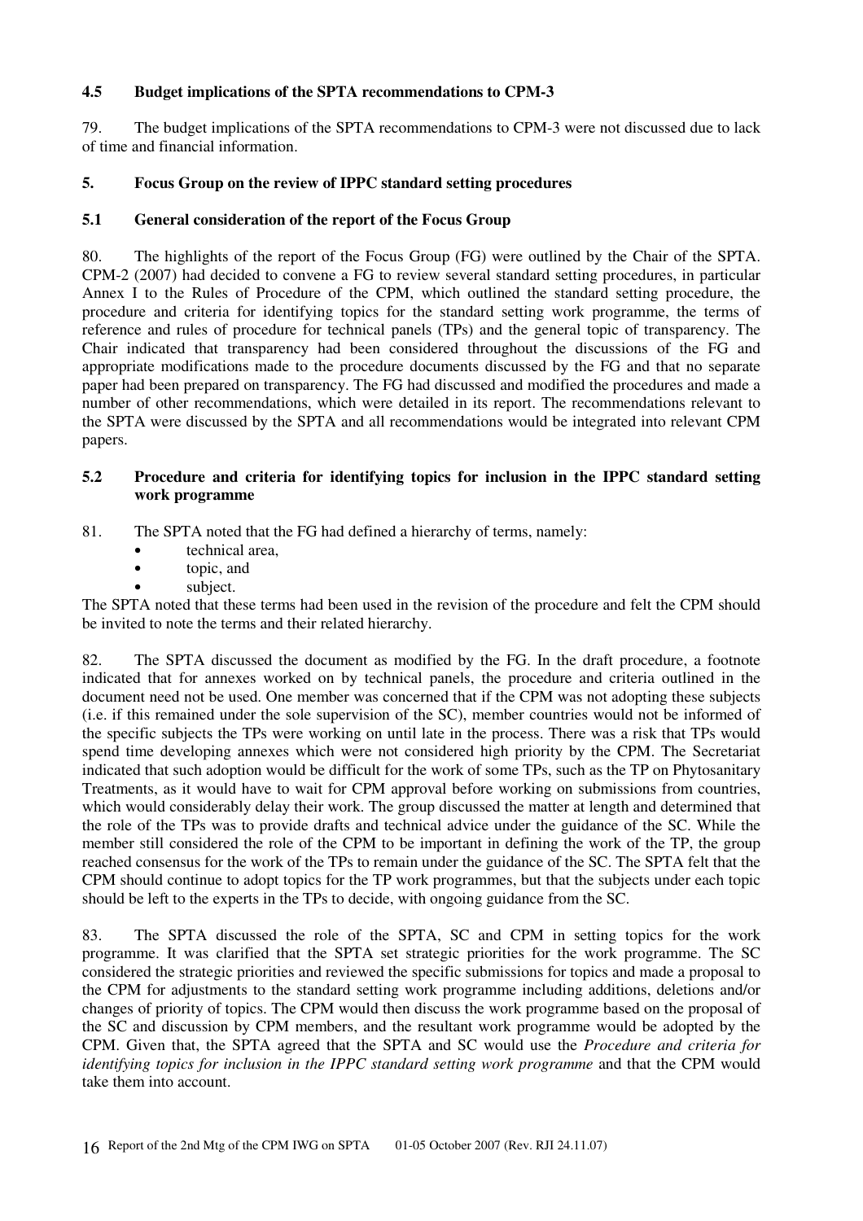### 4.5 Budget implications of the SPTA recommendations to CPM-3

79. The budget implications of the SPTA recommendations to CPM-3 were not discussed due to lack of time and financial information.

## 5. Focus Group on the review of IPPC standard setting procedures

### 5.1 General consideration of the report of the Focus Group

80. The highlights of the report of the Focus Group (FG) were outlined by the Chair of the SPTA. CPM-2 (2007) had decided to convene a FG to review several standard setting procedures, in particular Annex I to the Rules of Procedure of the CPM, which outlined the standard setting procedure, the procedure and criteria for identifying topics for the standard setting work programme, the terms of reference and rules of procedure for technical panels (TPs) and the general topic of transparency. The Chair indicated that transparency had been considered throughout the discussions of the FG and appropriate modifications made to the procedure documents discussed by the FG and that no separate paper had been prepared on transparency. The FG had discussed and modified the procedures and made a number of other recommendations, which were detailed in its report. The recommendations relevant to the SPTA were discussed by the SPTA and all recommendations would be integrated into relevant CPM papers.

### 5.2 Procedure and criteria for identifying topics for inclusion in the IPPC standard setting work programme

81. The SPTA noted that the FG had defined a hierarchy of terms, namely:

- technical area,
- topic, and
- subject.

The SPTA noted that these terms had been used in the revision of the procedure and felt the CPM should be invited to note the terms and their related hierarchy.

82. The SPTA discussed the document as modified by the FG. In the draft procedure, a footnote indicated that for annexes worked on by technical panels, the procedure and criteria outlined in the document need not be used. One member was concerned that if the CPM was not adopting these subjects (i.e. if this remained under the sole supervision of the SC), member countries would not be informed of the specific subjects the TPs were working on until late in the process. There was a risk that TPs would spend time developing annexes which were not considered high priority by the CPM. The Secretariat indicated that such adoption would be difficult for the work of some TPs, such as the TP on Phytosanitary Treatments, as it would have to wait for CPM approval before working on submissions from countries, which would considerably delay their work. The group discussed the matter at length and determined that the role of the TPs was to provide drafts and technical advice under the guidance of the SC. While the member still considered the role of the CPM to be important in defining the work of the TP, the group reached consensus for the work of the TPs to remain under the guidance of the SC. The SPTA felt that the CPM should continue to adopt topics for the TP work programmes, but that the subjects under each topic should be left to the experts in the TPs to decide, with ongoing guidance from the SC.

83. The SPTA discussed the role of the SPTA, SC and CPM in setting topics for the work programme. It was clarified that the SPTA set strategic priorities for the work programme. The SC considered the strategic priorities and reviewed the specific submissions for topics and made a proposal to the CPM for adjustments to the standard setting work programme including additions, deletions and/or changes of priority of topics. The CPM would then discuss the work programme based on the proposal of the SC and discussion by CPM members, and the resultant work programme would be adopted by the CPM. Given that, the SPTA agreed that the SPTA and SC would use the *Procedure and criteria for identifying topics for inclusion in the IPPC standard setting work programme* and that the CPM would take them into account.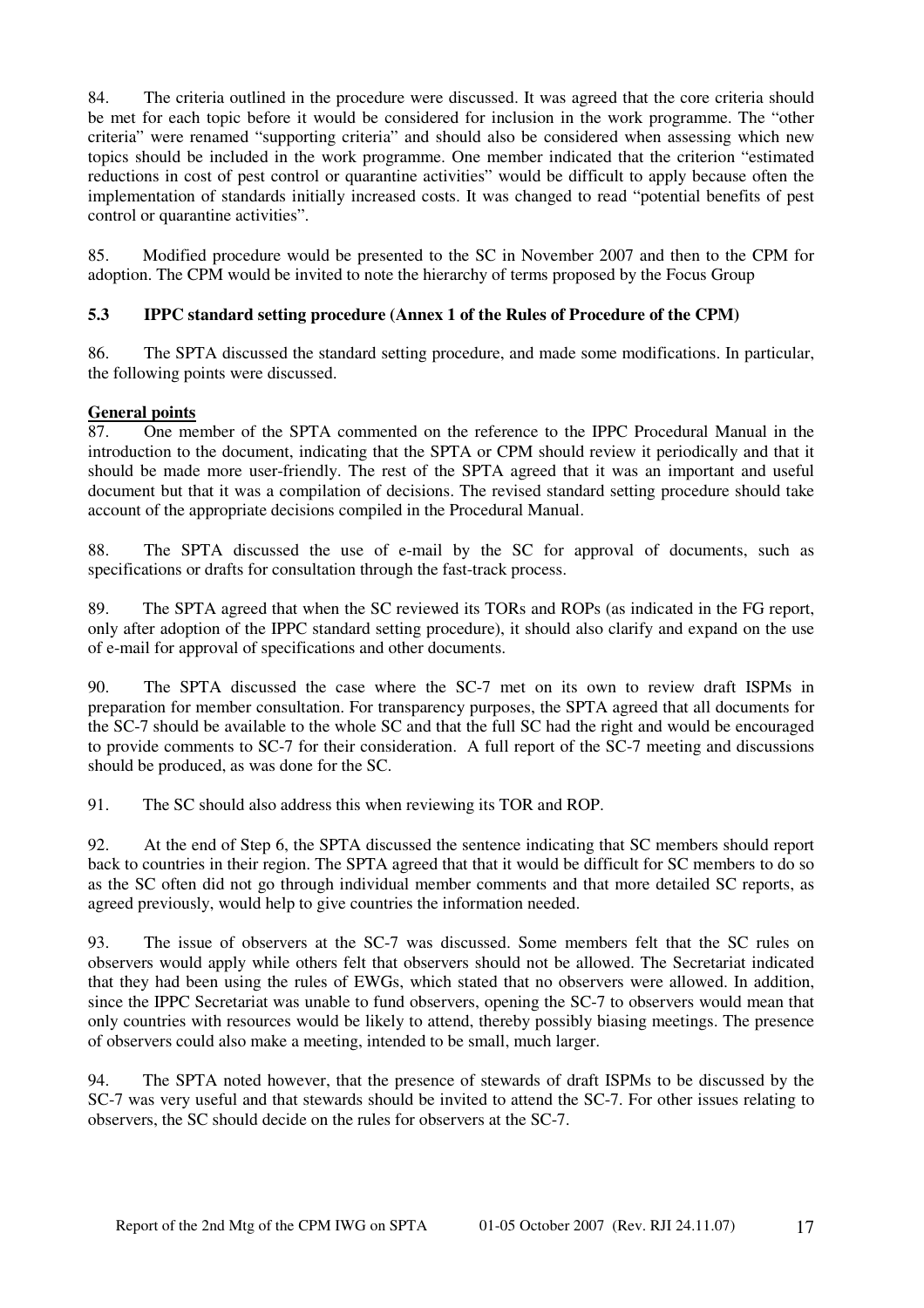84. The criteria outlined in the procedure were discussed. It was agreed that the core criteria should be met for each topic before it would be considered for inclusion in the work programme. The "other criteria" were renamed "supporting criteria" and should also be considered when assessing which new topics should be included in the work programme. One member indicated that the criterion "estimated reductions in cost of pest control or quarantine activities" would be difficult to apply because often the implementation of standards initially increased costs. It was changed to read "potential benefits of pest control or quarantine activities".

85. Modified procedure would be presented to the SC in November 2007 and then to the CPM for adoption. The CPM would be invited to note the hierarchy of terms proposed by the Focus Group

### 5.3 IPPC standard setting procedure (Annex 1 of the Rules of Procedure of the CPM)

86. The SPTA discussed the standard setting procedure, and made some modifications. In particular, the following points were discussed.

**General points**

87. One member of the SPTA commented on the reference to the IPPC Procedural Manual in the introduction to the document, indicating that the SPTA or CPM should review it periodically and that it should be made more user-friendly. The rest of the SPTA agreed that it was an important and useful document but that it was a compilation of decisions. The revised standard setting procedure should take account of the appropriate decisions compiled in the Procedural Manual.

88. The SPTA discussed the use of e-mail by the SC for approval of documents, such as specifications or drafts for consultation through the fast-track process.

89. The SPTA agreed that when the SC reviewed its TORs and ROPs (as indicated in the FG report, only after adoption of the IPPC standard setting procedure), it should also clarify and expand on the use of e-mail for approval of specifications and other documents.

90. The SPTA discussed the case where the SC-7 met on its own to review draft ISPMs in preparation for member consultation. For transparency purposes, the SPTA agreed that all documents for the SC-7 should be available to the whole SC and that the full SC had the right and would be encouraged to provide comments to SC-7 for their consideration. A full report of the SC-7 meeting and discussions should be produced, as was done for the SC.

91. The SC should also address this when reviewing its TOR and ROP.

92. At the end of Step 6, the SPTA discussed the sentence indicating that SC members should report back to countries in their region. The SPTA agreed that that it would be difficult for SC members to do so as the SC often did not go through individual member comments and that more detailed SC reports, as agreed previously, would help to give countries the information needed.

93. The issue of observers at the SC-7 was discussed. Some members felt that the SC rules on observers would apply while others felt that observers should not be allowed. The Secretariat indicated that they had been using the rules of EWGs, which stated that no observers were allowed. In addition, since the IPPC Secretariat was unable to fund observers, opening the SC-7 to observers would mean that only countries with resources would be likely to attend, thereby possibly biasing meetings. The presence of observers could also make a meeting, intended to be small, much larger.

94. The SPTA noted however, that the presence of stewards of draft ISPMs to be discussed by the SC-7 was very useful and that stewards should be invited to attend the SC-7. For other issues relating to observers, the SC should decide on the rules for observers at the SC-7.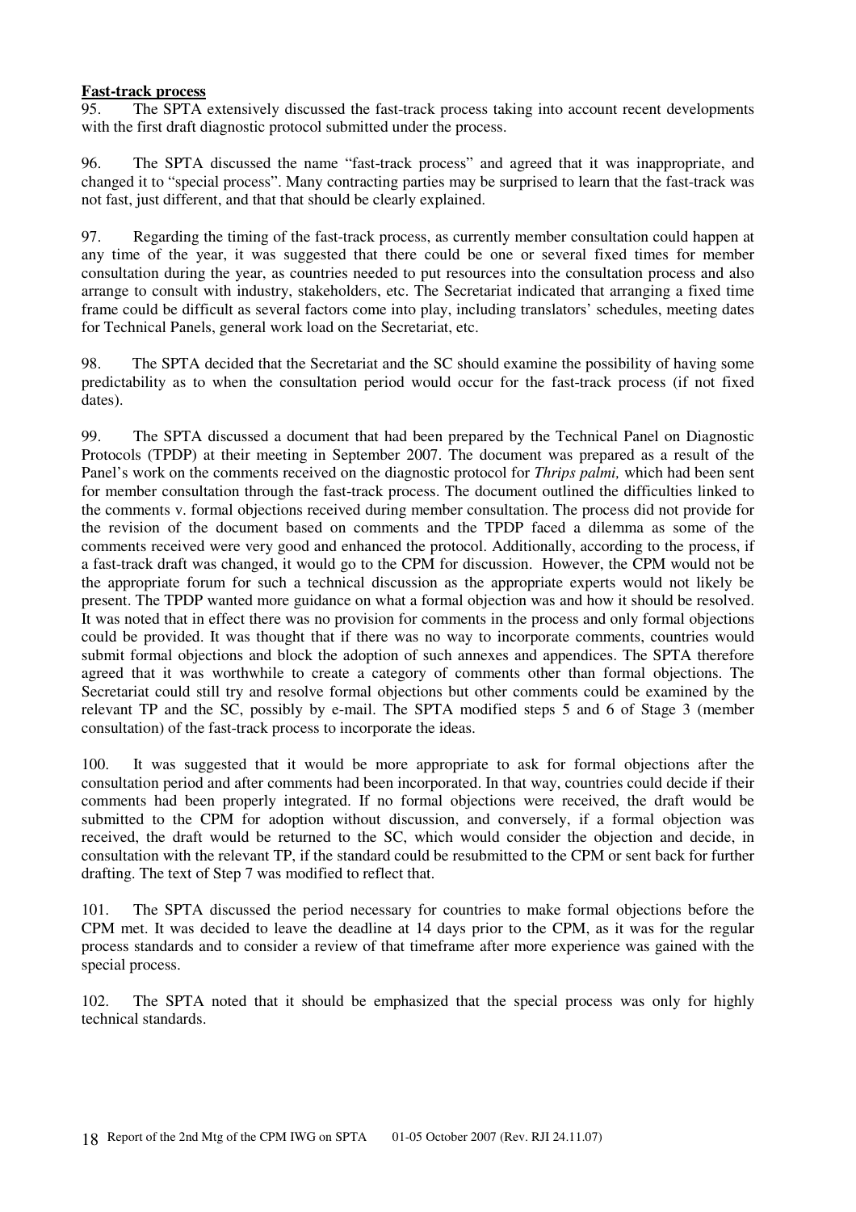**Fast-track process**

95. The SPTA extensively discussed the fast-track process taking into account recent developments with the first draft diagnostic protocol submitted under the process.

96. The SPTA discussed the name "fast-track process" and agreed that it was inappropriate, and changed it to "special process". Many contracting parties may be surprised to learn that the fast-track was not fast, just different, and that that should be clearly explained.

97. Regarding the timing of the fast-track process, as currently member consultation could happen at any time of the year, it was suggested that there could be one or several fixed times for member consultation during the year, as countries needed to put resources into the consultation process and also arrange to consult with industry, stakeholders, etc. The Secretariat indicated that arranging a fixed time frame could be difficult as several factors come into play, including translators' schedules, meeting dates for Technical Panels, general work load on the Secretariat, etc.

98. The SPTA decided that the Secretariat and the SC should examine the possibility of having some predictability as to when the consultation period would occur for the fast-track process (if not fixed dates).

99. The SPTA discussed a document that had been prepared by the Technical Panel on Diagnostic Protocols (TPDP) at their meeting in September 2007. The document was prepared as a result of the Panel's work on the comments received on the diagnostic protocol for *Thrips palmi,* which had been sent for member consultation through the fast-track process. The document outlined the difficulties linked to the comments v. formal objections received during member consultation. The process did not provide for the revision of the document based on comments and the TPDP faced a dilemma as some of the comments received were very good and enhanced the protocol. Additionally, according to the process, if a fast-track draft was changed, it would go to the CPM for discussion. However, the CPM would not be the appropriate forum for such a technical discussion as the appropriate experts would not likely be present. The TPDP wanted more guidance on what a formal objection was and how it should be resolved. It was noted that in effect there was no provision for comments in the process and only formal objections could be provided. It was thought that if there was no way to incorporate comments, countries would submit formal objections and block the adoption of such annexes and appendices. The SPTA therefore agreed that it was worthwhile to create a category of comments other than formal objections. The Secretariat could still try and resolve formal objections but other comments could be examined by the relevant TP and the SC, possibly by e-mail. The SPTA modified steps 5 and 6 of Stage 3 (member consultation) of the fast-track process to incorporate the ideas.

100. It was suggested that it would be more appropriate to ask for formal objections after the consultation period and after comments had been incorporated. In that way, countries could decide if their comments had been properly integrated. If no formal objections were received, the draft would be submitted to the CPM for adoption without discussion, and conversely, if a formal objection was received, the draft would be returned to the SC, which would consider the objection and decide, in consultation with the relevant TP, if the standard could be resubmitted to the CPM or sent back for further drafting. The text of Step 7 was modified to reflect that.

101. The SPTA discussed the period necessary for countries to make formal objections before the CPM met. It was decided to leave the deadline at 14 days prior to the CPM, as it was for the regular process standards and to consider a review of that timeframe after more experience was gained with the special process.

102. The SPTA noted that it should be emphasized that the special process was only for highly technical standards.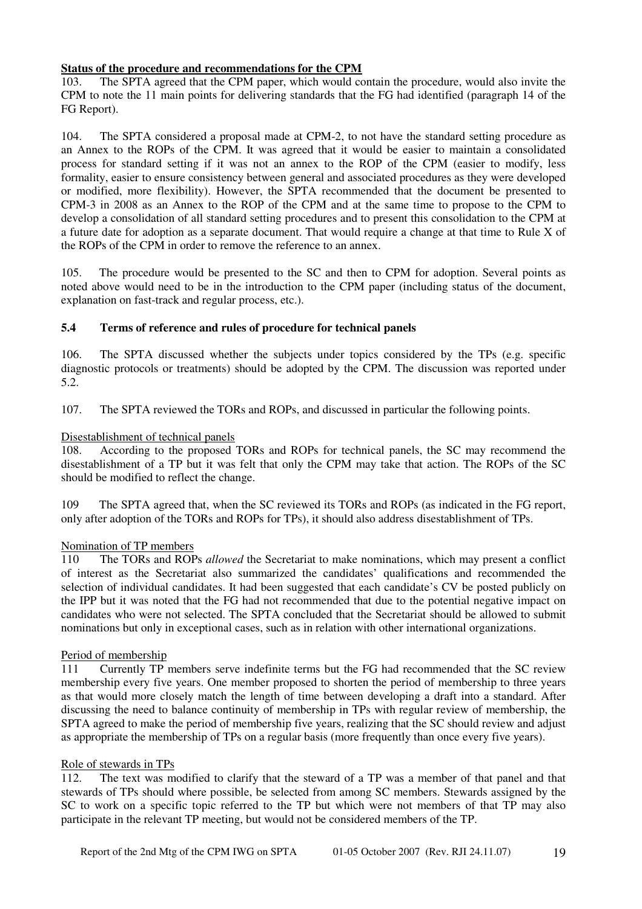<u>Status of the procedure and recommendations for the CPM</u>

103. The SPTA agreed that the CPM paper, which would contain the procedure, would also invite the CPM to note the 11 main points for delivering standards that the FG had identified (paragraph 14 of the FG Report).

104. The SPTA considered a proposal made at CPM-2, to not have the standard setting procedure as an Annex to the ROPs of the CPM. It was agreed that it would be easier to maintain a consolidated process for standard setting if it was not an annex to the ROP of the CPM (easier to modify, less formality, easier to ensure consistency between general and associated procedures as they were developed or modified, more flexibility). However, the SPTA recommended that the document be presented to CPM-3 in 2008 as an Annex to the ROP of the CPM and at the same time to propose to the CPM to develop a consolidation of all standard setting procedures and to present this consolidation to the CPM at a future date for adoption as a separate document. That would require a change at that time to Rule X of the ROPs of the CPM in order to remove the reference to an annex.

105. The procedure would be presented to the SC and then to CPM for adoption. Several points as noted above would need to be in the introduction to the CPM paper (including status of the document, explanation on fast-track and regular process, etc.).

### 5.4 Terms of reference and rules of procedure for technical panels

106. The SPTA discussed whether the subjects under topics considered by the TPs (e.g. specific diagnostic protocols or treatments) should be adopted by the CPM. The discussion was reported under 5.2.

107. The SPTA reviewed the TORs and ROPs, and discussed in particular the following points.

<u>Disestablishment of technical panels</u>

108. According to the proposed TORs and ROPs for technical panels, the SC may recommend the disestablishment of a TP but it was felt that only the CPM may take that action. The ROPs of the SC should be modified to reflect the change.

109 The SPTA agreed that, when the SC reviewed its TORs and ROPs (as indicated in the FG report, only after adoption of the TORs and ROPs for TPs), it should also address disestablishment of TPs.

<u>Nomination of TP members</u>

110 The TORs and ROPs *allowed* the Secretariat to make nominations, which may present a conflict of interest as the Secretariat also summarized the candidates' qualifications and recommended the selection of individual candidates. It had been suggested that each candidate's CV be posted publicly on the IPP but it was noted that the FG had not recommended that due to the potential negative impact on candidates who were not selected. The SPTA concluded that the Secretariat should be allowed to submit nominations but only in exceptional cases, such as in relation with other international organizations.

<u>Period of membership</u>

111 Currently TP members serve indefinite terms but the FG had recommended that the SC review membership every five years. One member proposed to shorten the period of membership to three years as that would more closely match the length of time between developing a draft into a standard. After discussing the need to balance continuity of membership in TPs with regular review of membership, the SPTA agreed to make the period of membership five years, realizing that the SC should review and adjust as appropriate the membership of TPs on a regular basis (more frequently than once every five years).

<u>Role of stewards in TPs</u>

112. The text was modified to clarify that the steward of a TP was a member of that panel and that stewards of TPs should where possible, be selected from among SC members. Stewards assigned by the SC to work on a specific topic referred to the TP but which were not members of that TP may also participate in the relevant TP meeting, but would not be considered members of the TP.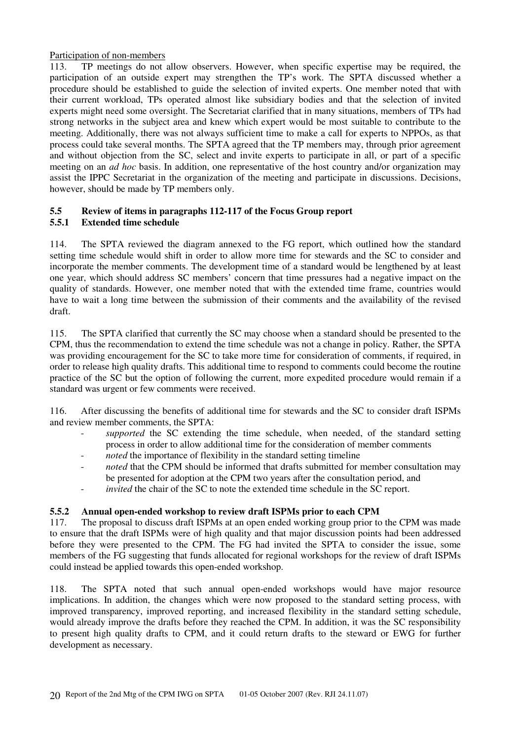Participation of non-members

113. TP meetings do not allow observers. However, when specific expertise may be required, the participation of an outside expert may strengthen the TP's work. The SPTA discussed whether a procedure should be established to guide the selection of invited experts. One member noted that with their current workload, TPs operated almost like subsidiary bodies and that the selection of invited experts might need some oversight. The Secretariat clarified that in many situations, members of TPs had strong networks in the subject area and knew which expert would be most suitable to contribute to the meeting. Additionally, there was not always sufficient time to make a call for experts to NPPOs, as that process could take several months. The SPTA agreed that the TP members may, through prior agreement and without objection from the SC, select and invite experts to participate in all, or part of a specific meeting on an *ad hoc* basis. In addition, one representative of the host country and/or organization may assist the IPPC Secretariat in the organization of the meeting and participate in discussions. Decisions, however, should be made by TP members only.

### 5.5 Review of items in paragraphs 112-117 of the Focus Group report

#### 5.5.1 Extended time schedule

114. The SPTA reviewed the diagram annexed to the FG report, which outlined how the standard setting time schedule would shift in order to allow more time for stewards and the SC to consider and incorporate the member comments. The development time of a standard would be lengthened by at least one year, which should address SC members' concern that time pressures had a negative impact on the quality of standards. However, one member noted that with the extended time frame, countries would have to wait a long time between the submission of their comments and the availability of the revised draft.

115. The SPTA clarified that currently the SC may choose when a standard should be presented to the CPM, thus the recommendation to extend the time schedule was not a change in policy. Rather, the SPTA was providing encouragement for the SC to take more time for consideration of comments, if required, in order to release high quality drafts. This additional time to respond to comments could become the routine practice of the SC but the option of following the current, more expedited procedure would remain if a standard was urgent or few comments were received.

116. After discussing the benefits of additional time for stewards and the SC to consider draft ISPMs and review member comments, the SPTA:

- *supported* the SC extending the time schedule, when needed, of the standard setting process in order to allow additional time for the consideration of member comments
- *noted* the importance of flexibility in the standard setting timeline
- *noted* that the CPM should be informed that drafts submitted for member consultation may be presented for adoption at the CPM two years after the consultation period, and
- *invited* the chair of the SC to note the extended time schedule in the SC report.

#### 5.5.2 Annual open-ended workshop to review draft ISPMs prior to each CPM

117. The proposal to discuss draft ISPMs at an open ended working group prior to the CPM was made to ensure that the draft ISPMs were of high quality and that major discussion points had been addressed before they were presented to the CPM. The FG had invited the SPTA to consider the issue, some members of the FG suggesting that funds allocated for regional workshops for the review of draft ISPMs could instead be applied towards this open-ended workshop.

118. The SPTA noted that such annual open-ended workshops would have major resource implications. In addition, the changes which were now proposed to the standard setting process, with improved transparency, improved reporting, and increased flexibility in the standard setting schedule, would already improve the drafts before they reached the CPM. In addition, it was the SC responsibility to present high quality drafts to CPM, and it could return drafts to the steward or EWG for further development as necessary.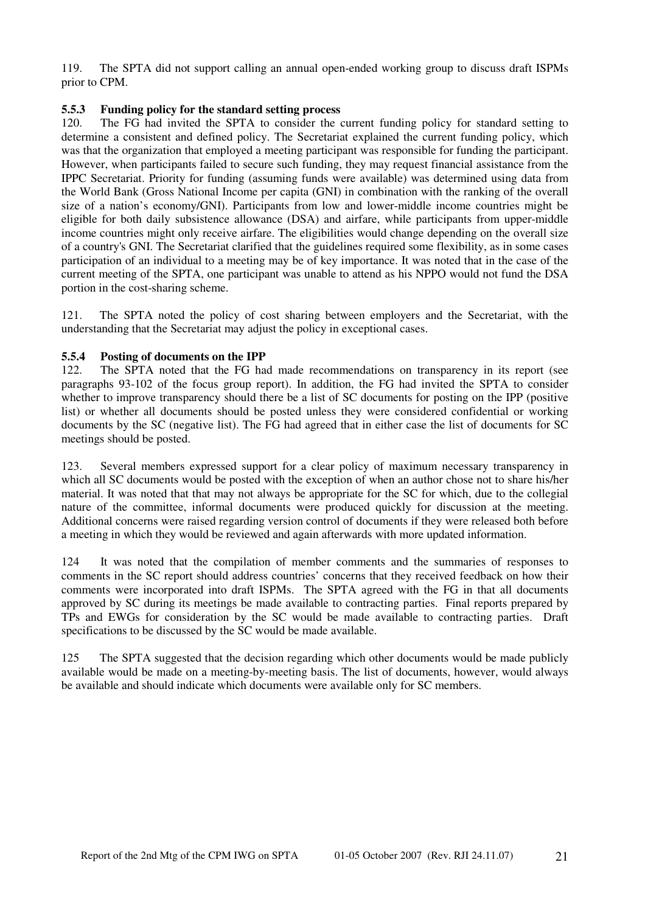119. The SPTA did not support calling an annual open-ended working group to discuss draft ISPMs prior to CPM.

### 5.5.3 Funding policy for the standard setting process

120. The FG had invited the SPTA to consider the current funding policy for standard setting to determine a consistent and defined policy. The Secretariat explained the current funding policy, which was that the organization that employed a meeting participant was responsible for funding the participant. However, when participants failed to secure such funding, they may request financial assistance from the IPPC Secretariat. Priority for funding (assuming funds were available) was determined using data from the World Bank (Gross National Income per capita (GNI) in combination with the ranking of the overall size of a nation's economy/GNI). Participants from low and lower-middle income countries might be eligible for both daily subsistence allowance (DSA) and airfare, while participants from upper-middle income countries might only receive airfare. The eligibilities would change depending on the overall size of a country's GNI. The Secretariat clarified that the guidelines required some flexibility, as in some cases participation of an individual to a meeting may be of key importance. It was noted that in the case of the current meeting of the SPTA, one participant was unable to attend as his NPPO would not fund the DSA portion in the cost-sharing scheme.

121. The SPTA noted the policy of cost sharing between employers and the Secretariat, with the understanding that the Secretariat may adjust the policy in exceptional cases.

### 5.5.4 Posting of documents on the IPP

122. The SPTA noted that the FG had made recommendations on transparency in its report (see paragraphs 93-102 of the focus group report). In addition, the FG had invited the SPTA to consider whether to improve transparency should there be a list of SC documents for posting on the IPP (positive list) or whether all documents should be posted unless they were considered confidential or working documents by the SC (negative list). The FG had agreed that in either case the list of documents for SC meetings should be posted.

123. Several members expressed support for a clear policy of maximum necessary transparency in which all SC documents would be posted with the exception of when an author chose not to share his/her material. It was noted that that may not always be appropriate for the SC for which, due to the collegial nature of the committee, informal documents were produced quickly for discussion at the meeting. Additional concerns were raised regarding version control of documents if they were released both before a meeting in which they would be reviewed and again afterwards with more updated information.

124 It was noted that the compilation of member comments and the summaries of responses to comments in the SC report should address countries' concerns that they received feedback on how their comments were incorporated into draft ISPMs. The SPTA agreed with the FG in that all documents approved by SC during its meetings be made available to contracting parties. Final reports prepared by TPs and EWGs for consideration by the SC would be made available to contracting parties. Draft specifications to be discussed by the SC would be made available.

125 The SPTA suggested that the decision regarding which other documents would be made publicly available would be made on a meeting-by-meeting basis. The list of documents, however, would always be available and should indicate which documents were available only for SC members.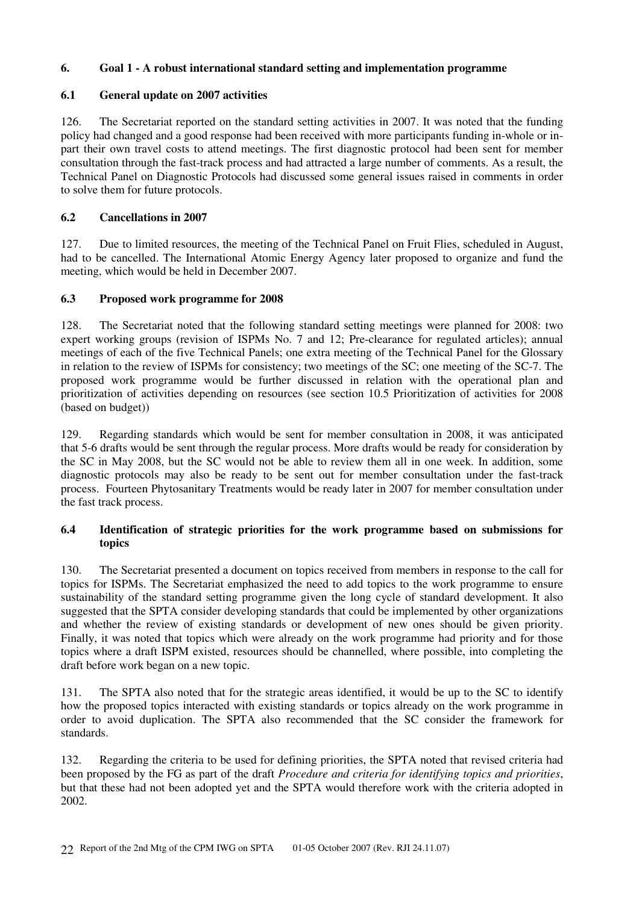## 6. Goal 1 - A robust international standard setting and implementation programme

### 6.1 General update on 2007 activities

126. The Secretariat reported on the standard setting activities in 2007. It was noted that the funding policy had changed and a good response had been received with more participants funding in-whole or in-part their own travel costs to attend meetings. The first diagnostic protocol had been sent for member consultation through the fast-track process and had attracted a large number of comments. As a result, the Technical Panel on Diagnostic Protocols had discussed some general issues raised in comments in order to solve them for future protocols.

### 6.2 Cancellations in 2007

127. Due to limited resources, the meeting of the Technical Panel on Fruit Flies, scheduled in August, had to be cancelled. The International Atomic Energy Agency later proposed to organize and fund the meeting, which would be held in December 2007.

### 6.3 Proposed work programme for 2008

128. The Secretariat noted that the following standard setting meetings were planned for 2008: two expert working groups (revision of ISPMs No. 7 and 12; Pre-clearance for regulated articles); annual meetings of each of the five Technical Panels; one extra meeting of the Technical Panel for the Glossary in relation to the review of ISPMs for consistency; two meetings of the SC; one meeting of the SC-7. The proposed work programme would be further discussed in relation with the operational plan and prioritization of activities depending on resources (see section 10.5 Prioritization of activities for 2008 (based on budget))

129. Regarding standards which would be sent for member consultation in 2008, it was anticipated that 5-6 drafts would be sent through the regular process. More drafts would be ready for consideration by the SC in May 2008, but the SC would not be able to review them all in one week. In addition, some diagnostic protocols may also be ready to be sent out for member consultation under the fast-track process. Fourteen Phytosanitary Treatments would be ready later in 2007 for member consultation under the fast track process.

### 6.4 Identification of strategic priorities for the work programme based on submissions for topics

130. The Secretariat presented a document on topics received from members in response to the call for topics for ISPMs. The Secretariat emphasized the need to add topics to the work programme to ensure sustainability of the standard setting programme given the long cycle of standard development. It also suggested that the SPTA consider developing standards that could be implemented by other organizations and whether the review of existing standards or development of new ones should be given priority. Finally, it was noted that topics which were already on the work programme had priority and for those topics where a draft ISPM existed, resources should be channelled, where possible, into completing the draft before work began on a new topic.

131. The SPTA also noted that for the strategic areas identified, it would be up to the SC to identify how the proposed topics interacted with existing standards or topics already on the work programme in order to avoid duplication. The SPTA also recommended that the SC consider the framework for standards.

132. Regarding the criteria to be used for defining priorities, the SPTA noted that revised criteria had been proposed by the FG as part of the draft *Procedure and criteria for identifying topics and priorities*, but that these had not been adopted yet and the SPTA would therefore work with the criteria adopted in 2002.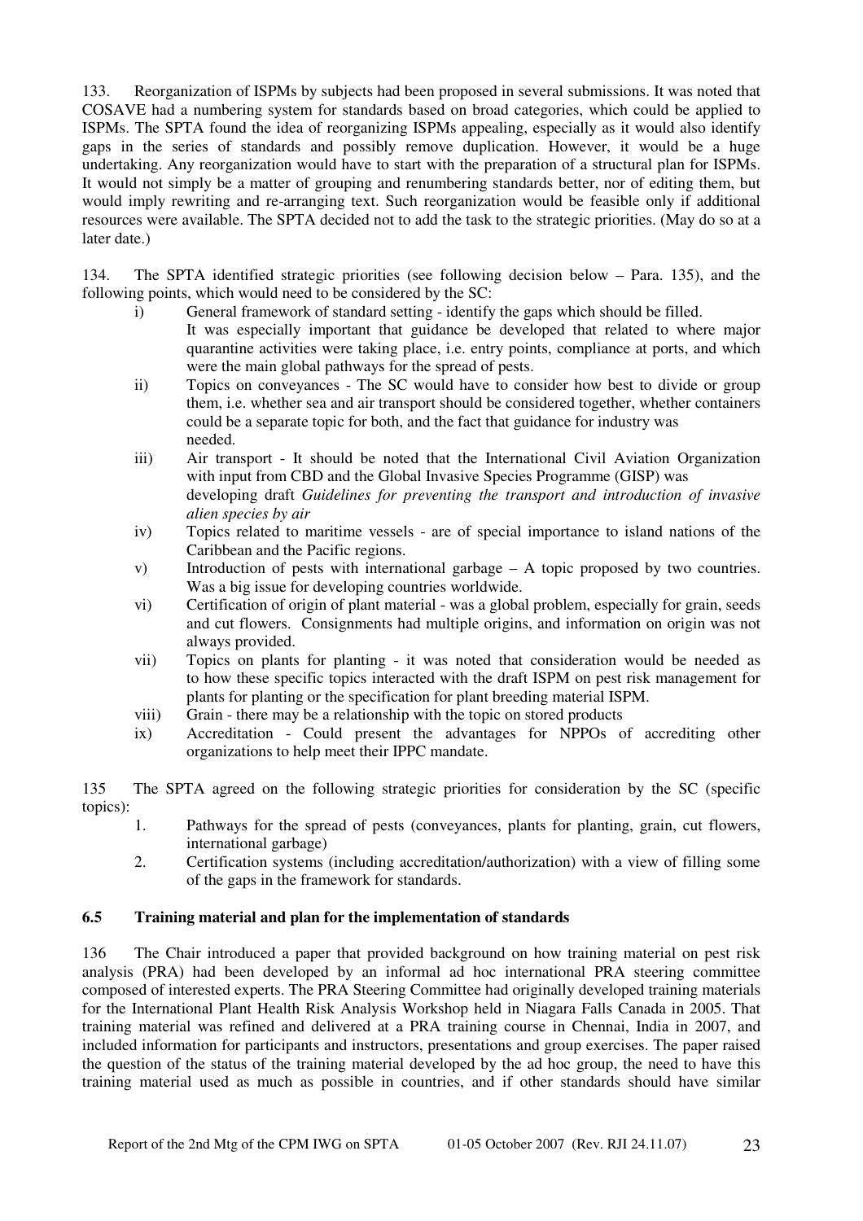133. Reorganization of ISPMs by subjects had been proposed in several submissions. It was noted that COSAVE had a numbering system for standards based on broad categories, which could be applied to ISPMs. The SPTA found the idea of reorganizing ISPMs appealing, especially as it would also identify gaps in the series of standards and possibly remove duplication. However, it would be a huge undertaking. Any reorganization would have to start with the preparation of a structural plan for ISPMs. It would not simply be a matter of grouping and renumbering standards better, nor of editing them, but would imply rewriting and re-arranging text. Such reorganization would be feasible only if additional resources were available. The SPTA decided not to add the task to the strategic priorities. (May do so at a later date.)

134. The SPTA identified strategic priorities (see following decision below – Para. 135), and the following points, which would need to be considered by the SC:

i) General framework of standard setting - identify the gaps which should be filled. It was especially important that guidance be developed that related to where major quarantine activities were taking place, i.e. entry points, compliance at ports, and which were the main global pathways for the spread of pests.

ii) Topics on conveyances - The SC would have to consider how best to divide or group them, i.e. whether sea and air transport should be considered together, whether containers could be a separate topic for both, and the fact that guidance for industry was needed.

iii) Air transport - It should be noted that the International Civil Aviation Organization with input from CBD and the Global Invasive Species Programme (GISP) was developing draft *Guidelines for preventing the transport and introduction of invasive alien species by air*

iv) Topics related to maritime vessels - are of special importance to island nations of the Caribbean and the Pacific regions.

v) Introduction of pests with international garbage – A topic proposed by two countries. Was a big issue for developing countries worldwide.

vi) Certification of origin of plant material - was a global problem, especially for grain, seeds and cut flowers. Consignments had multiple origins, and information on origin was not always provided.

vii) Topics on plants for planting - it was noted that consideration would be needed as to how these specific topics interacted with the draft ISPM on pest risk management for plants for planting or the specification for plant breeding material ISPM.

viii) Grain - there may be a relationship with the topic on stored products

ix) Accreditation - Could present the advantages for NPPOs of accrediting other organizations to help meet their IPPC mandate.

135 The SPTA agreed on the following strategic priorities for consideration by the SC (specific topics):

1. Pathways for the spread of pests (conveyances, plants for planting, grain, cut flowers, international garbage)
2. Certification systems (including accreditation/authorization) with a view of filling some of the gaps in the framework for standards.

### 6.5 Training material and plan for the implementation of standards

136 The Chair introduced a paper that provided background on how training material on pest risk analysis (PRA) had been developed by an informal ad hoc international PRA steering committee composed of interested experts. The PRA Steering Committee had originally developed training materials for the International Plant Health Risk Analysis Workshop held in Niagara Falls Canada in 2005. That training material was refined and delivered at a PRA training course in Chennai, India in 2007, and included information for participants and instructors, presentations and group exercises. The paper raised the question of the status of the training material developed by the ad hoc group, the need to have this training material used as much as possible in countries, and if other standards should have similar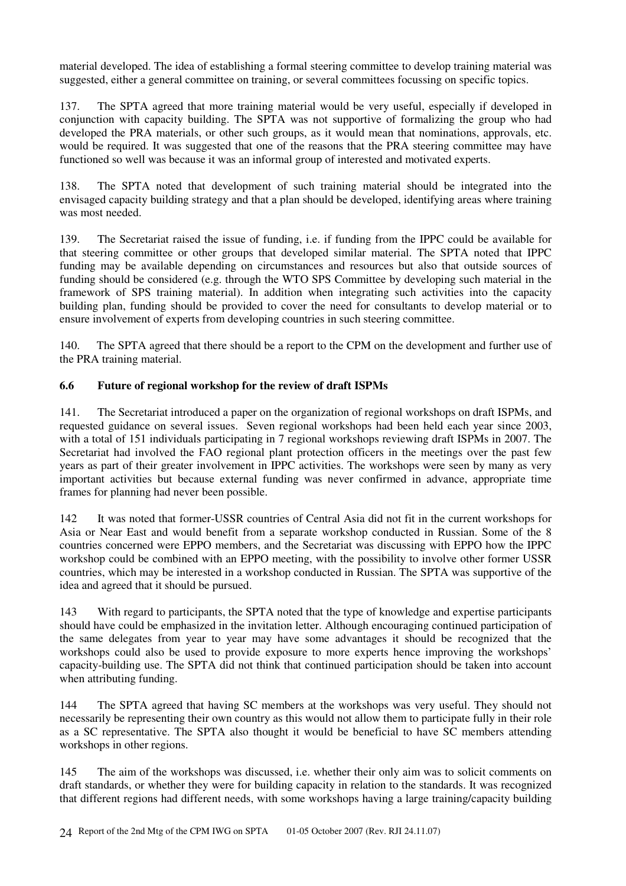material developed. The idea of establishing a formal steering committee to develop training material was suggested, either a general committee on training, or several committees focussing on specific topics.

137. The SPTA agreed that more training material would be very useful, especially if developed in conjunction with capacity building. The SPTA was not supportive of formalizing the group who had developed the PRA materials, or other such groups, as it would mean that nominations, approvals, etc. would be required. It was suggested that one of the reasons that the PRA steering committee may have functioned so well was because it was an informal group of interested and motivated experts.

138. The SPTA noted that development of such training material should be integrated into the envisaged capacity building strategy and that a plan should be developed, identifying areas where training was most needed.

139. The Secretariat raised the issue of funding, i.e. if funding from the IPPC could be available for that steering committee or other groups that developed similar material. The SPTA noted that IPPC funding may be available depending on circumstances and resources but also that outside sources of funding should be considered (e.g. through the WTO SPS Committee by developing such material in the framework of SPS training material). In addition when integrating such activities into the capacity building plan, funding should be provided to cover the need for consultants to develop material or to ensure involvement of experts from developing countries in such steering committee.

140. The SPTA agreed that there should be a report to the CPM on the development and further use of the PRA training material.

### 6.6 Future of regional workshop for the review of draft ISPMs

141. The Secretariat introduced a paper on the organization of regional workshops on draft ISPMs, and requested guidance on several issues. Seven regional workshops had been held each year since 2003, with a total of 151 individuals participating in 7 regional workshops reviewing draft ISPMs in 2007. The Secretariat had involved the FAO regional plant protection officers in the meetings over the past few years as part of their greater involvement in IPPC activities. The workshops were seen by many as very important activities but because external funding was never confirmed in advance, appropriate time frames for planning had never been possible.

142 It was noted that former-USSR countries of Central Asia did not fit in the current workshops for Asia or Near East and would benefit from a separate workshop conducted in Russian. Some of the 8 countries concerned were EPPO members, and the Secretariat was discussing with EPPO how the IPPC workshop could be combined with an EPPO meeting, with the possibility to involve other former USSR countries, which may be interested in a workshop conducted in Russian. The SPTA was supportive of the idea and agreed that it should be pursued.

143 With regard to participants, the SPTA noted that the type of knowledge and expertise participants should have could be emphasized in the invitation letter. Although encouraging continued participation of the same delegates from year to year may have some advantages it should be recognized that the workshops could also be used to provide exposure to more experts hence improving the workshops' capacity-building use. The SPTA did not think that continued participation should be taken into account when attributing funding.

144 The SPTA agreed that having SC members at the workshops was very useful. They should not necessarily be representing their own country as this would not allow them to participate fully in their role as a SC representative. The SPTA also thought it would be beneficial to have SC members attending workshops in other regions.

145 The aim of the workshops was discussed, i.e. whether their only aim was to solicit comments on draft standards, or whether they were for building capacity in relation to the standards. It was recognized that different regions had different needs, with some workshops having a large training/capacity building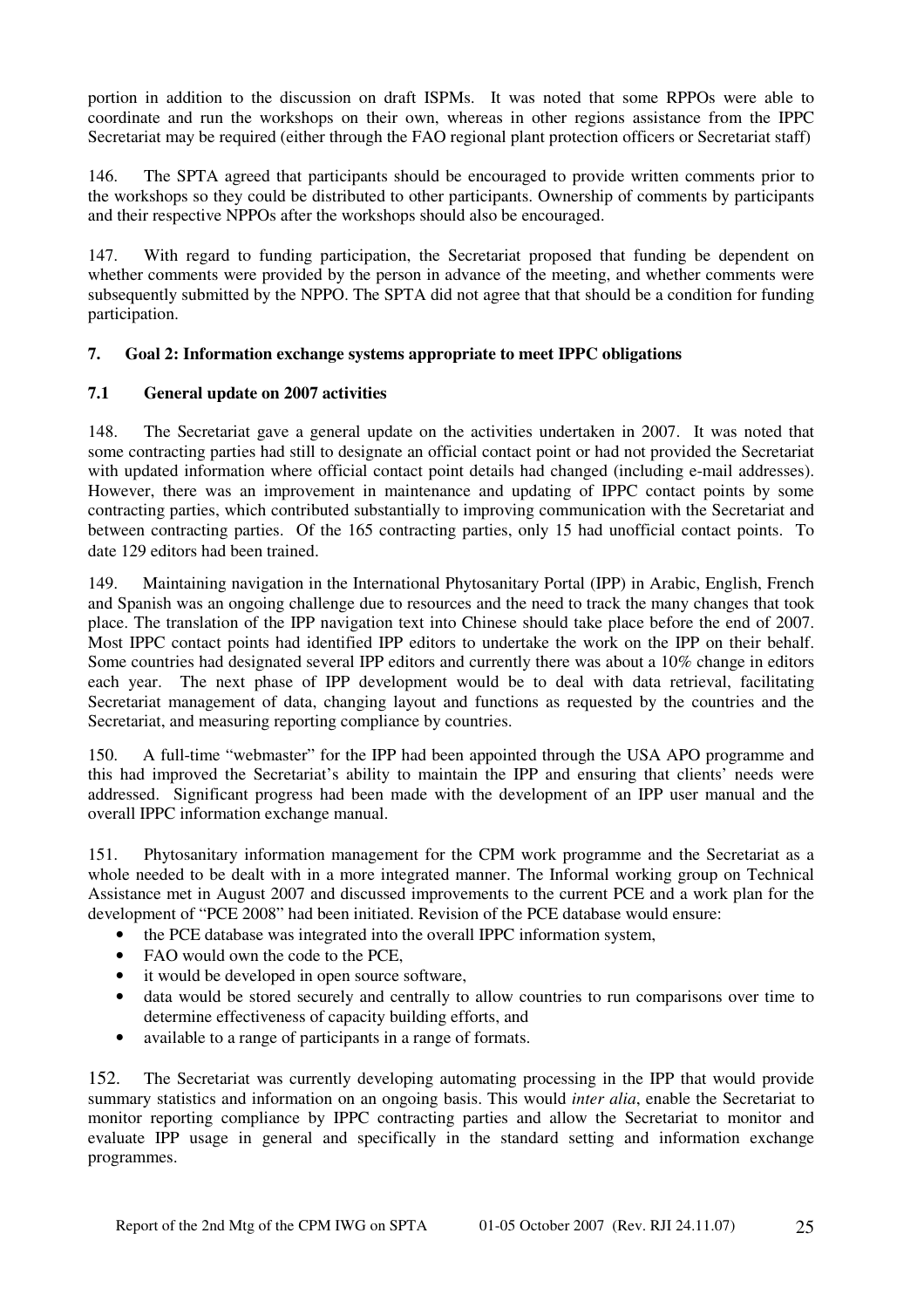portion in addition to the discussion on draft ISPMs. It was noted that some RPPOs were able to coordinate and run the workshops on their own, whereas in other regions assistance from the IPPC Secretariat may be required (either through the FAO regional plant protection officers or Secretariat staff)

146. The SPTA agreed that participants should be encouraged to provide written comments prior to the workshops so they could be distributed to other participants. Ownership of comments by participants and their respective NPPOs after the workshops should also be encouraged.

147. With regard to funding participation, the Secretariat proposed that funding be dependent on whether comments were provided by the person in advance of the meeting, and whether comments were subsequently submitted by the NPPO. The SPTA did not agree that that should be a condition for funding participation.

## 7. Goal 2: Information exchange systems appropriate to meet IPPC obligations

### 7.1 General update on 2007 activities

148. The Secretariat gave a general update on the activities undertaken in 2007. It was noted that some contracting parties had still to designate an official contact point or had not provided the Secretariat with updated information where official contact point details had changed (including e-mail addresses). However, there was an improvement in maintenance and updating of IPPC contact points by some contracting parties, which contributed substantially to improving communication with the Secretariat and between contracting parties. Of the 165 contracting parties, only 15 had unofficial contact points. To date 129 editors had been trained.

149. Maintaining navigation in the International Phytosanitary Portal (IPP) in Arabic, English, French and Spanish was an ongoing challenge due to resources and the need to track the many changes that took place. The translation of the IPP navigation text into Chinese should take place before the end of 2007. Most IPPC contact points had identified IPP editors to undertake the work on the IPP on their behalf. Some countries had designated several IPP editors and currently there was about a 10% change in editors each year. The next phase of IPP development would be to deal with data retrieval, facilitating Secretariat management of data, changing layout and functions as requested by the countries and the Secretariat, and measuring reporting compliance by countries.

150. A full-time "webmaster" for the IPP had been appointed through the USA APO programme and this had improved the Secretariat's ability to maintain the IPP and ensuring that clients' needs were addressed. Significant progress had been made with the development of an IPP user manual and the overall IPPC information exchange manual.

151. Phytosanitary information management for the CPM work programme and the Secretariat as a whole needed to be dealt with in a more integrated manner. The Informal working group on Technical Assistance met in August 2007 and discussed improvements to the current PCE and a work plan for the development of "PCE 2008" had been initiated. Revision of the PCE database would ensure:

- the PCE database was integrated into the overall IPPC information system,
- FAO would own the code to the PCE,
- it would be developed in open source software,
- data would be stored securely and centrally to allow countries to run comparisons over time to determine effectiveness of capacity building efforts, and
- available to a range of participants in a range of formats.

152. The Secretariat was currently developing automating processing in the IPP that would provide summary statistics and information on an ongoing basis. This would *inter alia*, enable the Secretariat to monitor reporting compliance by IPPC contracting parties and allow the Secretariat to monitor and evaluate IPP usage in general and specifically in the standard setting and information exchange programmes.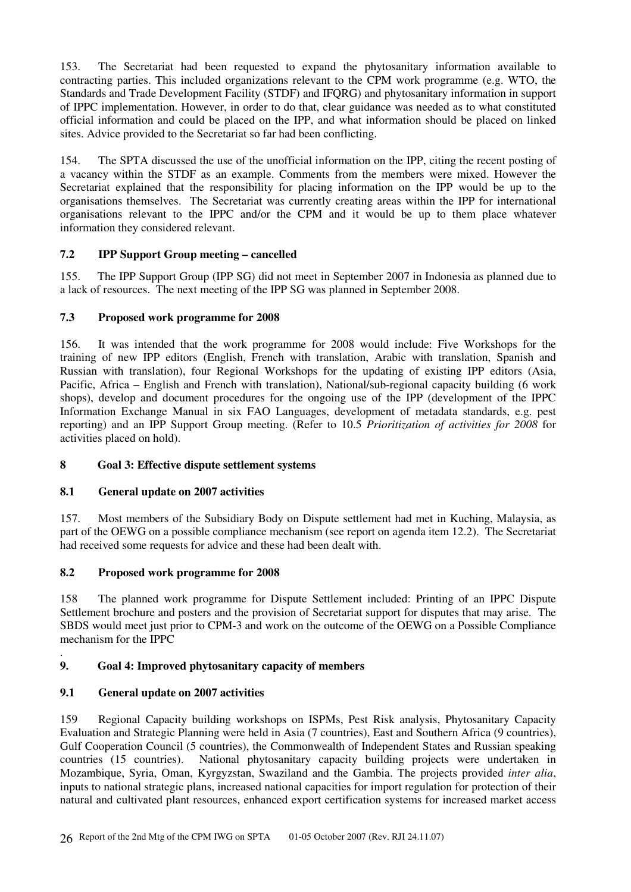153. The Secretariat had been requested to expand the phytosanitary information available to contracting parties. This included organizations relevant to the CPM work programme (e.g. WTO, the Standards and Trade Development Facility (STDF) and IFQRG) and phytosanitary information in support of IPPC implementation. However, in order to do that, clear guidance was needed as to what constituted official information and could be placed on the IPP, and what information should be placed on linked sites. Advice provided to the Secretariat so far had been conflicting.

154. The SPTA discussed the use of the unofficial information on the IPP, citing the recent posting of a vacancy within the STDF as an example. Comments from the members were mixed. However the Secretariat explained that the responsibility for placing information on the IPP would be up to the organisations themselves. The Secretariat was currently creating areas within the IPP for international organisations relevant to the IPPC and/or the CPM and it would be up to them place whatever information they considered relevant.

### 7.2 IPP Support Group meeting – cancelled

155. The IPP Support Group (IPP SG) did not meet in September 2007 in Indonesia as planned due to a lack of resources. The next meeting of the IPP SG was planned in September 2008.

### 7.3 Proposed work programme for 2008

156. It was intended that the work programme for 2008 would include: Five Workshops for the training of new IPP editors (English, French with translation, Arabic with translation, Spanish and Russian with translation), four Regional Workshops for the updating of existing IPP editors (Asia, Pacific, Africa – English and French with translation), National/sub-regional capacity building (6 work shops), develop and document procedures for the ongoing use of the IPP (development of the IPPC Information Exchange Manual in six FAO Languages, development of metadata standards, e.g. pest reporting) and an IPP Support Group meeting. (Refer to 10.5 *Prioritization of activities for 2008* for activities placed on hold).

## 8 Goal 3: Effective dispute settlement systems

### 8.1 General update on 2007 activities

157. Most members of the Subsidiary Body on Dispute settlement had met in Kuching, Malaysia, as part of the OEWG on a possible compliance mechanism (see report on agenda item 12.2). The Secretariat had received some requests for advice and these had been dealt with.

### 8.2 Proposed work programme for 2008

158 The planned work programme for Dispute Settlement included: Printing of an IPPC Dispute Settlement brochure and posters and the provision of Secretariat support for disputes that may arise. The SBDS would meet just prior to CPM-3 and work on the outcome of the OEWG on a Possible Compliance mechanism for the IPPC

.

## 9. Goal 4: Improved phytosanitary capacity of members

### 9.1 General update on 2007 activities

159 Regional Capacity building workshops on ISPMs, Pest Risk analysis, Phytosanitary Capacity Evaluation and Strategic Planning were held in Asia (7 countries), East and Southern Africa (9 countries), Gulf Cooperation Council (5 countries), the Commonwealth of Independent States and Russian speaking countries (15 countries). National phytosanitary capacity building projects were undertaken in Mozambique, Syria, Oman, Kyrgyzstan, Swaziland and the Gambia. The projects provided *inter alia*, inputs to national strategic plans, increased national capacities for import regulation for protection of their natural and cultivated plant resources, enhanced export certification systems for increased market access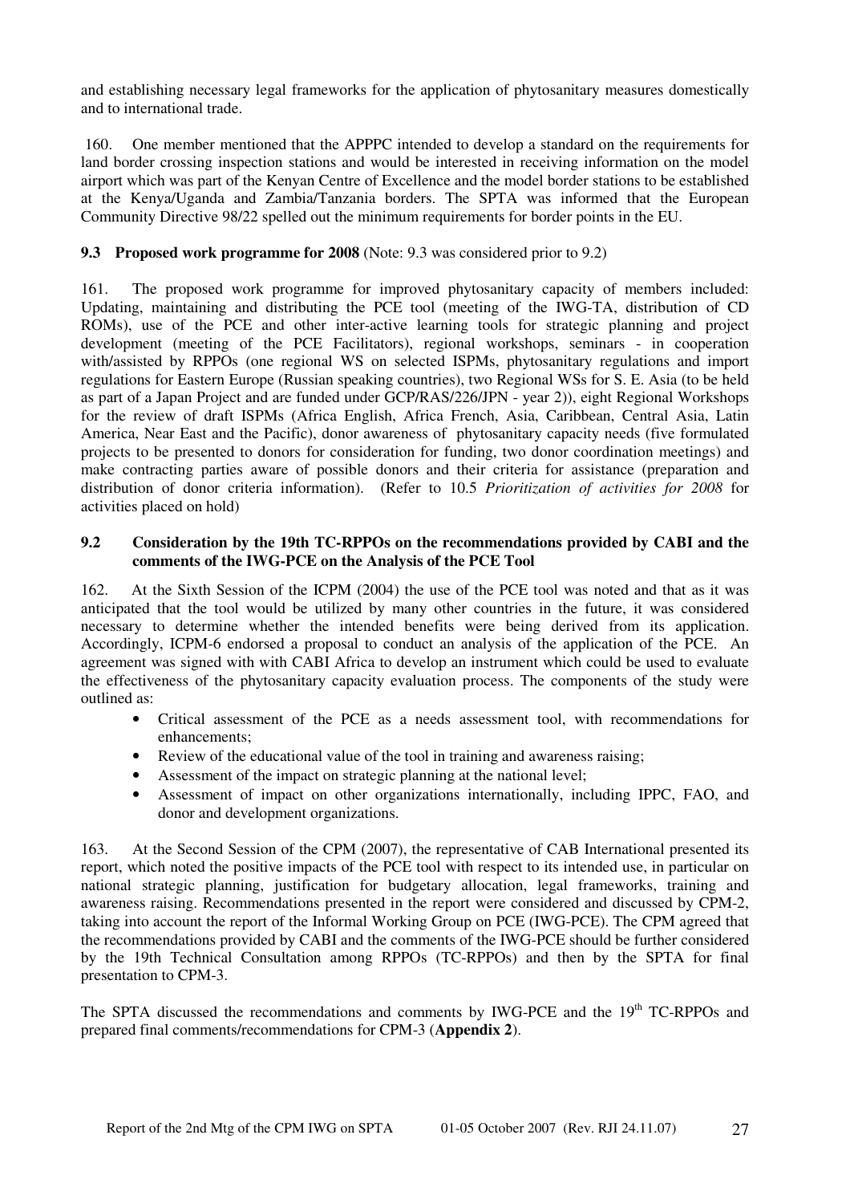and establishing necessary legal frameworks for the application of phytosanitary measures domestically and to international trade.

160. One member mentioned that the APPPC intended to develop a standard on the requirements for land border crossing inspection stations and would be interested in receiving information on the model airport which was part of the Kenyan Centre of Excellence and the model border stations to be established at the Kenya/Uganda and Zambia/Tanzania borders. The SPTA was informed that the European Community Directive 98/22 spelled out the minimum requirements for border points in the EU.

**9.3 Proposed work programme for 2008** (Note: 9.3 was considered prior to 9.2)

161. The proposed work programme for improved phytosanitary capacity of members included: Updating, maintaining and distributing the PCE tool (meeting of the IWG-TA, distribution of CD ROMs), use of the PCE and other inter-active learning tools for strategic planning and project development (meeting of the PCE Facilitators), regional workshops, seminars - in cooperation with/assisted by RPPOs (one regional WS on selected ISPMs, phytosanitary regulations and import regulations for Eastern Europe (Russian speaking countries), two Regional WSs for S. E. Asia (to be held as part of a Japan Project and are funded under GCP/RAS/226/JPN - year 2)), eight Regional Workshops for the review of draft ISPMs (Africa English, Africa French, Asia, Caribbean, Central Asia, Latin America, Near East and the Pacific), donor awareness of phytosanitary capacity needs (five formulated projects to be presented to donors for consideration for funding, two donor coordination meetings) and make contracting parties aware of possible donors and their criteria for assistance (preparation and distribution of donor criteria information). (Refer to 10.5 *Prioritization of activities for 2008* for activities placed on hold)

**9.2 Consideration by the 19th TC-RPPOs on the recommendations provided by CABI and the comments of the IWG-PCE on the Analysis of the PCE Tool**

162. At the Sixth Session of the ICPM (2004) the use of the PCE tool was noted and that as it was anticipated that the tool would be utilized by many other countries in the future, it was considered necessary to determine whether the intended benefits were being derived from its application. Accordingly, ICPM-6 endorsed a proposal to conduct an analysis of the application of the PCE. An agreement was signed with with CABI Africa to develop an instrument which could be used to evaluate the effectiveness of the phytosanitary capacity evaluation process. The components of the study were outlined as:

- Critical assessment of the PCE as a needs assessment tool, with recommendations for enhancements;
- Review of the educational value of the tool in training and awareness raising;
- Assessment of the impact on strategic planning at the national level;
- Assessment of impact on other organizations internationally, including IPPC, FAO, and donor and development organizations.

163. At the Second Session of the CPM (2007), the representative of CAB International presented its report, which noted the positive impacts of the PCE tool with respect to its intended use, in particular on national strategic planning, justification for budgetary allocation, legal frameworks, training and awareness raising. Recommendations presented in the report were considered and discussed by CPM-2, taking into account the report of the Informal Working Group on PCE (IWG-PCE). The CPM agreed that the recommendations provided by CABI and the comments of the IWG-PCE should be further considered by the 19th Technical Consultation among RPPOs (TC-RPPOs) and then by the SPTA for final presentation to CPM-3.

The SPTA discussed the recommendations and comments by IWG-PCE and the 19th TC-RPPOs and prepared final comments/recommendations for CPM-3 (**Appendix 2**).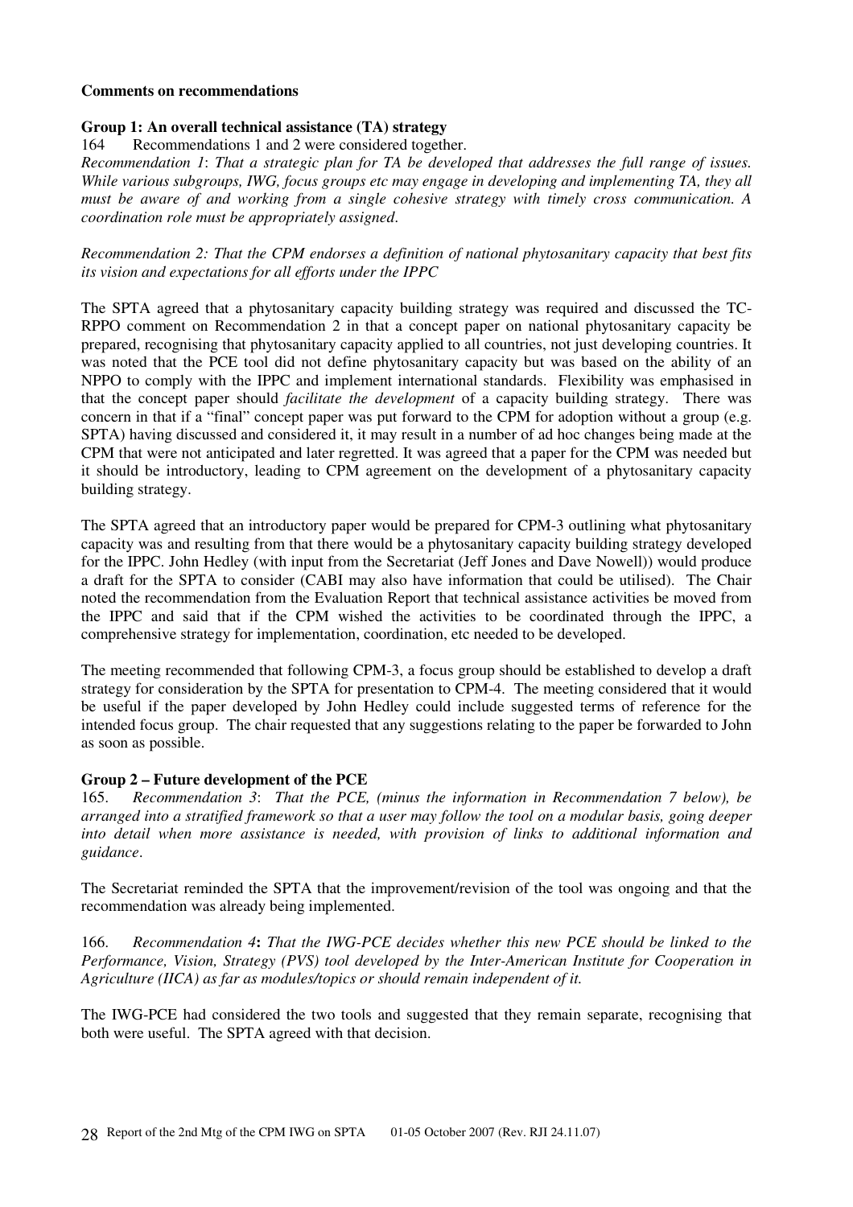**Comments on recommendations**

**Group 1: An overall technical assistance (TA) strategy**

164 Recommendations 1 and 2 were considered together.

*Recommendation 1*: *That a strategic plan for TA be developed that addresses the full range of issues. While various subgroups, IWG, focus groups etc may engage in developing and implementing TA, they all must be aware of and working from a single cohesive strategy with timely cross communication. A coordination role must be appropriately assigned.*

*Recommendation 2: That the CPM endorses a definition of national phytosanitary capacity that best fits its vision and expectations for all efforts under the IPPC*

The SPTA agreed that a phytosanitary capacity building strategy was required and discussed the TC-RPPO comment on Recommendation 2 in that a concept paper on national phytosanitary capacity be prepared, recognising that phytosanitary capacity applied to all countries, not just developing countries. It was noted that the PCE tool did not define phytosanitary capacity but was based on the ability of an NPPO to comply with the IPPC and implement international standards. Flexibility was emphasised in that the concept paper should *facilitate the development* of a capacity building strategy. There was concern in that if a "final" concept paper was put forward to the CPM for adoption without a group (e.g. SPTA) having discussed and considered it, it may result in a number of ad hoc changes being made at the CPM that were not anticipated and later regretted. It was agreed that a paper for the CPM was needed but it should be introductory, leading to CPM agreement on the development of a phytosanitary capacity building strategy.

The SPTA agreed that an introductory paper would be prepared for CPM-3 outlining what phytosanitary capacity was and resulting from that there would be a phytosanitary capacity building strategy developed for the IPPC. John Hedley (with input from the Secretariat (Jeff Jones and Dave Nowell)) would produce a draft for the SPTA to consider (CABI may also have information that could be utilised). The Chair noted the recommendation from the Evaluation Report that technical assistance activities be moved from the IPPC and said that if the CPM wished the activities to be coordinated through the IPPC, a comprehensive strategy for implementation, coordination, etc needed to be developed.

The meeting recommended that following CPM-3, a focus group should be established to develop a draft strategy for consideration by the SPTA for presentation to CPM-4. The meeting considered that it would be useful if the paper developed by John Hedley could include suggested terms of reference for the intended focus group. The chair requested that any suggestions relating to the paper be forwarded to John as soon as possible.

**Group 2 – Future development of the PCE**

165. *Recommendation 3*: *That the PCE, (minus the information in Recommendation 7 below), be arranged into a stratified framework so that a user may follow the tool on a modular basis, going deeper into detail when more assistance is needed, with provision of links to additional information and guidance*.

The Secretariat reminded the SPTA that the improvement/revision of the tool was ongoing and that the recommendation was already being implemented.

166. *Recommendation 4***:** *That the IWG-PCE decides whether this new PCE should be linked to the Performance, Vision, Strategy (PVS) tool developed by the Inter-American Institute for Cooperation in Agriculture (IICA) as far as modules/topics or should remain independent of it.*

The IWG-PCE had considered the two tools and suggested that they remain separate, recognising that both were useful. The SPTA agreed with that decision.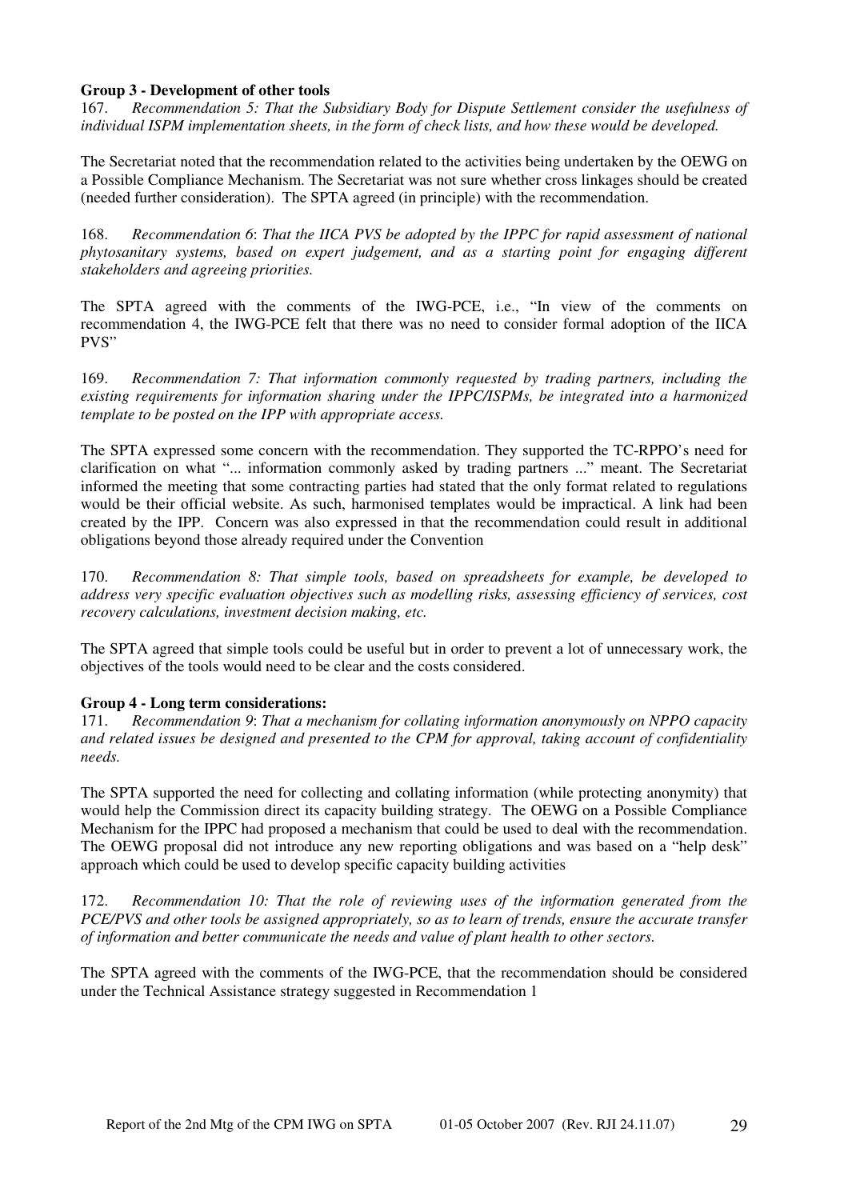**Group 3 - Development of other tools**

167. *Recommendation 5: That the Subsidiary Body for Dispute Settlement consider the usefulness of individual ISPM implementation sheets, in the form of check lists, and how these would be developed.*

The Secretariat noted that the recommendation related to the activities being undertaken by the OEWG on a Possible Compliance Mechanism. The Secretariat was not sure whether cross linkages should be created (needed further consideration). The SPTA agreed (in principle) with the recommendation.

168. *Recommendation 6: That the IICA PVS be adopted by the IPPC for rapid assessment of national phytosanitary systems, based on expert judgement, and as a starting point for engaging different stakeholders and agreeing priorities.*

The SPTA agreed with the comments of the IWG-PCE, i.e., "In view of the comments on recommendation 4, the IWG-PCE felt that there was no need to consider formal adoption of the IICA PVS"

169. *Recommendation 7: That information commonly requested by trading partners, including the existing requirements for information sharing under the IPPC/ISPMs, be integrated into a harmonized template to be posted on the IPP with appropriate access.*

The SPTA expressed some concern with the recommendation. They supported the TC-RPPO's need for clarification on what "... information commonly asked by trading partners ..." meant. The Secretariat informed the meeting that some contracting parties had stated that the only format related to regulations would be their official website. As such, harmonised templates would be impractical. A link had been created by the IPP. Concern was also expressed in that the recommendation could result in additional obligations beyond those already required under the Convention

170. *Recommendation 8: That simple tools, based on spreadsheets for example, be developed to address very specific evaluation objectives such as modelling risks, assessing efficiency of services, cost recovery calculations, investment decision making, etc.*

The SPTA agreed that simple tools could be useful but in order to prevent a lot of unnecessary work, the objectives of the tools would need to be clear and the costs considered.

**Group 4 - Long term considerations:**

171. *Recommendation 9: That a mechanism for collating information anonymously on NPPO capacity and related issues be designed and presented to the CPM for approval, taking account of confidentiality needs.*

The SPTA supported the need for collecting and collating information (while protecting anonymity) that would help the Commission direct its capacity building strategy. The OEWG on a Possible Compliance Mechanism for the IPPC had proposed a mechanism that could be used to deal with the recommendation. The OEWG proposal did not introduce any new reporting obligations and was based on a "help desk" approach which could be used to develop specific capacity building activities

172. *Recommendation 10: That the role of reviewing uses of the information generated from the PCE/PVS and other tools be assigned appropriately, so as to learn of trends, ensure the accurate transfer of information and better communicate the needs and value of plant health to other sectors.*

The SPTA agreed with the comments of the IWG-PCE, that the recommendation should be considered under the Technical Assistance strategy suggested in Recommendation 1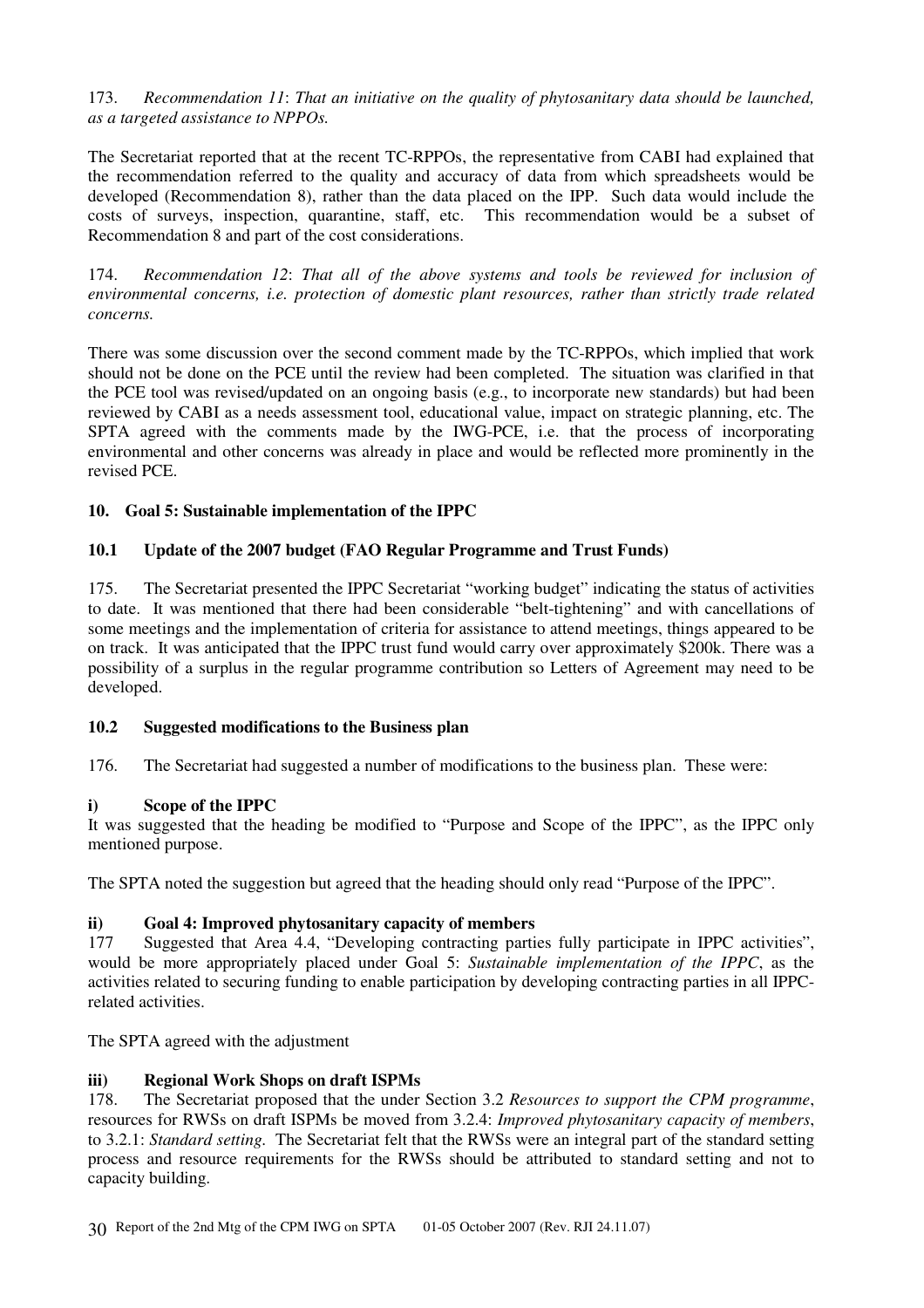173. *Recommendation 11*: *That an initiative on the quality of phytosanitary data should be launched, as a targeted assistance to NPPOs.*

The Secretariat reported that at the recent TC-RPPOs, the representative from CABI had explained that the recommendation referred to the quality and accuracy of data from which spreadsheets would be developed (Recommendation 8), rather than the data placed on the IPP. Such data would include the costs of surveys, inspection, quarantine, staff, etc. This recommendation would be a subset of Recommendation 8 and part of the cost considerations.

174. *Recommendation 12*: *That all of the above systems and tools be reviewed for inclusion of environmental concerns, i.e. protection of domestic plant resources, rather than strictly trade related concerns.*

There was some discussion over the second comment made by the TC-RPPOs, which implied that work should not be done on the PCE until the review had been completed. The situation was clarified in that the PCE tool was revised/updated on an ongoing basis (e.g., to incorporate new standards) but had been reviewed by CABI as a needs assessment tool, educational value, impact on strategic planning, etc. The SPTA agreed with the comments made by the IWG-PCE, i.e. that the process of incorporating environmental and other concerns was already in place and would be reflected more prominently in the revised PCE.

## 10. Goal 5: Sustainable implementation of the IPPC

### 10.1 Update of the 2007 budget (FAO Regular Programme and Trust Funds)

175. The Secretariat presented the IPPC Secretariat "working budget" indicating the status of activities to date. It was mentioned that there had been considerable "belt-tightening" and with cancellations of some meetings and the implementation of criteria for assistance to attend meetings, things appeared to be on track. It was anticipated that the IPPC trust fund would carry over approximately $200k. There was a possibility of a surplus in the regular programme contribution so Letters of Agreement may need to be developed.

### 10.2 Suggested modifications to the Business plan

176. The Secretariat had suggested a number of modifications to the business plan. These were:

#### i) Scope of the IPPC

It was suggested that the heading be modified to "Purpose and Scope of the IPPC", as the IPPC only mentioned purpose.

The SPTA noted the suggestion but agreed that the heading should only read "Purpose of the IPPC".

#### ii) Goal 4: Improved phytosanitary capacity of members

177 Suggested that Area 4.4, "Developing contracting parties fully participate in IPPC activities", would be more appropriately placed under Goal 5: *Sustainable implementation of the IPPC*, as the activities related to securing funding to enable participation by developing contracting parties in all IPPC-related activities.

The SPTA agreed with the adjustment

#### iii) Regional Work Shops on draft ISPMs

178. The Secretariat proposed that the under Section 3.2 *Resources to support the CPM programme*, resources for RWSs on draft ISPMs be moved from 3.2.4: *Improved phytosanitary capacity of members*, to 3.2.1: *Standard setting.* The Secretariat felt that the RWSs were an integral part of the standard setting process and resource requirements for the RWSs should be attributed to standard setting and not to capacity building.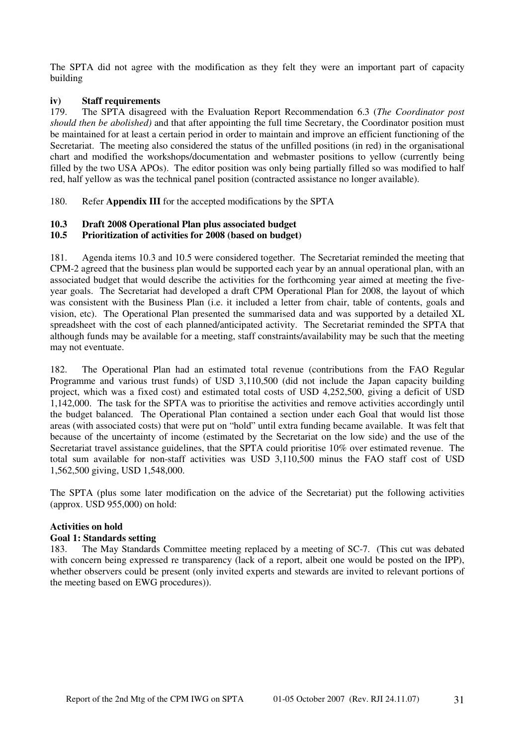The SPTA did not agree with the modification as they felt they were an important part of capacity building

**iv) Staff requirements**

179. The SPTA disagreed with the Evaluation Report Recommendation 6.3 (*The Coordinator post should then be abolished)* and that after appointing the full time Secretary, the Coordinator position must be maintained for at least a certain period in order to maintain and improve an efficient functioning of the Secretariat. The meeting also considered the status of the unfilled positions (in red) in the organisational chart and modified the workshops/documentation and webmaster positions to yellow (currently being filled by the two USA APOs). The editor position was only being partially filled so was modified to half red, half yellow as was the technical panel position (contracted assistance no longer available).

180. Refer **Appendix III** for the accepted modifications by the SPTA

**10.3 Draft 2008 Operational Plan plus associated budget**
**10.5 Prioritization of activities for 2008 (based on budget)**

181. Agenda items 10.3 and 10.5 were considered together. The Secretariat reminded the meeting that CPM-2 agreed that the business plan would be supported each year by an annual operational plan, with an associated budget that would describe the activities for the forthcoming year aimed at meeting the five-year goals. The Secretariat had developed a draft CPM Operational Plan for 2008, the layout of which was consistent with the Business Plan (i.e. it included a letter from chair, table of contents, goals and vision, etc). The Operational Plan presented the summarised data and was supported by a detailed XL spreadsheet with the cost of each planned/anticipated activity. The Secretariat reminded the SPTA that although funds may be available for a meeting, staff constraints/availability may be such that the meeting may not eventuate.

182. The Operational Plan had an estimated total revenue (contributions from the FAO Regular Programme and various trust funds) of USD 3,110,500 (did not include the Japan capacity building project, which was a fixed cost) and estimated total costs of USD 4,252,500, giving a deficit of USD 1,142,000. The task for the SPTA was to prioritise the activities and remove activities accordingly until the budget balanced. The Operational Plan contained a section under each Goal that would list those areas (with associated costs) that were put on "hold" until extra funding became available. It was felt that because of the uncertainty of income (estimated by the Secretariat on the low side) and the use of the Secretariat travel assistance guidelines, that the SPTA could prioritise 10% over estimated revenue. The total sum available for non-staff activities was USD 3,110,500 minus the FAO staff cost of USD 1,562,500 giving, USD 1,548,000.

The SPTA (plus some later modification on the advice of the Secretariat) put the following activities (approx. USD 955,000) on hold:

**Activities on hold**
**Goal 1: Standards setting**

183. The May Standards Committee meeting replaced by a meeting of SC-7. (This cut was debated with concern being expressed re transparency (lack of a report, albeit one would be posted on the IPP), whether observers could be present (only invited experts and stewards are invited to relevant portions of the meeting based on EWG procedures)).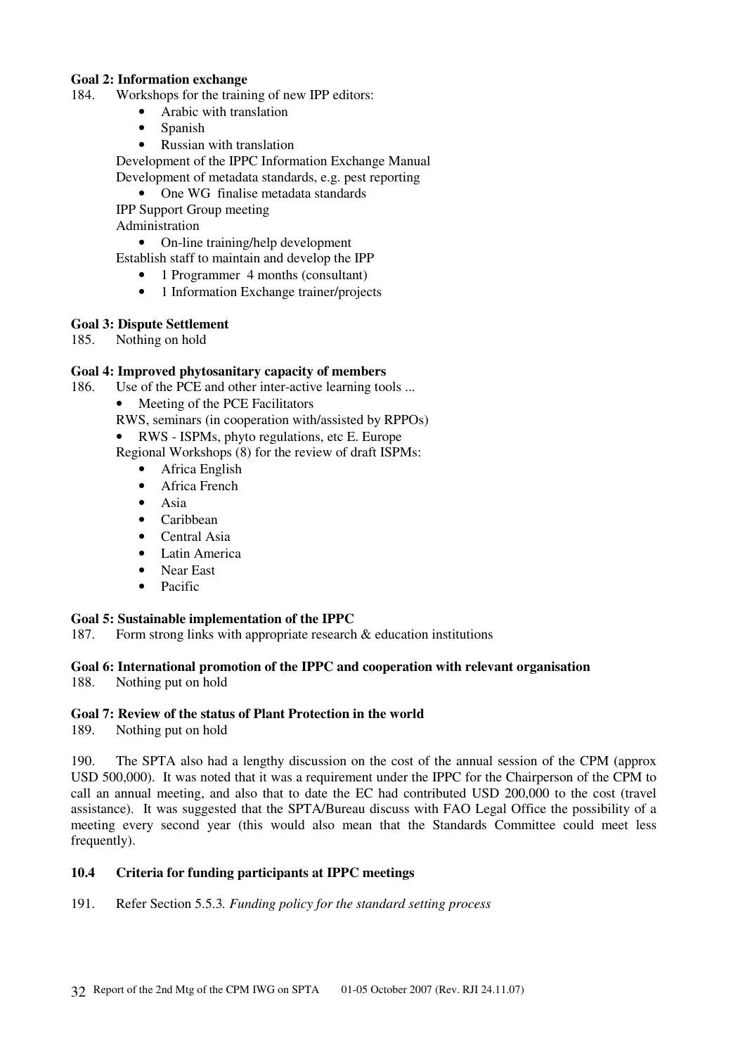**Goal 2: Information exchange**

184. Workshops for the training of new IPP editors:

- Arabic with translation
- Spanish
- Russian with translation

Development of the IPPC Information Exchange Manual

Development of metadata standards, e.g. pest reporting

- One WG finalise metadata standards

IPP Support Group meeting

Administration

- On-line training/help development

Establish staff to maintain and develop the IPP

- 1 Programmer 4 months (consultant)
- 1 Information Exchange trainer/projects

**Goal 3: Dispute Settlement**

185. Nothing on hold

**Goal 4: Improved phytosanitary capacity of members**

186. Use of the PCE and other inter-active learning tools ...

- Meeting of the PCE Facilitators

RWS, seminars (in cooperation with/assisted by RPPOs)

- RWS - ISPMs, phyto regulations, etc E. Europe

Regional Workshops (8) for the review of draft ISPMs:

- Africa English
- Africa French
- Asia
- Caribbean
- Central Asia
- Latin America
- Near East
- Pacific

**Goal 5: Sustainable implementation of the IPPC**

187. Form strong links with appropriate research & education institutions

**Goal 6: International promotion of the IPPC and cooperation with relevant organisation**

188. Nothing put on hold

**Goal 7: Review of the status of Plant Protection in the world**

189. Nothing put on hold

190. The SPTA also had a lengthy discussion on the cost of the annual session of the CPM (approx USD 500,000). It was noted that it was a requirement under the IPPC for the Chairperson of the CPM to call an annual meeting, and also that to date the EC had contributed USD 200,000 to the cost (travel assistance). It was suggested that the SPTA/Bureau discuss with FAO Legal Office the possibility of a meeting every second year (this would also mean that the Standards Committee could meet less frequently).

### 10.4 Criteria for funding participants at IPPC meetings

191. Refer Section 5.5.3. *Funding policy for the standard setting process*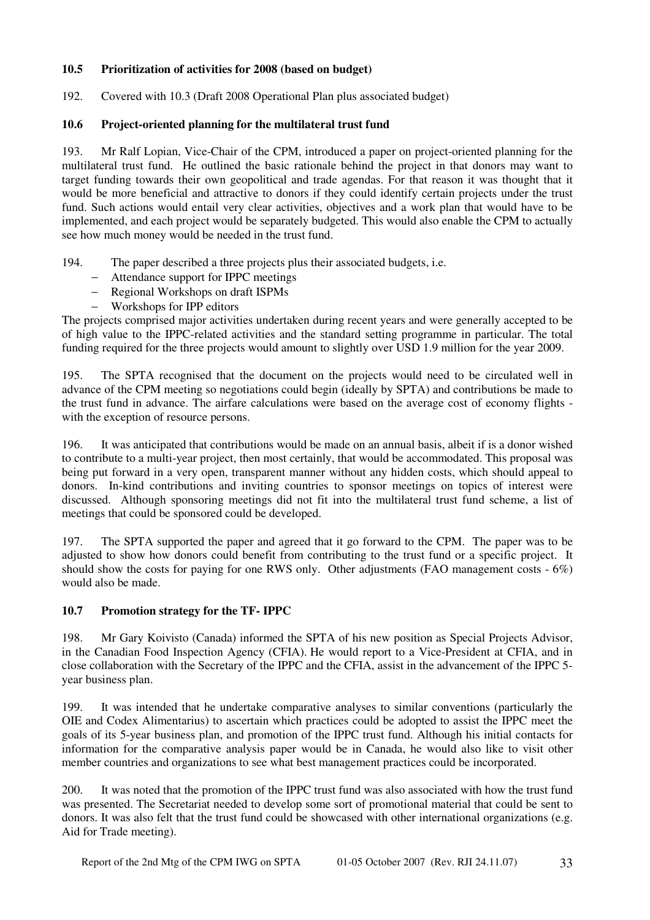### 10.5 Prioritization of activities for 2008 (based on budget)

192. Covered with 10.3 (Draft 2008 Operational Plan plus associated budget)

### 10.6 Project-oriented planning for the multilateral trust fund

193. Mr Ralf Lopian, Vice-Chair of the CPM, introduced a paper on project-oriented planning for the multilateral trust fund. He outlined the basic rationale behind the project in that donors may want to target funding towards their own geopolitical and trade agendas. For that reason it was thought that it would be more beneficial and attractive to donors if they could identify certain projects under the trust fund. Such actions would entail very clear activities, objectives and a work plan that would have to be implemented, and each project would be separately budgeted. This would also enable the CPM to actually see how much money would be needed in the trust fund.

194. The paper described a three projects plus their associated budgets, i.e.

- Attendance support for IPPC meetings
- Regional Workshops on draft ISPMs
- Workshops for IPP editors

The projects comprised major activities undertaken during recent years and were generally accepted to be of high value to the IPPC-related activities and the standard setting programme in particular. The total funding required for the three projects would amount to slightly over USD 1.9 million for the year 2009.

195. The SPTA recognised that the document on the projects would need to be circulated well in advance of the CPM meeting so negotiations could begin (ideally by SPTA) and contributions be made to the trust fund in advance. The airfare calculations were based on the average cost of economy flights - with the exception of resource persons.

196. It was anticipated that contributions would be made on an annual basis, albeit if is a donor wished to contribute to a multi-year project, then most certainly, that would be accommodated. This proposal was being put forward in a very open, transparent manner without any hidden costs, which should appeal to donors. In-kind contributions and inviting countries to sponsor meetings on topics of interest were discussed. Although sponsoring meetings did not fit into the multilateral trust fund scheme, a list of meetings that could be sponsored could be developed.

197. The SPTA supported the paper and agreed that it go forward to the CPM. The paper was to be adjusted to show how donors could benefit from contributing to the trust fund or a specific project. It should show the costs for paying for one RWS only. Other adjustments (FAO management costs - 6%) would also be made.

### 10.7 Promotion strategy for the TF- IPPC

198. Mr Gary Koivisto (Canada) informed the SPTA of his new position as Special Projects Advisor, in the Canadian Food Inspection Agency (CFIA). He would report to a Vice-President at CFIA, and in close collaboration with the Secretary of the IPPC and the CFIA, assist in the advancement of the IPPC 5-year business plan.

199. It was intended that he undertake comparative analyses to similar conventions (particularly the OIE and Codex Alimentarius) to ascertain which practices could be adopted to assist the IPPC meet the goals of its 5-year business plan, and promotion of the IPPC trust fund. Although his initial contacts for information for the comparative analysis paper would be in Canada, he would also like to visit other member countries and organizations to see what best management practices could be incorporated.

200. It was noted that the promotion of the IPPC trust fund was also associated with how the trust fund was presented. The Secretariat needed to develop some sort of promotional material that could be sent to donors. It was also felt that the trust fund could be showcased with other international organizations (e.g. Aid for Trade meeting).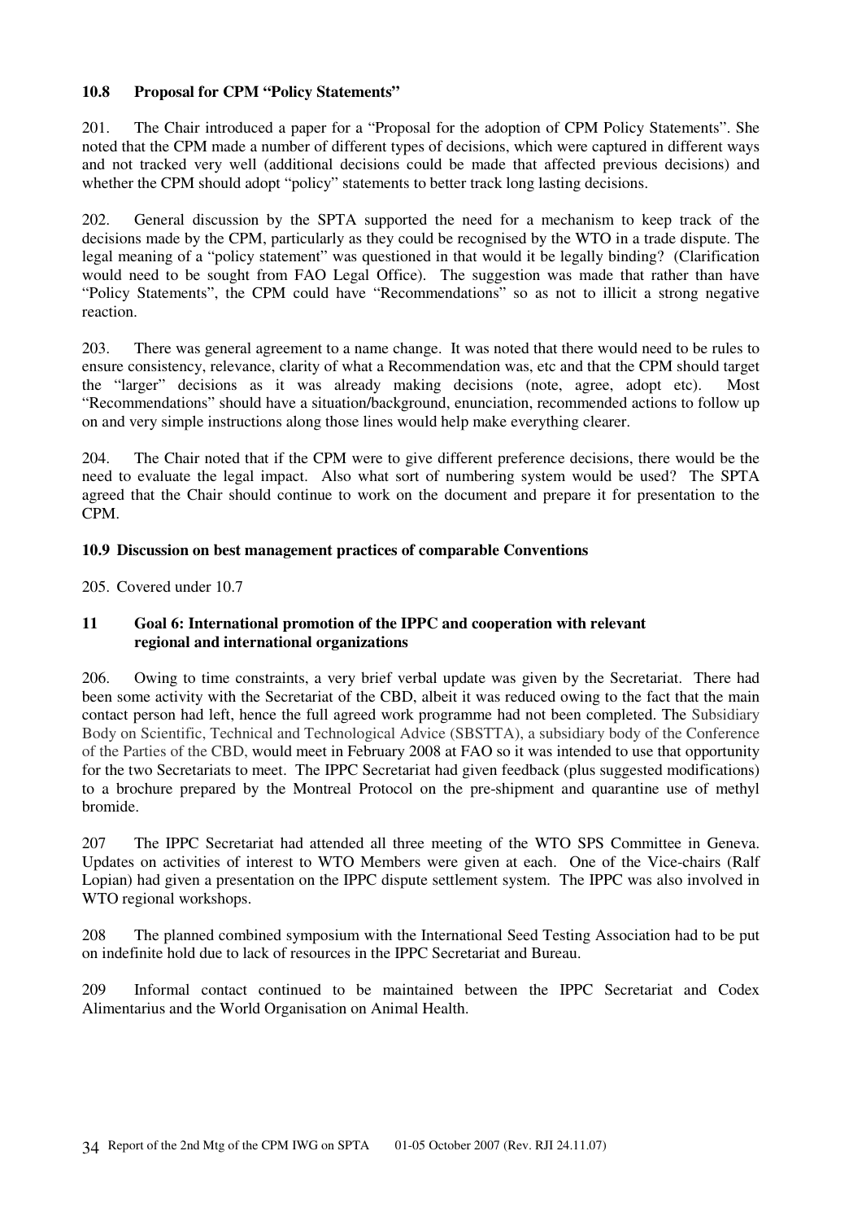### 10.8 Proposal for CPM "Policy Statements"

201. The Chair introduced a paper for a "Proposal for the adoption of CPM Policy Statements". She noted that the CPM made a number of different types of decisions, which were captured in different ways and not tracked very well (additional decisions could be made that affected previous decisions) and whether the CPM should adopt "policy" statements to better track long lasting decisions.

202. General discussion by the SPTA supported the need for a mechanism to keep track of the decisions made by the CPM, particularly as they could be recognised by the WTO in a trade dispute. The legal meaning of a "policy statement" was questioned in that would it be legally binding? (Clarification would need to be sought from FAO Legal Office). The suggestion was made that rather than have "Policy Statements", the CPM could have "Recommendations" so as not to illicit a strong negative reaction.

203. There was general agreement to a name change. It was noted that there would need to be rules to ensure consistency, relevance, clarity of what a Recommendation was, etc and that the CPM should target the "larger" decisions as it was already making decisions (note, agree, adopt etc). Most "Recommendations" should have a situation/background, enunciation, recommended actions to follow up on and very simple instructions along those lines would help make everything clearer.

204. The Chair noted that if the CPM were to give different preference decisions, there would be the need to evaluate the legal impact. Also what sort of numbering system would be used? The SPTA agreed that the Chair should continue to work on the document and prepare it for presentation to the CPM.

### 10.9 Discussion on best management practices of comparable Conventions

205. Covered under 10.7

## 11 Goal 6: International promotion of the IPPC and cooperation with relevant regional and international organizations

206. Owing to time constraints, a very brief verbal update was given by the Secretariat. There had been some activity with the Secretariat of the CBD, albeit it was reduced owing to the fact that the main contact person had left, hence the full agreed work programme had not been completed. The Subsidiary Body on Scientific, Technical and Technological Advice (SBSTTA), a subsidiary body of the Conference of the Parties of the CBD, would meet in February 2008 at FAO so it was intended to use that opportunity for the two Secretariats to meet. The IPPC Secretariat had given feedback (plus suggested modifications) to a brochure prepared by the Montreal Protocol on the pre-shipment and quarantine use of methyl bromide.

207 The IPPC Secretariat had attended all three meeting of the WTO SPS Committee in Geneva. Updates on activities of interest to WTO Members were given at each. One of the Vice-chairs (Ralf Lopian) had given a presentation on the IPPC dispute settlement system. The IPPC was also involved in WTO regional workshops.

208 The planned combined symposium with the International Seed Testing Association had to be put on indefinite hold due to lack of resources in the IPPC Secretariat and Bureau.

209 Informal contact continued to be maintained between the IPPC Secretariat and Codex Alimentarius and the World Organisation on Animal Health.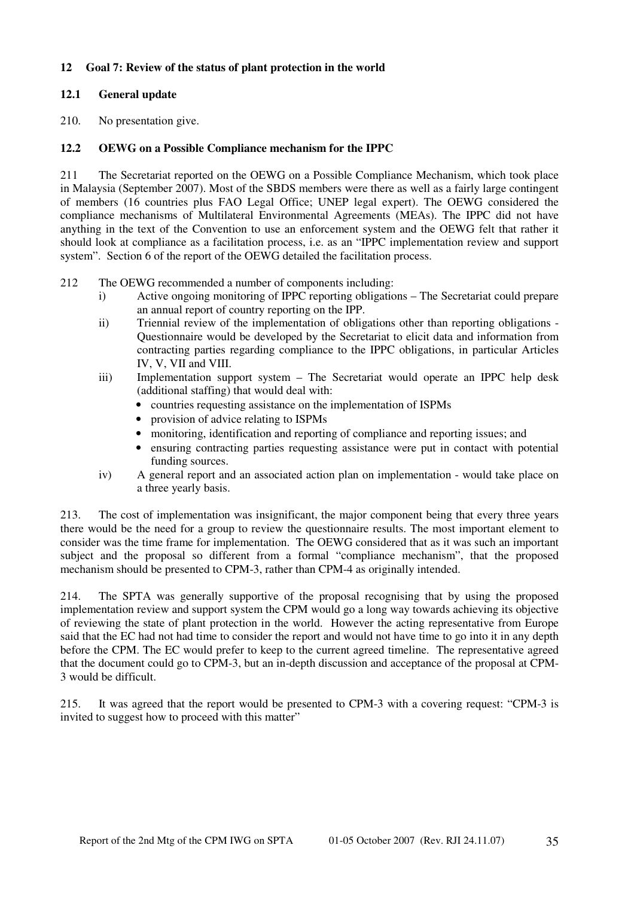## 12 Goal 7: Review of the status of plant protection in the world

### 12.1 General update

210. No presentation give.

### 12.2 OEWG on a Possible Compliance mechanism for the IPPC

211 The Secretariat reported on the OEWG on a Possible Compliance Mechanism, which took place in Malaysia (September 2007). Most of the SBDS members were there as well as a fairly large contingent of members (16 countries plus FAO Legal Office; UNEP legal expert). The OEWG considered the compliance mechanisms of Multilateral Environmental Agreements (MEAs). The IPPC did not have anything in the text of the Convention to use an enforcement system and the OEWG felt that rather it should look at compliance as a facilitation process, i.e. as an "IPPC implementation review and support system". Section 6 of the report of the OEWG detailed the facilitation process.

212 The OEWG recommended a number of components including:

- i) Active ongoing monitoring of IPPC reporting obligations – The Secretariat could prepare an annual report of country reporting on the IPP.
- ii) Triennial review of the implementation of obligations other than reporting obligations - Questionnaire would be developed by the Secretariat to elicit data and information from contracting parties regarding compliance to the IPPC obligations, in particular Articles IV, V, VII and VIII.
- iii) Implementation support system – The Secretariat would operate an IPPC help desk (additional staffing) that would deal with:
  - countries requesting assistance on the implementation of ISPMs
  - provision of advice relating to ISPMs
  - monitoring, identification and reporting of compliance and reporting issues; and
  - ensuring contracting parties requesting assistance were put in contact with potential funding sources.
- iv) A general report and an associated action plan on implementation - would take place on a three yearly basis.

213. The cost of implementation was insignificant, the major component being that every three years there would be the need for a group to review the questionnaire results. The most important element to consider was the time frame for implementation. The OEWG considered that as it was such an important subject and the proposal so different from a formal "compliance mechanism", that the proposed mechanism should be presented to CPM-3, rather than CPM-4 as originally intended.

214. The SPTA was generally supportive of the proposal recognising that by using the proposed implementation review and support system the CPM would go a long way towards achieving its objective of reviewing the state of plant protection in the world. However the acting representative from Europe said that the EC had not had time to consider the report and would not have time to go into it in any depth before the CPM. The EC would prefer to keep to the current agreed timeline. The representative agreed that the document could go to CPM-3, but an in-depth discussion and acceptance of the proposal at CPM-3 would be difficult.

215. It was agreed that the report would be presented to CPM-3 with a covering request: "CPM-3 is invited to suggest how to proceed with this matter"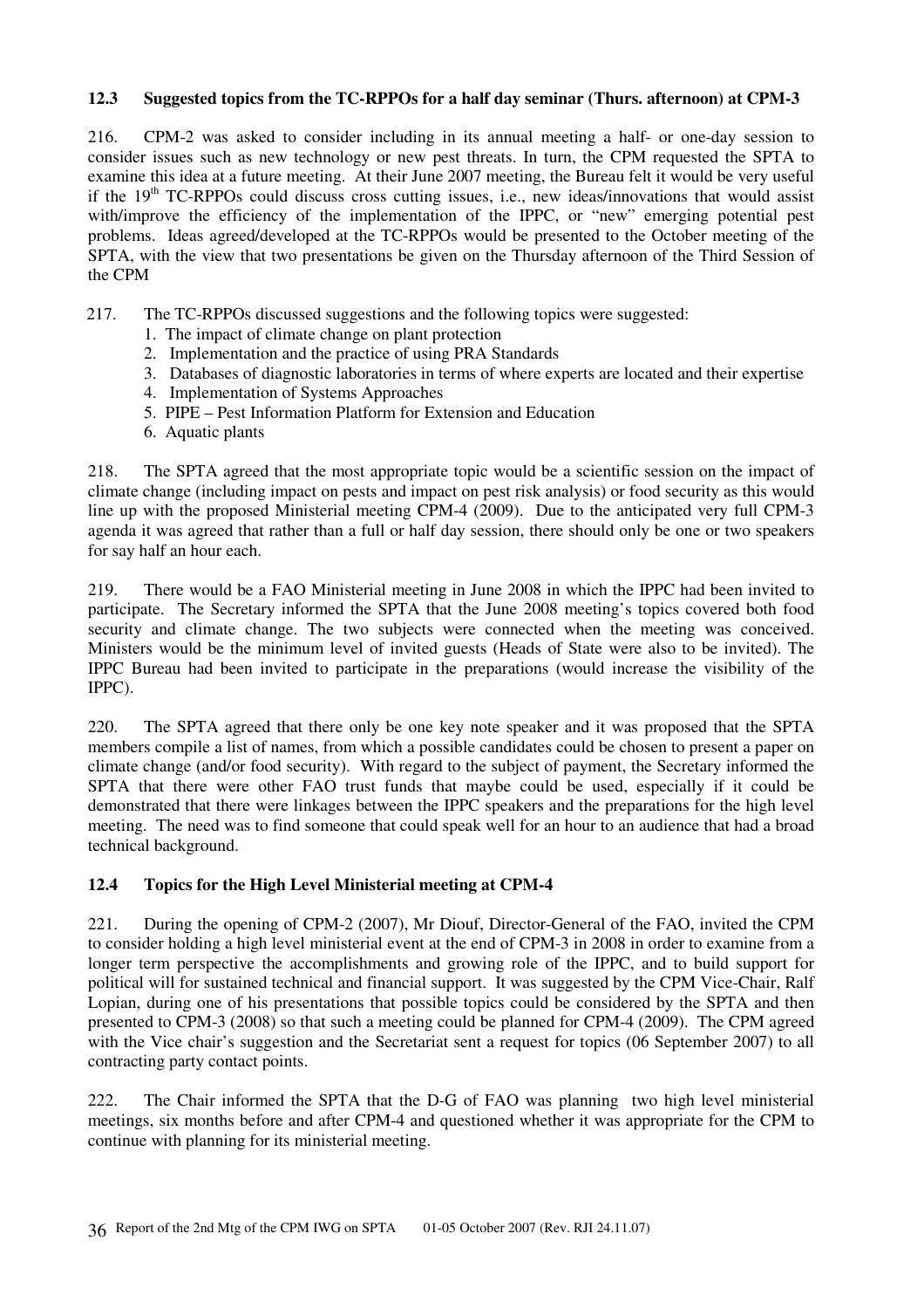### 12.3 Suggested topics from the TC-RPPOs for a half day seminar (Thurs. afternoon) at CPM-3

216. CPM-2 was asked to consider including in its annual meeting a half- or one-day session to consider issues such as new technology or new pest threats. In turn, the CPM requested the SPTA to examine this idea at a future meeting. At their June 2007 meeting, the Bureau felt it would be very useful if the 19th TC-RPPOs could discuss cross cutting issues, i.e., new ideas/innovations that would assist with/improve the efficiency of the implementation of the IPPC, or "new" emerging potential pest problems. Ideas agreed/developed at the TC-RPPOs would be presented to the October meeting of the SPTA, with the view that two presentations be given on the Thursday afternoon of the Third Session of the CPM

217. The TC-RPPOs discussed suggestions and the following topics were suggested:

1. The impact of climate change on plant protection
2. Implementation and the practice of using PRA Standards
3. Databases of diagnostic laboratories in terms of where experts are located and their expertise
4. Implementation of Systems Approaches
5. PIPE – Pest Information Platform for Extension and Education
6. Aquatic plants

218. The SPTA agreed that the most appropriate topic would be a scientific session on the impact of climate change (including impact on pests and impact on pest risk analysis) or food security as this would line up with the proposed Ministerial meeting CPM-4 (2009). Due to the anticipated very full CPM-3 agenda it was agreed that rather than a full or half day session, there should only be one or two speakers for say half an hour each.

219. There would be a FAO Ministerial meeting in June 2008 in which the IPPC had been invited to participate. The Secretary informed the SPTA that the June 2008 meeting's topics covered both food security and climate change. The two subjects were connected when the meeting was conceived. Ministers would be the minimum level of invited guests (Heads of State were also to be invited). The IPPC Bureau had been invited to participate in the preparations (would increase the visibility of the IPPC).

220. The SPTA agreed that there only be one key note speaker and it was proposed that the SPTA members compile a list of names, from which a possible candidates could be chosen to present a paper on climate change (and/or food security). With regard to the subject of payment, the Secretary informed the SPTA that there were other FAO trust funds that maybe could be used, especially if it could be demonstrated that there were linkages between the IPPC speakers and the preparations for the high level meeting. The need was to find someone that could speak well for an hour to an audience that had a broad technical background.

### 12.4 Topics for the High Level Ministerial meeting at CPM-4

221. During the opening of CPM-2 (2007), Mr Diouf, Director-General of the FAO, invited the CPM to consider holding a high level ministerial event at the end of CPM-3 in 2008 in order to examine from a longer term perspective the accomplishments and growing role of the IPPC, and to build support for political will for sustained technical and financial support. It was suggested by the CPM Vice-Chair, Ralf Lopian, during one of his presentations that possible topics could be considered by the SPTA and then presented to CPM-3 (2008) so that such a meeting could be planned for CPM-4 (2009). The CPM agreed with the Vice chair's suggestion and the Secretariat sent a request for topics (06 September 2007) to all contracting party contact points.

222. The Chair informed the SPTA that the D-G of FAO was planning two high level ministerial meetings, six months before and after CPM-4 and questioned whether it was appropriate for the CPM to continue with planning for its ministerial meeting.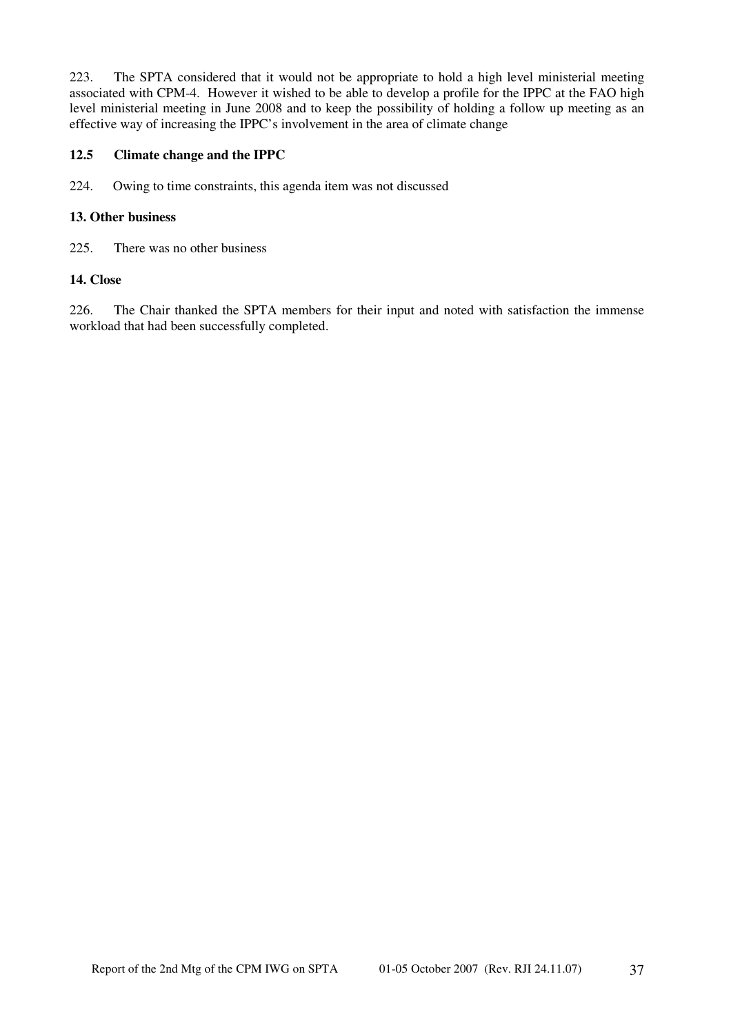223. The SPTA considered that it would not be appropriate to hold a high level ministerial meeting associated with CPM-4. However it wished to be able to develop a profile for the IPPC at the FAO high level ministerial meeting in June 2008 and to keep the possibility of holding a follow up meeting as an effective way of increasing the IPPC's involvement in the area of climate change

### 12.5 Climate change and the IPPC

224. Owing to time constraints, this agenda item was not discussed

## 13. Other business

225. There was no other business

## 14. Close

226. The Chair thanked the SPTA members for their input and noted with satisfaction the immense workload that had been successfully completed.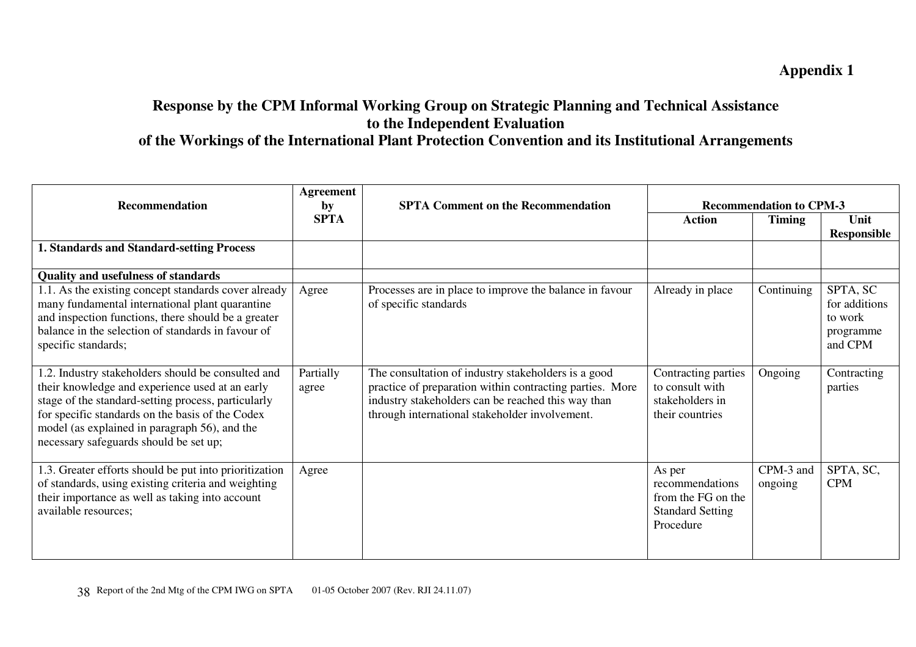**Appendix 1**

## Response by the CPM Informal Working Group on Strategic Planning and Technical Assistance to the Independent Evaluation of the Workings of the International Plant Protection Convention and its Institutional Arrangements

| Recommendation | Agreement by SPTA | SPTA Comment on the Recommendation | Recommendation to CPM-3 | | |
|---|---|---|---|---|---|
| | | | Action | Timing | Unit Responsible |
| **1. Standards and Standard-setting Process** | | | | | |
| **Quality and usefulness of standards** | | | | | |
| 1.1. As the existing concept standards cover already many fundamental international plant quarantine and inspection functions, there should be a greater balance in the selection of standards in favour of specific standards; | Agree | Processes are in place to improve the balance in favour of specific standards | Already in place | Continuing | SPTA, SC for additions to work programme and CPM |
| 1.2. Industry stakeholders should be consulted and their knowledge and experience used at an early stage of the standard-setting process, particularly for specific standards on the basis of the Codex model (as explained in paragraph 56), and the necessary safeguards should be set up; | Partially agree | The consultation of industry stakeholders is a good practice of preparation within contracting parties. More industry stakeholders can be reached this way than through international stakeholder involvement. | Contracting parties to consult with stakeholders in their countries | Ongoing | Contracting parties |
| 1.3. Greater efforts should be put into prioritization of standards, using existing criteria and weighting their importance as well as taking into account available resources; | Agree | | As per recommendations from the FG on the Standard Setting Procedure | CPM-3 and ongoing | SPTA, SC, CPM |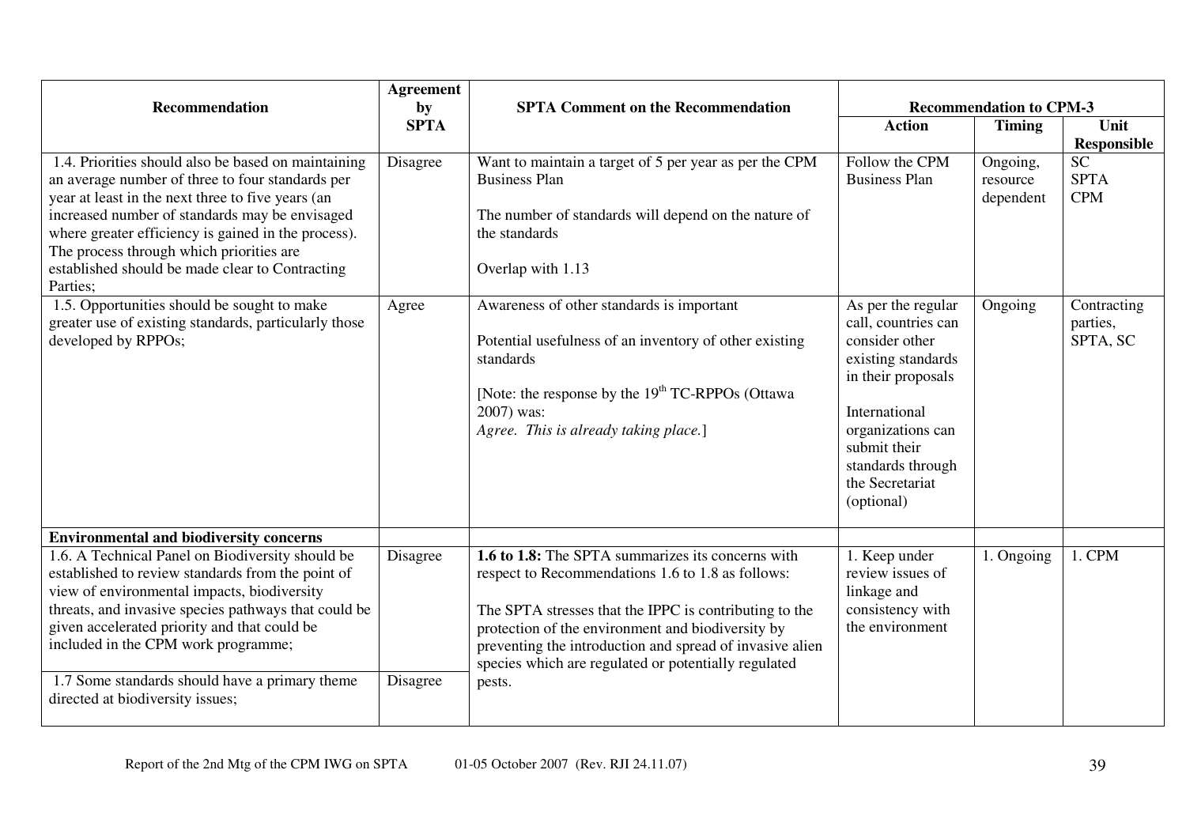| Recommendation | Agreement by SPTA | SPTA Comment on the Recommendation | Recommendation to CPM-3 | | |
|---|---|---|---|---|---|
| | | | **Action** | **Timing** | **Unit Responsible** |
| 1.4. Priorities should also be based on maintaining an average number of three to four standards per year at least in the next three to five years (an increased number of standards may be envisaged where greater efficiency is gained in the process). The process through which priorities are established should be made clear to Contracting Parties; | Disagree | Want to maintain a target of 5 per year as per the CPM Business Plan<br><br>The number of standards will depend on the nature of the standards<br><br>Overlap with 1.13 | Follow the CPM Business Plan | Ongoing, resource dependent | SC<br>SPTA<br>CPM |
| 1.5. Opportunities should be sought to make greater use of existing standards, particularly those developed by RPPOs; | Agree | Awareness of other standards is important<br><br>Potential usefulness of an inventory of other existing standards<br><br>[Note: the response by the 19th TC-RPPOs (Ottawa 2007) was:<br>*Agree. This is already taking place.*] | As per the regular call, countries can consider other existing standards in their proposals<br><br>International organizations can submit their standards through the Secretariat (optional) | Ongoing | Contracting parties, SPTA, SC |
| **Environmental and biodiversity concerns** | | | | | |
| 1.6. A Technical Panel on Biodiversity should be established to review standards from the point of view of environmental impacts, biodiversity threats, and invasive species pathways that could be given accelerated priority and that could be included in the CPM work programme; | Disagree | **1.6 to 1.8:** The SPTA summarizes its concerns with respect to Recommendations 1.6 to 1.8 as follows:<br><br>The SPTA stresses that the IPPC is contributing to the protection of the environment and biodiversity by preventing the introduction and spread of invasive alien species which are regulated or potentially regulated pests. | 1. Keep under review issues of linkage and consistency with the environment | 1. Ongoing | 1. CPM |
| 1.7 Some standards should have a primary theme directed at biodiversity issues; | Disagree | | | | |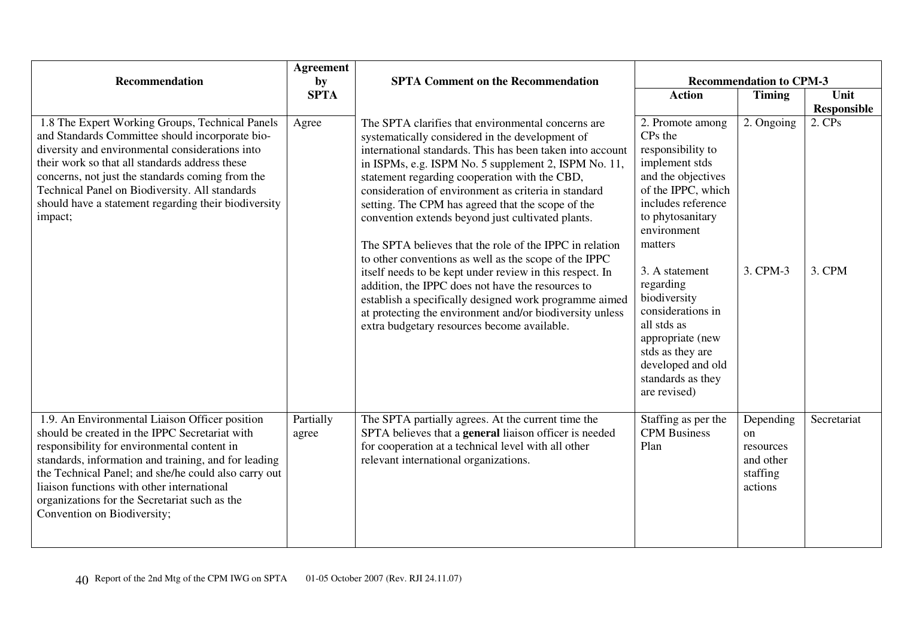| Recommendation | Agreement by SPTA | SPTA Comment on the Recommendation | Recommendation to CPM-3 | | |
|---|---|---|---|---|---|
| | | | Action | Timing | Unit Responsible |
| 1.8 The Expert Working Groups, Technical Panels and Standards Committee should incorporate bio-diversity and environmental considerations into their work so that all standards address these concerns, not just the standards coming from the Technical Panel on Biodiversity. All standards should have a statement regarding their biodiversity impact; | Agree | The SPTA clarifies that environmental concerns are systematically considered in the development of international standards. This has been taken into account in ISPMs, e.g. ISPM No. 5 supplement 2, ISPM No. 11, statement regarding cooperation with the CBD, consideration of environment as criteria in standard setting. The CPM has agreed that the scope of the convention extends beyond just cultivated plants.<br><br>The SPTA believes that the role of the IPPC in relation to other conventions as well as the scope of the IPPC itself needs to be kept under review in this respect. In addition, the IPPC does not have the resources to establish a specifically designed work programme aimed at protecting the environment and/or biodiversity unless extra budgetary resources become available. | 2. Promote among CPs the responsibility to implement stds and the objectives of the IPPC, which includes reference to phytosanitary environment matters<br><br>3. A statement regarding biodiversity considerations in all stds as appropriate (new stds as they are developed and old standards as they are revised) | 2. Ongoing<br><br>3. CPM-3 | 2. CPs<br><br>3. CPM |
| 1.9. An Environmental Liaison Officer position should be created in the IPPC Secretariat with responsibility for environmental content in standards, information and training, and for leading the Technical Panel; and she/he could also carry out liaison functions with other international organizations for the Secretariat such as the Convention on Biodiversity; | Partially agree | The SPTA partially agrees. At the current time the SPTA believes that a **general** liaison officer is needed for cooperation at a technical level with all other relevant international organizations. | Staffing as per the CPM Business Plan | Depending on resources and other staffing actions | Secretariat |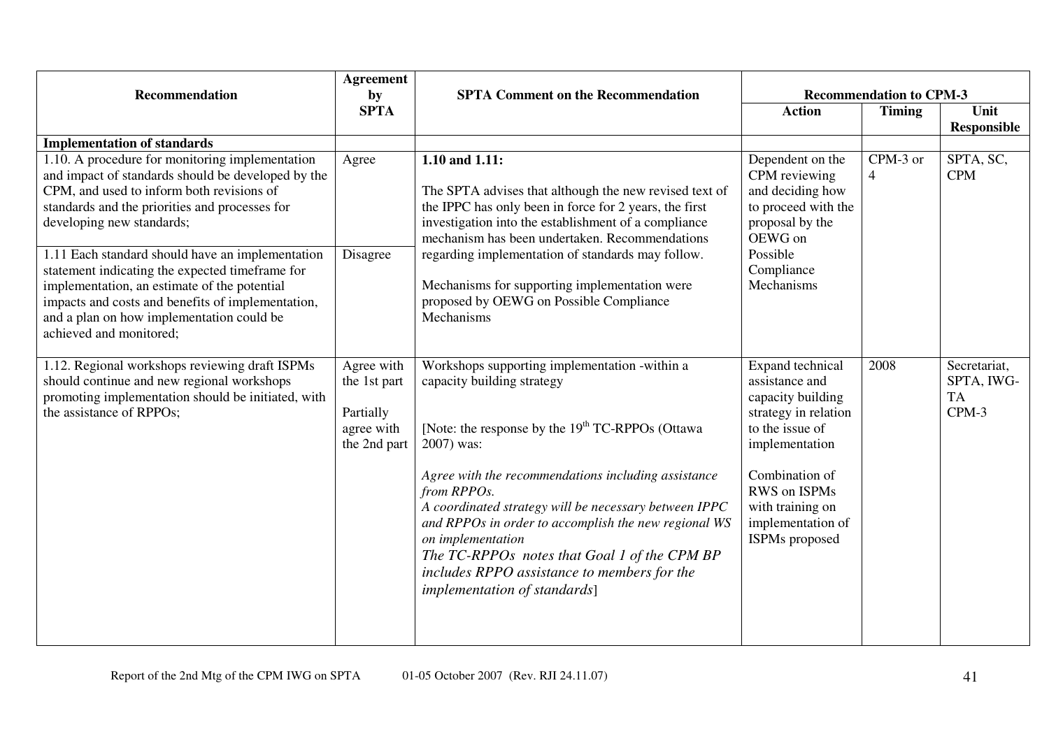| Recommendation | Agreement by SPTA | SPTA Comment on the Recommendation | Recommendation to CPM-3 | | |
|---|---|---|---|---|---|
| | | | Action | Timing | Unit Responsible |
| **Implementation of standards** | | | | | |
| 1.10. A procedure for monitoring implementation and impact of standards should be developed by the CPM, and used to inform both revisions of standards and the priorities and processes for developing new standards; | Agree | **1.10 and 1.11:** The SPTA advises that although the new revised text of the IPPC has only been in force for 2 years, the first investigation into the establishment of a compliance mechanism has been undertaken. Recommendations regarding implementation of standards may follow. Mechanisms for supporting implementation were proposed by OEWG on Possible Compliance Mechanisms | Dependent on the CPM reviewing and deciding how to proceed with the proposal by the OEWG on Possible Compliance Mechanisms | CPM-3 or 4 | SPTA, SC, CPM |
| 1.11 Each standard should have an implementation statement indicating the expected timeframe for implementation, an estimate of the potential impacts and costs and benefits of implementation, and a plan on how implementation could be achieved and monitored; | Disagree | | | | |
| 1.12. Regional workshops reviewing draft ISPMs should continue and new regional workshops promoting implementation should be initiated, with the assistance of RPPOs; | Agree with the 1st part<br><br>Partially agree with the 2nd part | Workshops supporting implementation -within a capacity building strategy<br><br>[Note: the response by the 19th TC-RPPOs (Ottawa 2007) was:<br><br>*Agree with the recommendations including assistance from RPPOs.*<br>*A coordinated strategy will be necessary between IPPC and RPPOs in order to accomplish the new regional WS on implementation*<br>*The TC-RPPOs notes that Goal 1 of the CPM BP includes RPPO assistance to members for the implementation of standards*] | Expand technical assistance and capacity building strategy in relation to the issue of implementation<br><br>Combination of RWS on ISPMs with training on implementation of ISPMs proposed | 2008 | Secretariat, SPTA, IWG-TA CPM-3 |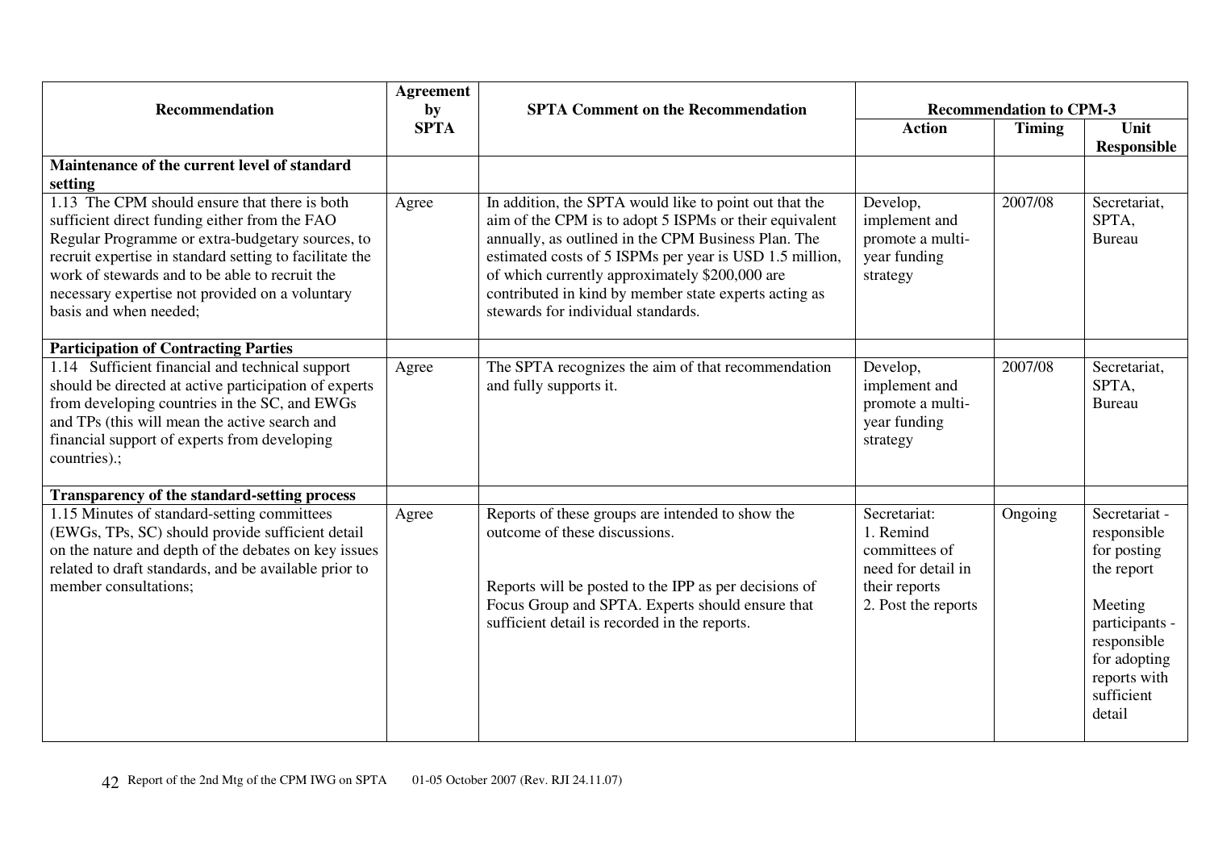| Recommendation | Agreement by SPTA | SPTA Comment on the Recommendation | Recommendation to CPM-3 | | |
|---|---|---|---|---|---|
| | | | **Action** | **Timing** | **Unit Responsible** |
| **Maintenance of the current level of standard setting** | | | | | |
| 1.13 The CPM should ensure that there is both sufficient direct funding either from the FAO Regular Programme or extra-budgetary sources, to recruit expertise in standard setting to facilitate the work of stewards and to be able to recruit the necessary expertise not provided on a voluntary basis and when needed; | Agree | In addition, the SPTA would like to point out that the aim of the CPM is to adopt 5 ISPMs or their equivalent annually, as outlined in the CPM Business Plan. The estimated costs of 5 ISPMs per year is USD 1.5 million, of which currently approximately $200,000 are contributed in kind by member state experts acting as stewards for individual standards. | Develop, implement and promote a multi-year funding strategy | 2007/08 | Secretariat, SPTA, Bureau |
| **Participation of Contracting Parties** | | | | | |
| 1.14 Sufficient financial and technical support should be directed at active participation of experts from developing countries in the SC, and EWGs and TPs (this will mean the active search and financial support of experts from developing countries).; | Agree | The SPTA recognizes the aim of that recommendation and fully supports it. | Develop, implement and promote a multi-year funding strategy | 2007/08 | Secretariat, SPTA, Bureau |
| **Transparency of the standard-setting process** | | | | | |
| 1.15 Minutes of standard-setting committees (EWGs, TPs, SC) should provide sufficient detail on the nature and depth of the debates on key issues related to draft standards, and be available prior to member consultations; | Agree | Reports of these groups are intended to show the outcome of these discussions.<br><br>Reports will be posted to the IPP as per decisions of Focus Group and SPTA. Experts should ensure that sufficient detail is recorded in the reports. | Secretariat:<br>1. Remind committees of need for detail in their reports<br>2. Post the reports | Ongoing | Secretariat - responsible for posting the report<br><br>Meeting participants - responsible for adopting reports with sufficient detail |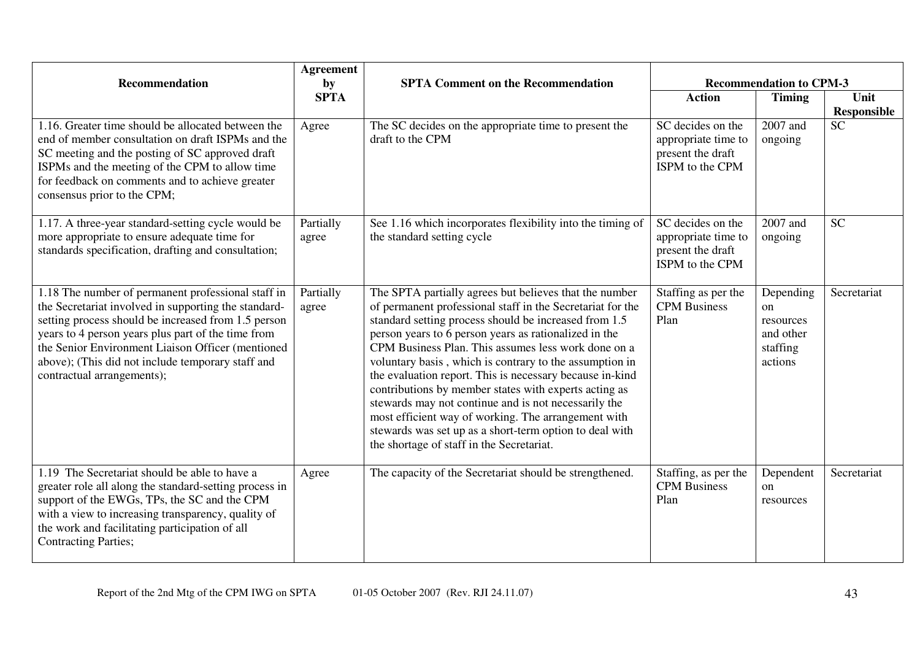| Recommendation | Agreement by SPTA | SPTA Comment on the Recommendation | Recommendation to CPM-3 | | |
|---|---|---|---|---|---|
| | | | **Action** | **Timing** | **Unit Responsible** |
| 1.16. Greater time should be allocated between the end of member consultation on draft ISPMs and the SC meeting and the posting of SC approved draft ISPMs and the meeting of the CPM to allow time for feedback on comments and to achieve greater consensus prior to the CPM; | Agree | The SC decides on the appropriate time to present the draft to the CPM | SC decides on the appropriate time to present the draft ISPM to the CPM | 2007 and ongoing | SC |
| 1.17. A three-year standard-setting cycle would be more appropriate to ensure adequate time for standards specification, drafting and consultation; | Partially agree | See 1.16 which incorporates flexibility into the timing of the standard setting cycle | SC decides on the appropriate time to present the draft ISPM to the CPM | 2007 and ongoing | SC |
| 1.18 The number of permanent professional staff in the Secretariat involved in supporting the standard-setting process should be increased from 1.5 person years to 4 person years plus part of the time from the Senior Environment Liaison Officer (mentioned above); (This did not include temporary staff and contractual arrangements); | Partially agree | The SPTA partially agrees but believes that the number of permanent professional staff in the Secretariat for the standard setting process should be increased from 1.5 person years to 6 person years as rationalized in the CPM Business Plan. This assumes less work done on a voluntary basis , which is contrary to the assumption in the evaluation report. This is necessary because in-kind contributions by member states with experts acting as stewards may not continue and is not necessarily the most efficient way of working. The arrangement with stewards was set up as a short-term option to deal with the shortage of staff in the Secretariat. | Staffing as per the CPM Business Plan | Depending on resources and other staffing actions | Secretariat |
| 1.19 The Secretariat should be able to have a greater role all along the standard-setting process in support of the EWGs, TPs, the SC and the CPM with a view to increasing transparency, quality of the work and facilitating participation of all Contracting Parties; | Agree | The capacity of the Secretariat should be strengthened. | Staffing, as per the CPM Business Plan | Dependent on resources | Secretariat |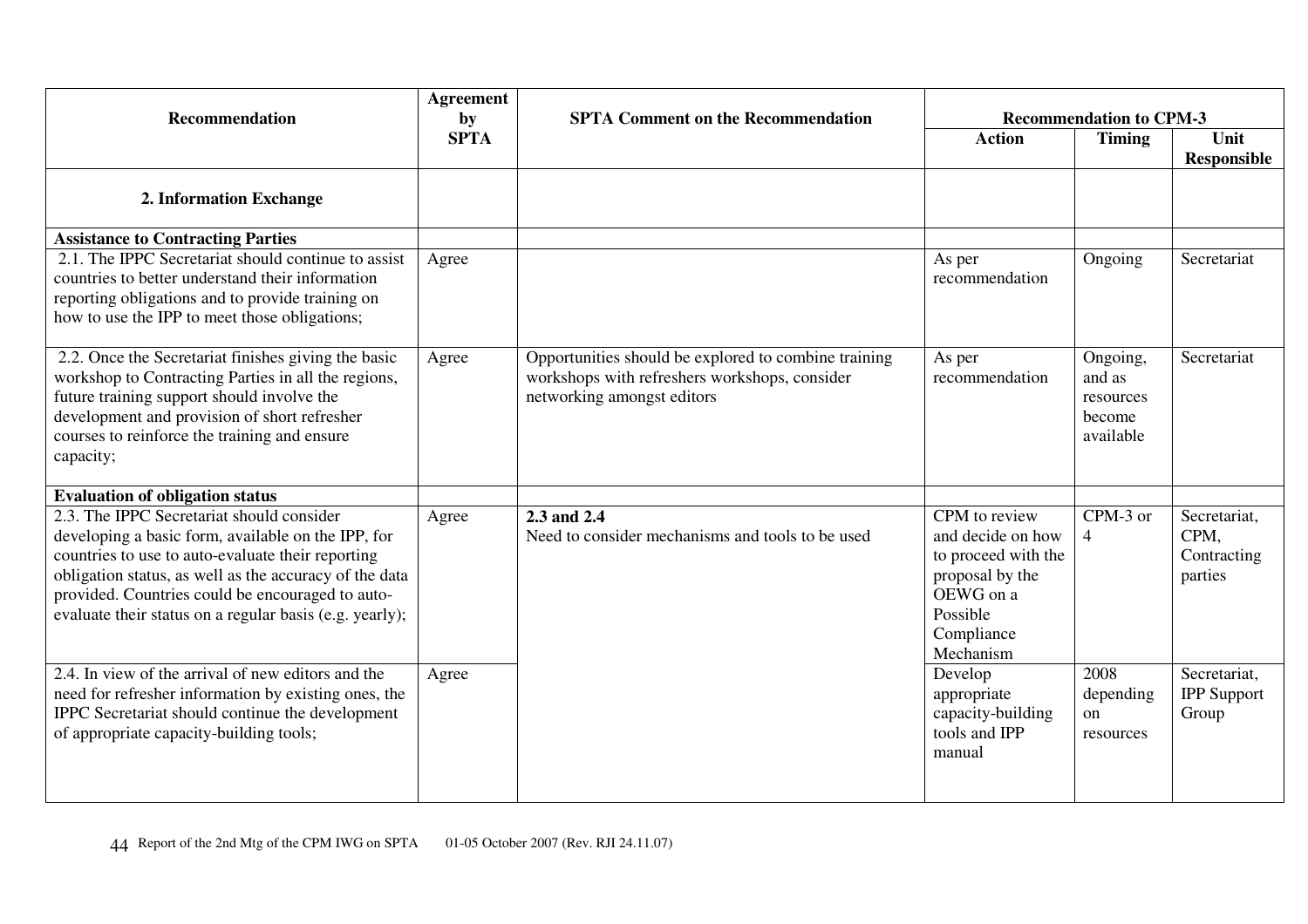| Recommendation | Agreement by SPTA | SPTA Comment on the Recommendation | Recommendation to CPM-3 | | |
|---|---|---|---|---|---|
| | | | **Action** | **Timing** | **Unit Responsible** |
| **2. Information Exchange** | | | | | |
| **Assistance to Contracting Parties** | | | | | |
| 2.1. The IPPC Secretariat should continue to assist countries to better understand their information reporting obligations and to provide training on how to use the IPP to meet those obligations; | Agree | | As per recommendation | Ongoing | Secretariat |
| 2.2. Once the Secretariat finishes giving the basic workshop to Contracting Parties in all the regions, future training support should involve the development and provision of short refresher courses to reinforce the training and ensure capacity; | Agree | Opportunities should be explored to combine training workshops with refreshers workshops, consider networking amongst editors | As per recommendation | Ongoing, and as resources become available | Secretariat |
| **Evaluation of obligation status** | | | | | |
| 2.3. The IPPC Secretariat should consider developing a basic form, available on the IPP, for countries to use to auto-evaluate their reporting obligation status, as well as the accuracy of the data provided. Countries could be encouraged to auto-evaluate their status on a regular basis (e.g. yearly); | Agree | **2.3 and 2.4** Need to consider mechanisms and tools to be used | CPM to review and decide on how to proceed with the proposal by the OEWG on a Possible Compliance Mechanism | CPM-3 or 4 | Secretariat, CPM, Contracting parties |
| 2.4. In view of the arrival of new editors and the need for refresher information by existing ones, the IPPC Secretariat should continue the development of appropriate capacity-building tools; | Agree | | Develop appropriate capacity-building tools and IPP manual | 2008 depending on resources | Secretariat, IPP Support Group |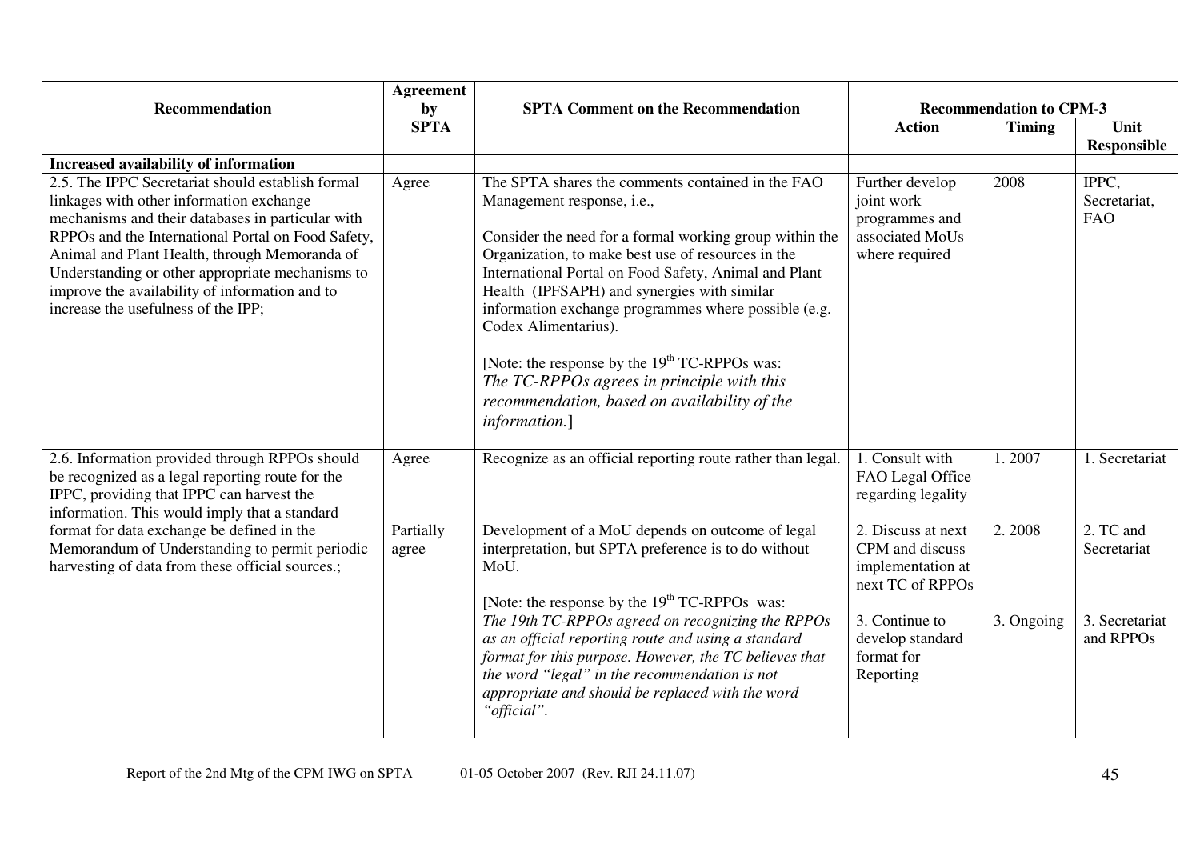| Recommendation | Agreement by SPTA | SPTA Comment on the Recommendation | Recommendation to CPM-3 | | |
|---|---|---|---|---|---|
| | | | Action | Timing | Unit Responsible |
| **Increased availability of information** | | | | | |
| 2.5. The IPPC Secretariat should establish formal linkages with other information exchange mechanisms and their databases in particular with RPPOs and the International Portal on Food Safety, Animal and Plant Health, through Memoranda of Understanding or other appropriate mechanisms to improve the availability of information and to increase the usefulness of the IPP; | Agree | The SPTA shares the comments contained in the FAO Management response, i.e.,<br><br>Consider the need for a formal working group within the Organization, to make best use of resources in the International Portal on Food Safety, Animal and Plant Health (IPFSAPH) and synergies with similar information exchange programmes where possible (e.g. Codex Alimentarius).<br><br>[Note: the response by the 19th TC-RPPOs was: *The TC-RPPOs agrees in principle with this recommendation, based on availability of the information.*] | Further develop joint work programmes and associated MoUs where required | 2008 | IPPC, Secretariat, FAO |
| 2.6. Information provided through RPPOs should be recognized as a legal reporting route for the IPPC, providing that IPPC can harvest the information. This would imply that a standard format for data exchange be defined in the Memorandum of Understanding to permit periodic harvesting of data from these official sources.; | Agree<br><br>Partially agree | Recognize as an official reporting route rather than legal.<br><br>Development of a MoU depends on outcome of legal interpretation, but SPTA preference is to do without MoU.<br><br>[Note: the response by the 19th TC-RPPOs was: *The 19th TC-RPPOs agreed on recognizing the RPPOs as an official reporting route and using a standard format for this purpose. However, the TC believes that the word "legal" in the recommendation is not appropriate and should be replaced with the word "official".* | 1. Consult with FAO Legal Office regarding legality<br><br>2. Discuss at next CPM and discuss implementation at next TC of RPPOs<br><br>3. Continue to develop standard format for Reporting | 1. 2007<br><br>2. 2008<br><br>3. Ongoing | 1. Secretariat<br><br>2. TC and Secretariat<br><br>3. Secretariat and RPPOs |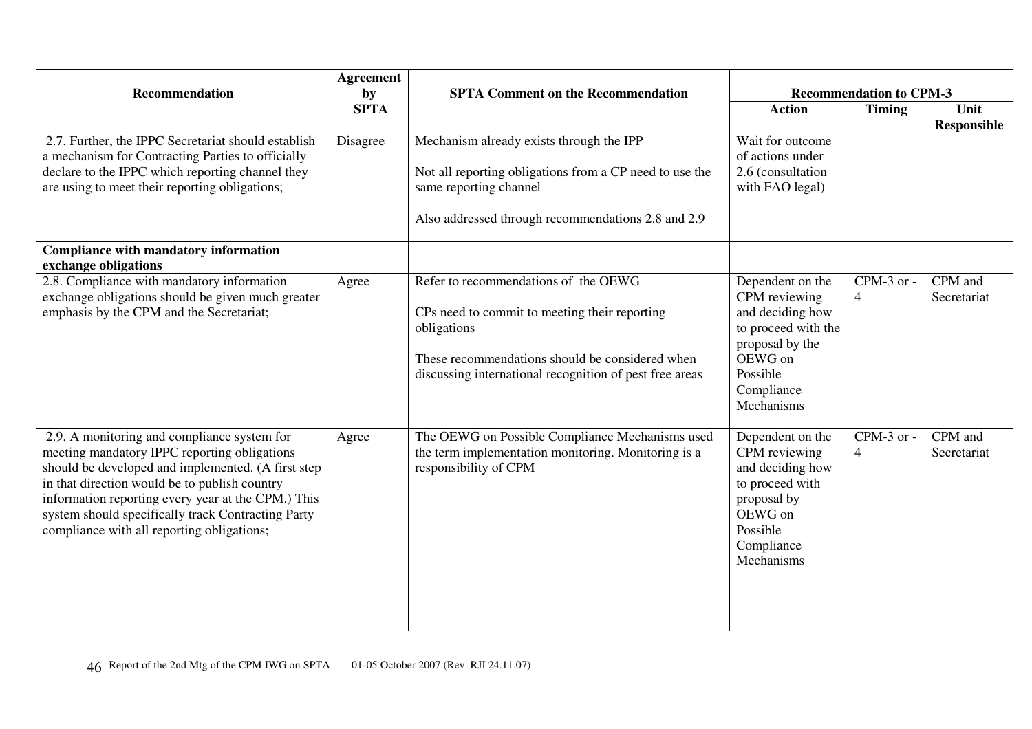| Recommendation | Agreement by SPTA | SPTA Comment on the Recommendation | Recommendation to CPM-3 | | |
|---|---|---|---|---|---|
| | | | Action | Timing | Unit Responsible |
| 2.7. Further, the IPPC Secretariat should establish a mechanism for Contracting Parties to officially declare to the IPPC which reporting channel they are using to meet their reporting obligations; | Disagree | Mechanism already exists through the IPP<br><br>Not all reporting obligations from a CP need to use the same reporting channel<br><br>Also addressed through recommendations 2.8 and 2.9 | Wait for outcome of actions under 2.6 (consultation with FAO legal) | | |
| **Compliance with mandatory information exchange obligations** | | | | | |
| 2.8. Compliance with mandatory information exchange obligations should be given much greater emphasis by the CPM and the Secretariat; | Agree | Refer to recommendations of the OEWG<br><br>CPs need to commit to meeting their reporting obligations<br><br>These recommendations should be considered when discussing international recognition of pest free areas | Dependent on the CPM reviewing and deciding how to proceed with the proposal by the OEWG on Possible Compliance Mechanisms | CPM-3 or -4 | CPM and Secretariat |
| 2.9. A monitoring and compliance system for meeting mandatory IPPC reporting obligations should be developed and implemented. (A first step in that direction would be to publish country information reporting every year at the CPM.) This system should specifically track Contracting Party compliance with all reporting obligations; | Agree | The OEWG on Possible Compliance Mechanisms used the term implementation monitoring. Monitoring is a responsibility of CPM | Dependent on the CPM reviewing and deciding how to proceed with proposal by OEWG on Possible Compliance Mechanisms | CPM-3 or -4 | CPM and Secretariat |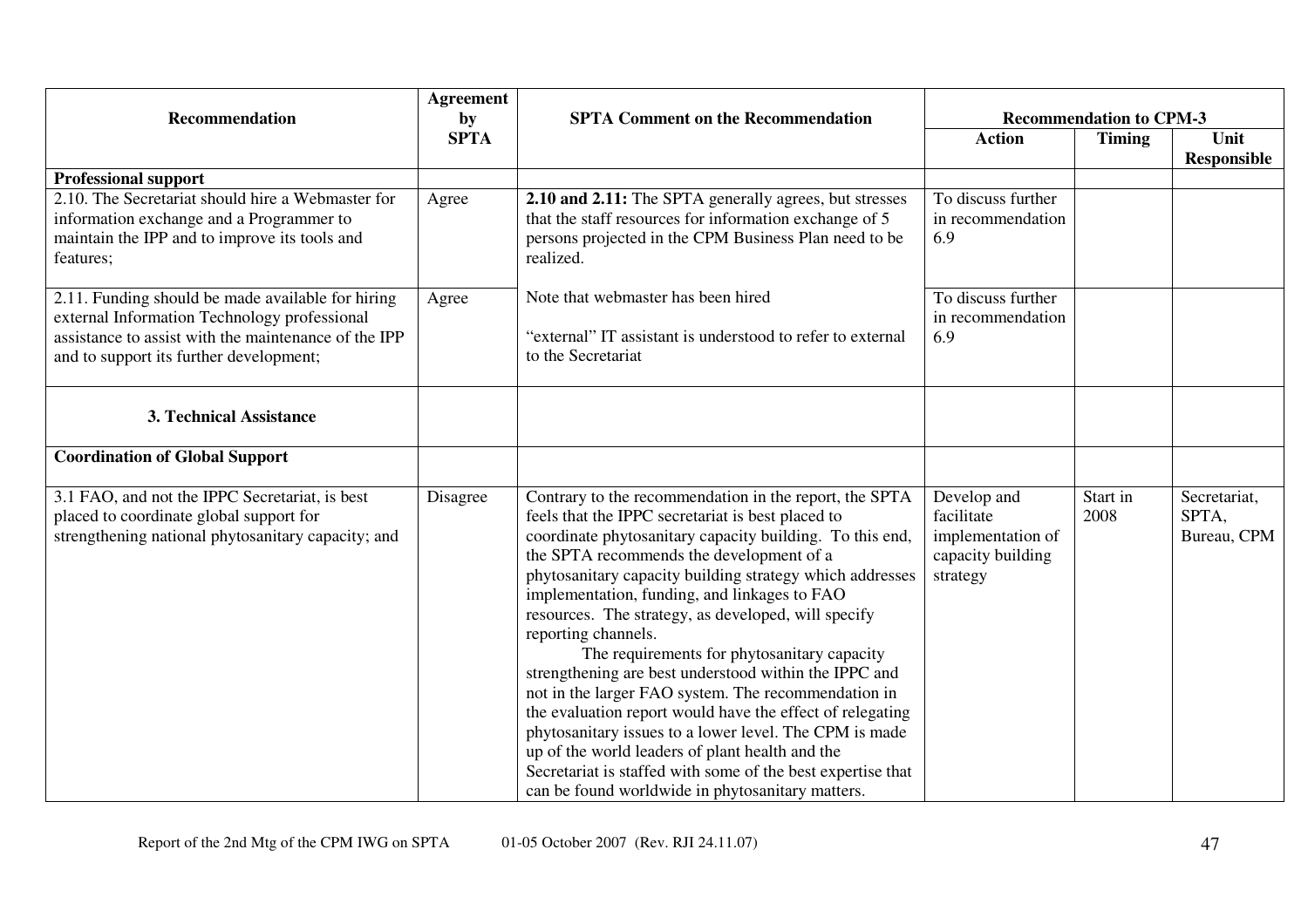| Recommendation | Agreement by SPTA | SPTA Comment on the Recommendation | Recommendation to CPM-3 | | |
|---|---|---|---|---|---|
| | | | **Action** | **Timing** | **Unit Responsible** |
| **Professional support** | | | | | |
| 2.10. The Secretariat should hire a Webmaster for information exchange and a Programmer to maintain the IPP and to improve its tools and features; | Agree | **2.10 and 2.11:** The SPTA generally agrees, but stresses that the staff resources for information exchange of 5 persons projected in the CPM Business Plan need to be realized. | To discuss further in recommendation 6.9 | | |
| 2.11. Funding should be made available for hiring external Information Technology professional assistance to assist with the maintenance of the IPP and to support its further development; | Agree | Note that webmaster has been hired<br><br>"external" IT assistant is understood to refer to external to the Secretariat | To discuss further in recommendation 6.9 | | |
| **3. Technical Assistance** | | | | | |
| **Coordination of Global Support** | | | | | |
| 3.1 FAO, and not the IPPC Secretariat, is best placed to coordinate global support for strengthening national phytosanitary capacity; and | Disagree | Contrary to the recommendation in the report, the SPTA feels that the IPPC secretariat is best placed to coordinate phytosanitary capacity building. To this end, the SPTA recommends the development of a phytosanitary capacity building strategy which addresses implementation, funding, and linkages to FAO resources. The strategy, as developed, will specify reporting channels.<br>The requirements for phytosanitary capacity strengthening are best understood within the IPPC and not in the larger FAO system. The recommendation in the evaluation report would have the effect of relegating phytosanitary issues to a lower level. The CPM is made up of the world leaders of plant health and the Secretariat is staffed with some of the best expertise that can be found worldwide in phytosanitary matters. | Develop and facilitate implementation of capacity building strategy | Start in 2008 | Secretariat, SPTA, Bureau, CPM |

Report of the 2nd Mtg of the CPM IWG on SPTA 01-05 October 2007 (Rev. RJI 24.11.07)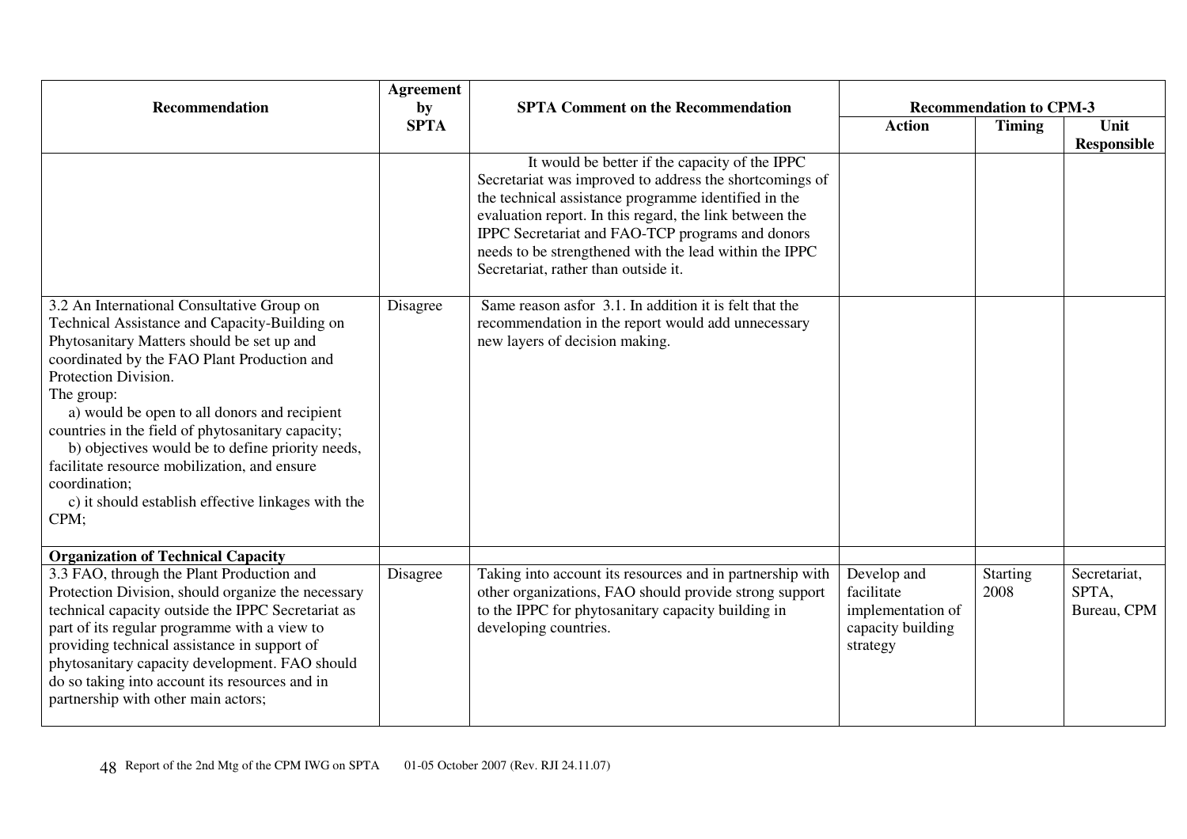| Recommendation | Agreement by SPTA | SPTA Comment on the Recommendation | Recommendation to CPM-3 | | |
|---|---|---|---|---|---|
| | | | Action | Timing | Unit Responsible |
| | | It would be better if the capacity of the IPPC Secretariat was improved to address the shortcomings of the technical assistance programme identified in the evaluation report. In this regard, the link between the IPPC Secretariat and FAO-TCP programs and donors needs to be strengthened with the lead within the IPPC Secretariat, rather than outside it. | | | |
| 3.2 An International Consultative Group on Technical Assistance and Capacity-Building on Phytosanitary Matters should be set up and coordinated by the FAO Plant Production and Protection Division.<br>The group:<br>a) would be open to all donors and recipient countries in the field of phytosanitary capacity;<br>b) objectives would be to define priority needs, facilitate resource mobilization, and ensure coordination;<br>c) it should establish effective linkages with the CPM; | Disagree | Same reason asfor 3.1. In addition it is felt that the recommendation in the report would add unnecessary new layers of decision making. | | | |
| **Organization of Technical Capacity** | | | | | |
| 3.3 FAO, through the Plant Production and Protection Division, should organize the necessary technical capacity outside the IPPC Secretariat as part of its regular programme with a view to providing technical assistance in support of phytosanitary capacity development. FAO should do so taking into account its resources and in partnership with other main actors; | Disagree | Taking into account its resources and in partnership with other organizations, FAO should provide strong support to the IPPC for phytosanitary capacity building in developing countries. | Develop and facilitate implementation of capacity building strategy | Starting 2008 | Secretariat, SPTA, Bureau, CPM |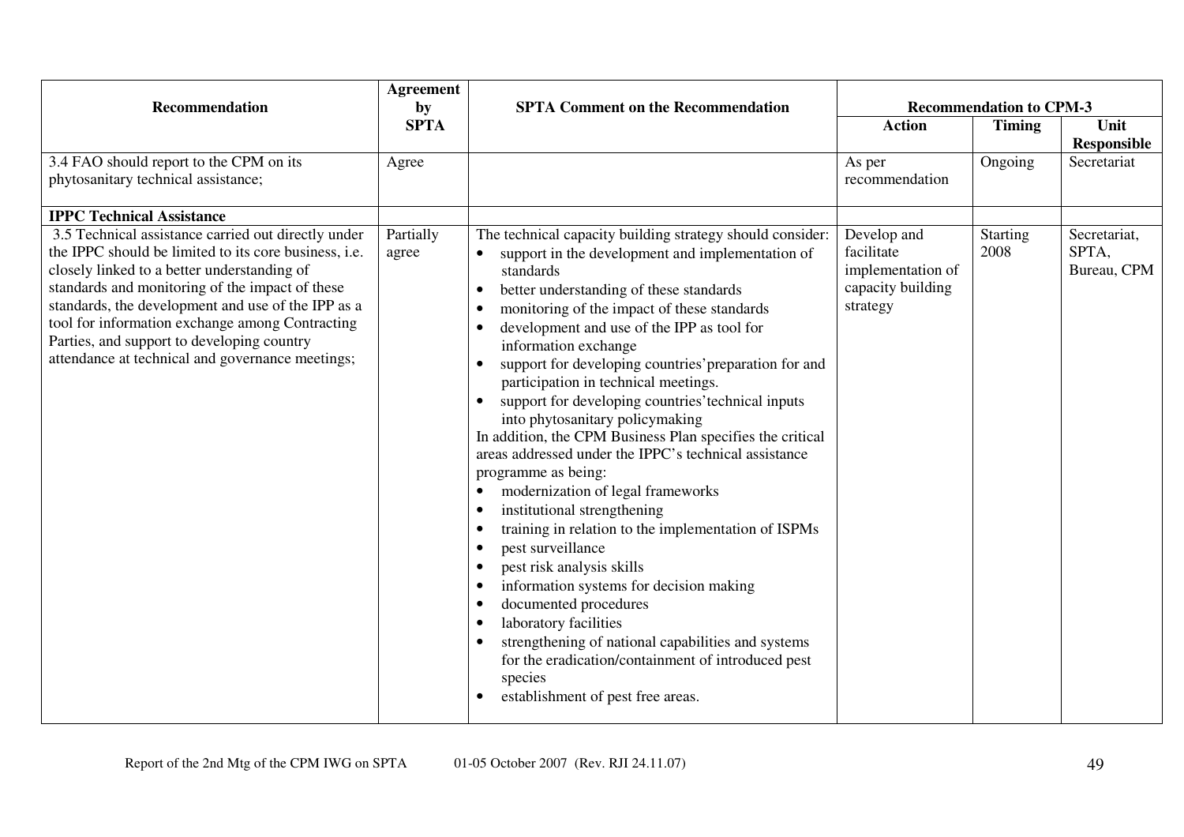| Recommendation | Agreement by SPTA | SPTA Comment on the Recommendation | Recommendation to CPM-3 | | |
|---|---|---|---|---|---|
| | | | Action | Timing | Unit Responsible |
| 3.4 FAO should report to the CPM on its phytosanitary technical assistance; | Agree | | As per recommendation | Ongoing | Secretariat |
| **IPPC Technical Assistance** | | | | | |
| 3.5 Technical assistance carried out directly under the IPPC should be limited to its core business, i.e. closely linked to a better understanding of standards and monitoring of the impact of these standards, the development and use of the IPP as a tool for information exchange among Contracting Parties, and support to developing country attendance at technical and governance meetings; | Partially agree | The technical capacity building strategy should consider:<br>• support in the development and implementation of standards<br>• better understanding of these standards<br>• monitoring of the impact of these standards<br>• development and use of the IPP as tool for information exchange<br>• support for developing countries' preparation for and participation in technical meetings.<br>• support for developing countries' technical inputs into phytosanitary policymaking<br>In addition, the CPM Business Plan specifies the critical areas addressed under the IPPC's technical assistance programme as being:<br>• modernization of legal frameworks<br>• institutional strengthening<br>• training in relation to the implementation of ISPMs<br>• pest surveillance<br>• pest risk analysis skills<br>• information systems for decision making<br>• documented procedures<br>• laboratory facilities<br>• strengthening of national capabilities and systems for the eradication/containment of introduced pest species<br>• establishment of pest free areas. | Develop and facilitate implementation of capacity building strategy | Starting 2008 | Secretariat, SPTA, Bureau, CPM |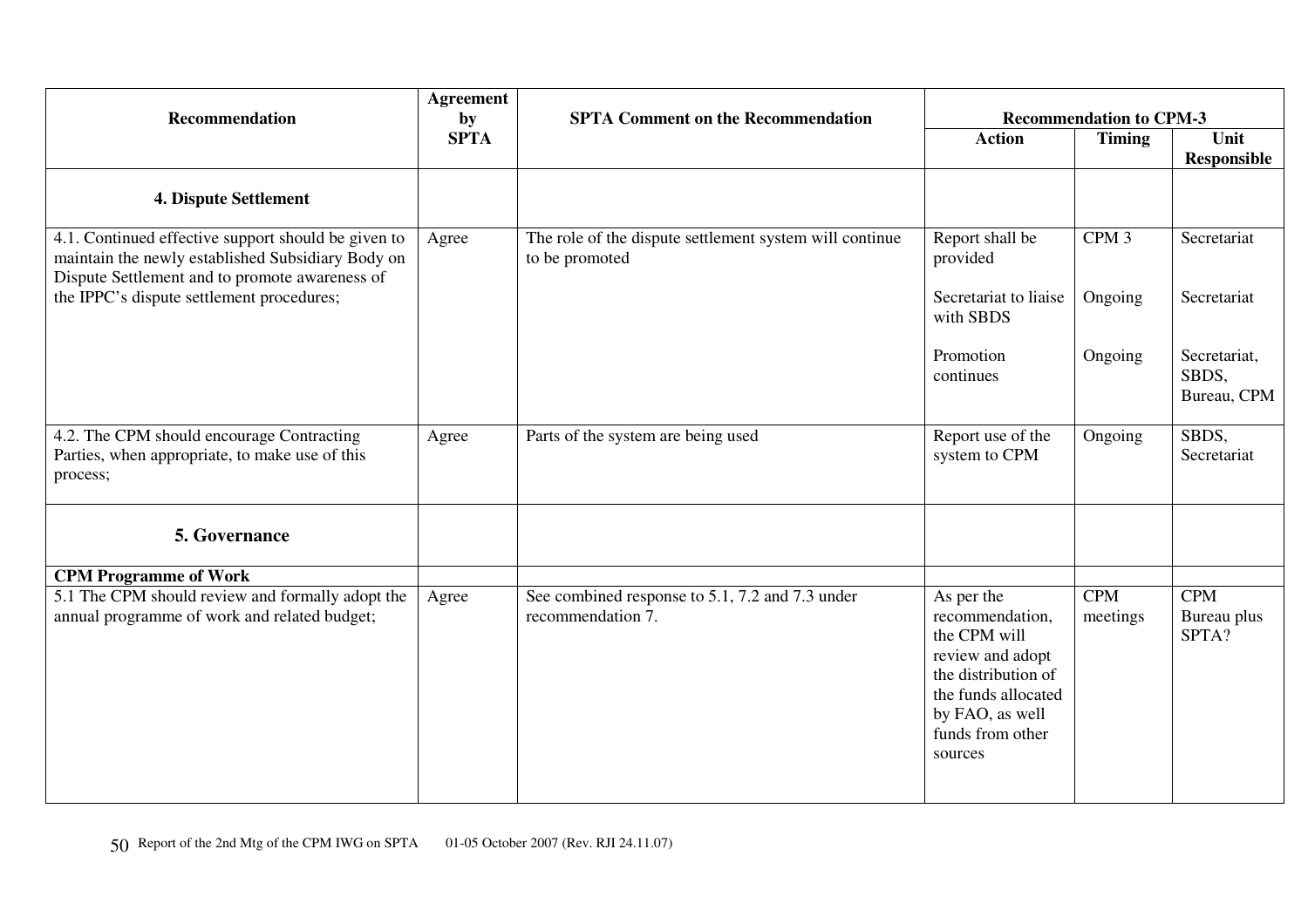| Recommendation | Agreement by SPTA | SPTA Comment on the Recommendation | Recommendation to CPM-3 | | |
|---|---|---|---|---|---|
| | | | **Action** | **Timing** | **Unit Responsible** |
| **4. Dispute Settlement** | | | | | |
| 4.1. Continued effective support should be given to maintain the newly established Subsidiary Body on Dispute Settlement and to promote awareness of the IPPC's dispute settlement procedures; | Agree | The role of the dispute settlement system will continue to be promoted | Report shall be provided<br><br>Secretariat to liaise with SBDS<br><br>Promotion continues | CPM 3<br><br>Ongoing<br><br>Ongoing | Secretariat<br><br>Secretariat<br><br>Secretariat, SBDS, Bureau, CPM |
| 4.2. The CPM should encourage Contracting Parties, when appropriate, to make use of this process; | Agree | Parts of the system are being used | Report use of the system to CPM | Ongoing | SBDS, Secretariat |
| **5. Governance** | | | | | |
| **CPM Programme of Work** | | | | | |
| 5.1 The CPM should review and formally adopt the annual programme of work and related budget; | Agree | See combined response to 5.1, 7.2 and 7.3 under recommendation 7. | As per the recommendation, the CPM will review and adopt the distribution of the funds allocated by FAO, as well funds from other sources | CPM meetings | CPM Bureau plus SPTA? |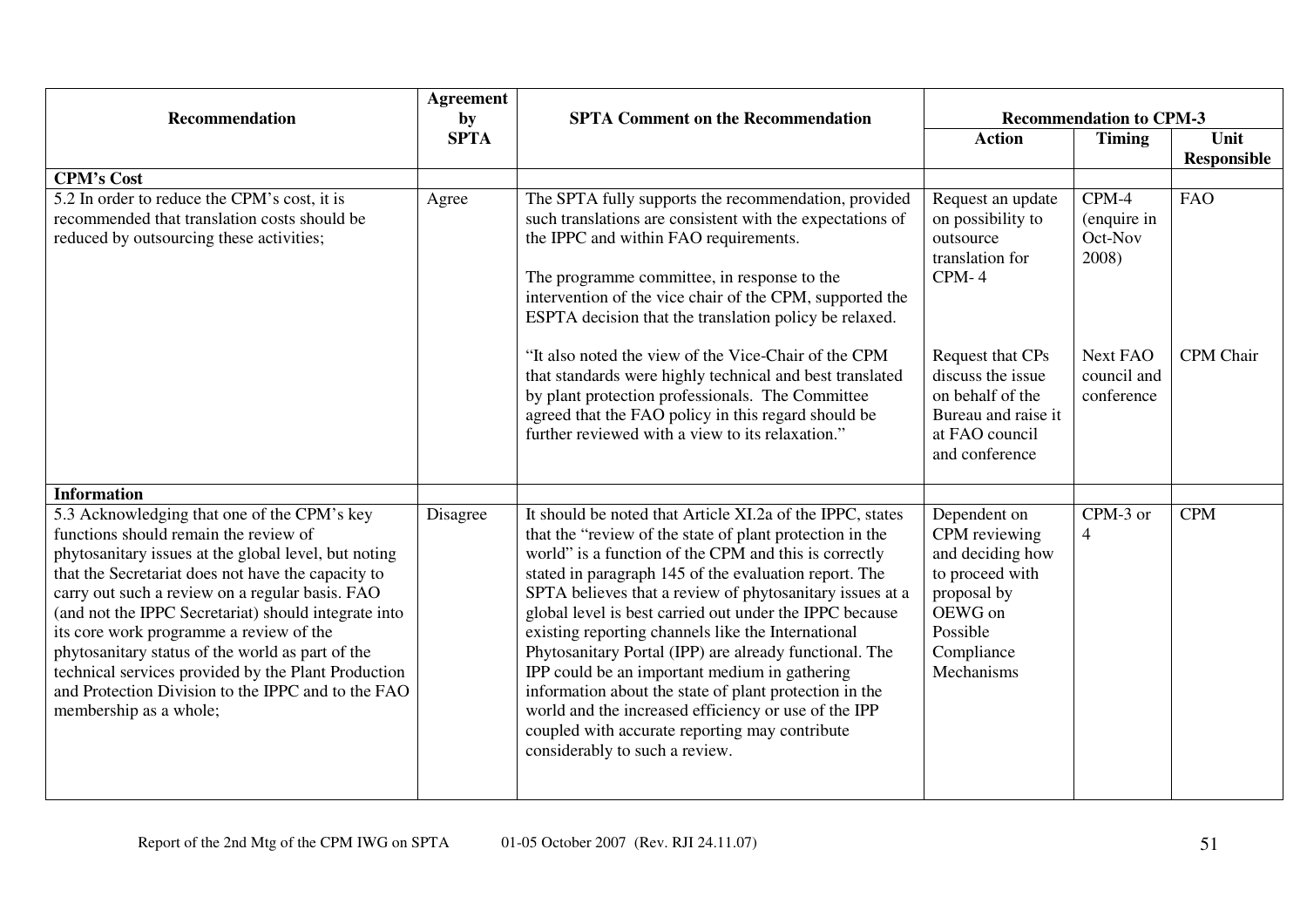| Recommendation | Agreement by SPTA | SPTA Comment on the Recommendation | Recommendation to CPM-3 | | |
|---|---|---|---|---|---|
| | | | **Action** | **Timing** | **Unit Responsible** |
| **CPM's Cost** | | | | | |
| 5.2 In order to reduce the CPM's cost, it is recommended that translation costs should be reduced by outsourcing these activities; | Agree | The SPTA fully supports the recommendation, provided such translations are consistent with the expectations of the IPPC and within FAO requirements.<br><br>The programme committee, in response to the intervention of the vice chair of the CPM, supported the ESPTA decision that the translation policy be relaxed.<br><br>"It also noted the view of the Vice-Chair of the CPM that standards were highly technical and best translated by plant protection professionals. The Committee agreed that the FAO policy in this regard should be further reviewed with a view to its relaxation." | Request an update on possibility to outsource translation for CPM- 4<br><br>Request that CPs discuss the issue on behalf of the Bureau and raise it at FAO council and conference | CPM-4 (enquire in Oct-Nov 2008)<br><br>Next FAO council and conference | FAO<br><br>CPM Chair |
| **Information** | | | | | |
| 5.3 Acknowledging that one of the CPM's key functions should remain the review of phytosanitary issues at the global level, but noting that the Secretariat does not have the capacity to carry out such a review on a regular basis. FAO (and not the IPPC Secretariat) should integrate into its core work programme a review of the phytosanitary status of the world as part of the technical services provided by the Plant Production and Protection Division to the IPPC and to the FAO membership as a whole; | Disagree | It should be noted that Article XI.2a of the IPPC, states that the "review of the state of plant protection in the world" is a function of the CPM and this is correctly stated in paragraph 145 of the evaluation report. The SPTA believes that a review of phytosanitary issues at a global level is best carried out under the IPPC because existing reporting channels like the International Phytosanitary Portal (IPP) are already functional. The IPP could be an important medium in gathering information about the state of plant protection in the world and the increased efficiency or use of the IPP coupled with accurate reporting may contribute considerably to such a review. | Dependent on CPM reviewing and deciding how to proceed with proposal by OEWG on Possible Compliance Mechanisms | CPM-3 or 4 | CPM |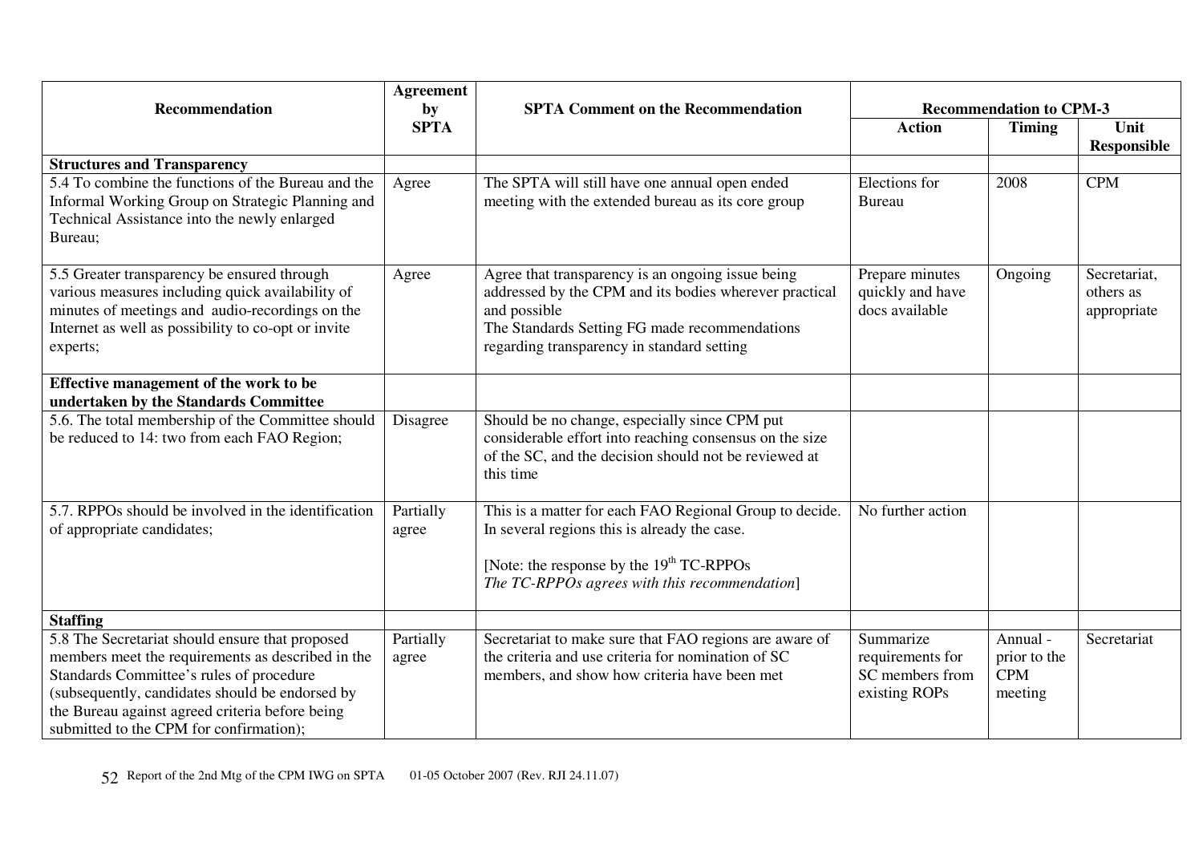| Recommendation | Agreement by SPTA | SPTA Comment on the Recommendation | Recommendation to CPM-3 | | |
|---|---|---|---|---|---|
| | | | **Action** | **Timing** | **Unit Responsible** |
| **Structures and Transparency** | | | | | |
| 5.4 To combine the functions of the Bureau and the Informal Working Group on Strategic Planning and Technical Assistance into the newly enlarged Bureau; | Agree | The SPTA will still have one annual open ended meeting with the extended bureau as its core group | Elections for Bureau | 2008 | CPM |
| 5.5 Greater transparency be ensured through various measures including quick availability of minutes of meetings and audio-recordings on the Internet as well as possibility to co-opt or invite experts; | Agree | Agree that transparency is an ongoing issue being addressed by the CPM and its bodies wherever practical and possible<br>The Standards Setting FG made recommendations regarding transparency in standard setting | Prepare minutes quickly and have docs available | Ongoing | Secretariat, others as appropriate |
| **Effective management of the work to be undertaken by the Standards Committee** | | | | | |
| 5.6. The total membership of the Committee should be reduced to 14: two from each FAO Region; | Disagree | Should be no change, especially since CPM put considerable effort into reaching consensus on the size of the SC, and the decision should not be reviewed at this time | | | |
| 5.7. RPPOs should be involved in the identification of appropriate candidates; | Partially agree | This is a matter for each FAO Regional Group to decide. In several regions this is already the case.<br><br>[Note: the response by the 19th TC-RPPOs *The TC-RPPOs agrees with this recommendation*] | No further action | | |
| **Staffing** | | | | | |
| 5.8 The Secretariat should ensure that proposed members meet the requirements as described in the Standards Committee's rules of procedure (subsequently, candidates should be endorsed by the Bureau against agreed criteria before being submitted to the CPM for confirmation); | Partially agree | Secretariat to make sure that FAO regions are aware of the criteria and use criteria for nomination of SC members, and show how criteria have been met | Summarize requirements for SC members from existing ROPs | Annual - prior to the CPM meeting | Secretariat |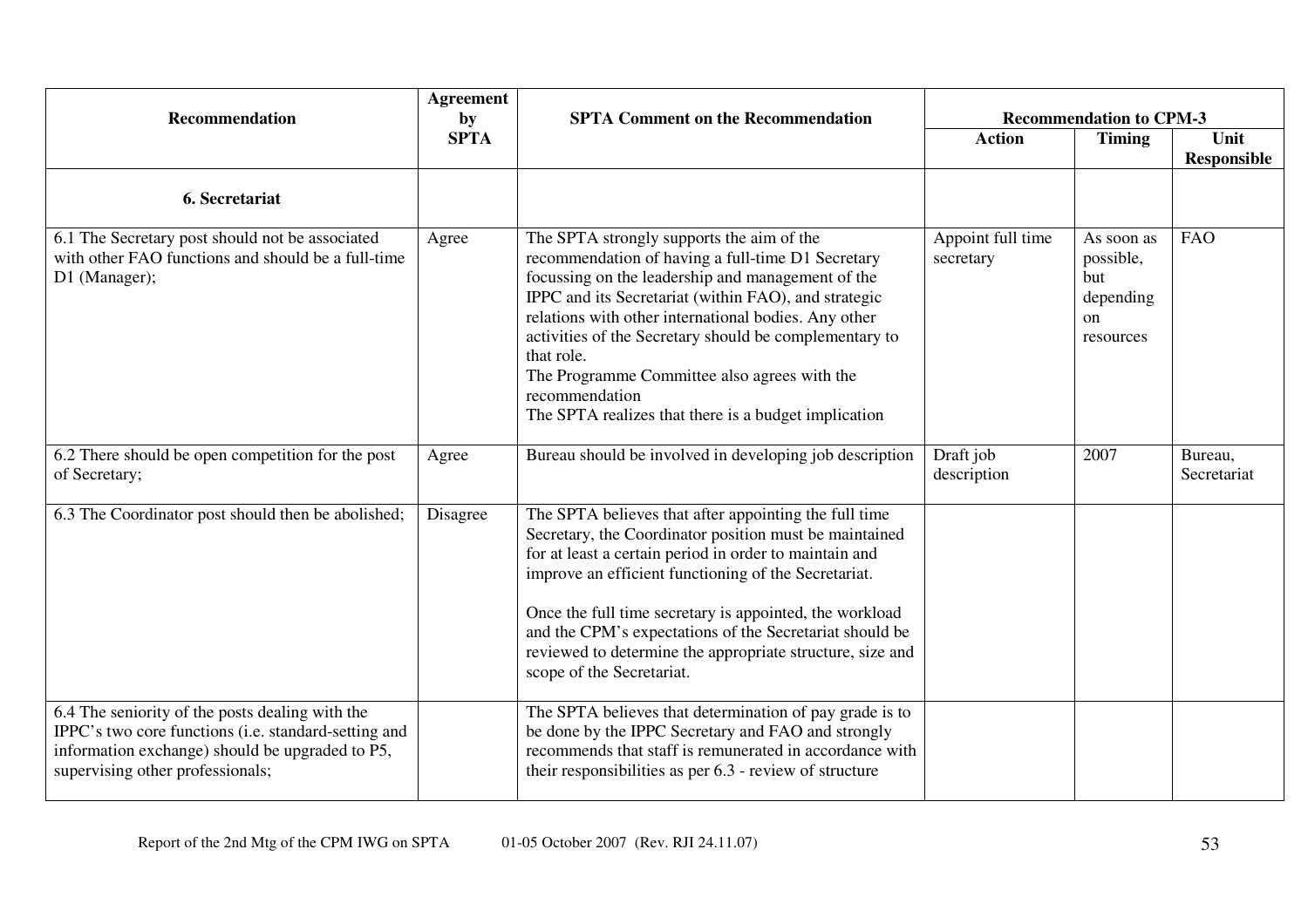| Recommendation | Agreement by SPTA | SPTA Comment on the Recommendation | Recommendation to CPM-3 | | |
|---|---|---|---|---|---|
| | | | **Action** | **Timing** | **Unit Responsible** |
| **6. Secretariat** | | | | | |
| 6.1 The Secretary post should not be associated with other FAO functions and should be a full-time D1 (Manager); | Agree | The SPTA strongly supports the aim of the recommendation of having a full-time D1 Secretary focussing on the leadership and management of the IPPC and its Secretariat (within FAO), and strategic relations with other international bodies. Any other activities of the Secretary should be complementary to that role.<br>The Programme Committee also agrees with the recommendation<br>The SPTA realizes that there is a budget implication | Appoint full time secretary | As soon as possible, but depending on resources | FAO |
| 6.2 There should be open competition for the post of Secretary; | Agree | Bureau should be involved in developing job description | Draft job description | 2007 | Bureau, Secretariat |
| 6.3 The Coordinator post should then be abolished; | Disagree | The SPTA believes that after appointing the full time Secretary, the Coordinator position must be maintained for at least a certain period in order to maintain and improve an efficient functioning of the Secretariat.<br><br>Once the full time secretary is appointed, the workload and the CPM's expectations of the Secretariat should be reviewed to determine the appropriate structure, size and scope of the Secretariat. | | | |
| 6.4 The seniority of the posts dealing with the IPPC's two core functions (i.e. standard-setting and information exchange) should be upgraded to P5, supervising other professionals; | | The SPTA believes that determination of pay grade is to be done by the IPPC Secretary and FAO and strongly recommends that staff is remunerated in accordance with their responsibilities as per 6.3 - review of structure | | | |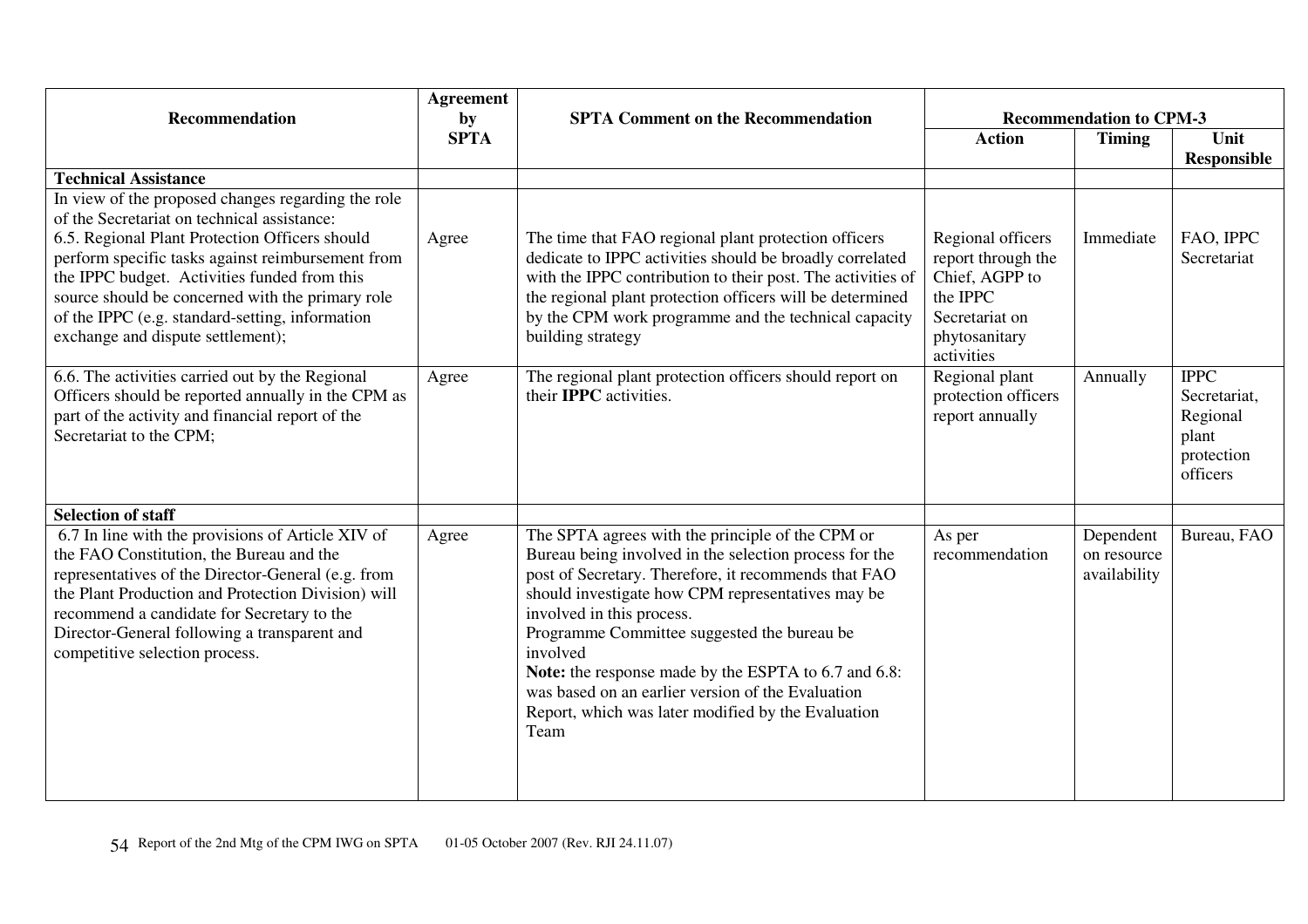| Recommendation | Agreement by SPTA | SPTA Comment on the Recommendation | Recommendation to CPM-3 | | |
|---|---|---|---|---|---|
| | | | Action | Timing | Unit Responsible |
| **Technical Assistance** | | | | | |
| In view of the proposed changes regarding the role of the Secretariat on technical assistance:<br>6.5. Regional Plant Protection Officers should perform specific tasks against reimbursement from the IPPC budget. Activities funded from this source should be concerned with the primary role of the IPPC (e.g. standard-setting, information exchange and dispute settlement); | Agree | The time that FAO regional plant protection officers dedicate to IPPC activities should be broadly correlated with the IPPC contribution to their post. The activities of the regional plant protection officers will be determined by the CPM work programme and the technical capacity building strategy | Regional officers report through the Chief, AGPP to the IPPC Secretariat on phytosanitary activities | Immediate | FAO, IPPC Secretariat |
| 6.6. The activities carried out by the Regional Officers should be reported annually in the CPM as part of the activity and financial report of the Secretariat to the CPM; | Agree | The regional plant protection officers should report on their **IPPC** activities. | Regional plant protection officers report annually | Annually | IPPC Secretariat, Regional plant protection officers |
| **Selection of staff** | | | | | |
| 6.7 In line with the provisions of Article XIV of the FAO Constitution, the Bureau and the representatives of the Director-General (e.g. from the Plant Production and Protection Division) will recommend a candidate for Secretary to the Director-General following a transparent and competitive selection process. | Agree | The SPTA agrees with the principle of the CPM or Bureau being involved in the selection process for the post of Secretary. Therefore, it recommends that FAO should investigate how CPM representatives may be involved in this process.<br>Programme Committee suggested the bureau be involved<br>**Note:** the response made by the ESPTA to 6.7 and 6.8: was based on an earlier version of the Evaluation Report, which was later modified by the Evaluation Team | As per recommendation | Dependent on resource availability | Bureau, FAO |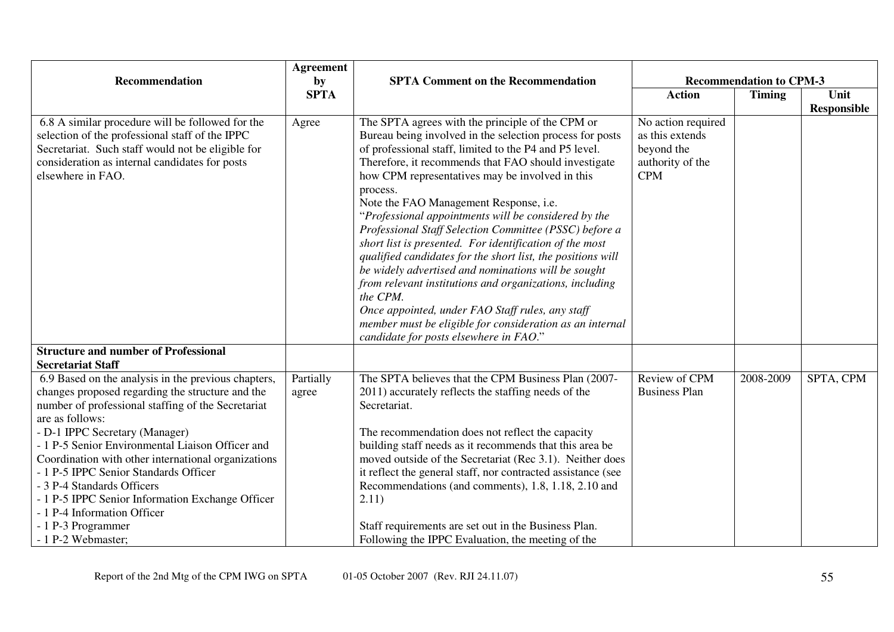| Recommendation | Agreement by SPTA | SPTA Comment on the Recommendation | Recommendation to CPM-3 | | |
|---|---|---|---|---|---|
| | | | Action | Timing | Unit Responsible |
| 6.8 A similar procedure will be followed for the selection of the professional staff of the IPPC Secretariat. Such staff would not be eligible for consideration as internal candidates for posts elsewhere in FAO. | Agree | The SPTA agrees with the principle of the CPM or Bureau being involved in the selection process for posts of professional staff, limited to the P4 and P5 level. Therefore, it recommends that FAO should investigate how CPM representatives may be involved in this process.<br>Note the FAO Management Response, i.e. "*Professional appointments will be considered by the Professional Staff Selection Committee (PSSC) before a short list is presented. For identification of the most qualified candidates for the short list, the positions will be widely advertised and nominations will be sought from relevant institutions and organizations, including the CPM.*<br>*Once appointed, under FAO Staff rules, any staff member must be eligible for consideration as an internal candidate for posts elsewhere in FAO.*" | No action required as this extends beyond the authority of the CPM | | |
| **Structure and number of Professional Secretariat Staff** | | | | | |
| 6.9 Based on the analysis in the previous chapters, changes proposed regarding the structure and the number of professional staffing of the Secretariat are as follows:<br>- D-1 IPPC Secretary (Manager)<br>- 1 P-5 Senior Environmental Liaison Officer and Coordination with other international organizations<br>- 1 P-5 IPPC Senior Standards Officer<br>- 3 P-4 Standards Officers<br>- 1 P-5 IPPC Senior Information Exchange Officer<br>- 1 P-4 Information Officer<br>- 1 P-3 Programmer<br>- 1 P-2 Webmaster; | Partially agree | The SPTA believes that the CPM Business Plan (2007-2011) accurately reflects the staffing needs of the Secretariat.<br><br>The recommendation does not reflect the capacity building staff needs as it recommends that this area be moved outside of the Secretariat (Rec 3.1). Neither does it reflect the general staff, nor contracted assistance (see Recommendations (and comments), 1.8, 1.18, 2.10 and 2.11)<br><br>Staff requirements are set out in the Business Plan. Following the IPPC Evaluation, the meeting of the | Review of CPM Business Plan | 2008-2009 | SPTA, CPM |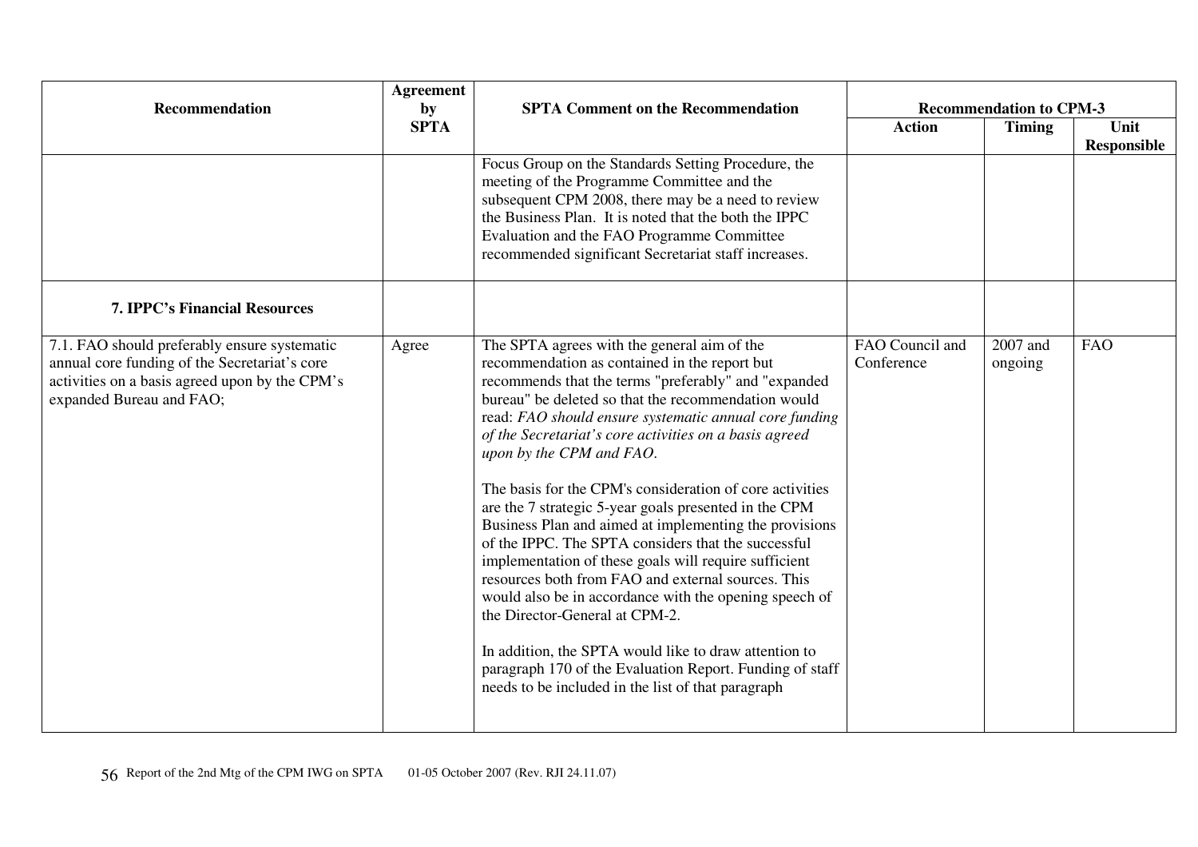| Recommendation | Agreement by SPTA | SPTA Comment on the Recommendation | Recommendation to CPM-3 | | |
|---|---|---|---|---|---|
| | | | **Action** | **Timing** | **Unit Responsible** |
| | | Focus Group on the Standards Setting Procedure, the meeting of the Programme Committee and the subsequent CPM 2008, there may be a need to review the Business Plan. It is noted that the both the IPPC Evaluation and the FAO Programme Committee recommended significant Secretariat staff increases. | | | |
| **7. IPPC's Financial Resources** | | | | | |
| 7.1. FAO should preferably ensure systematic annual core funding of the Secretariat's core activities on a basis agreed upon by the CPM's expanded Bureau and FAO; | Agree | The SPTA agrees with the general aim of the recommendation as contained in the report but recommends that the terms "preferably" and "expanded bureau" be deleted so that the recommendation would read: *FAO should ensure systematic annual core funding of the Secretariat's core activities on a basis agreed upon by the CPM and FAO*.<br><br>The basis for the CPM's consideration of core activities are the 7 strategic 5-year goals presented in the CPM Business Plan and aimed at implementing the provisions of the IPPC. The SPTA considers that the successful implementation of these goals will require sufficient resources both from FAO and external sources. This would also be in accordance with the opening speech of the Director-General at CPM-2.<br><br>In addition, the SPTA would like to draw attention to paragraph 170 of the Evaluation Report. Funding of staff needs to be included in the list of that paragraph | FAO Council and Conference | 2007 and ongoing | FAO |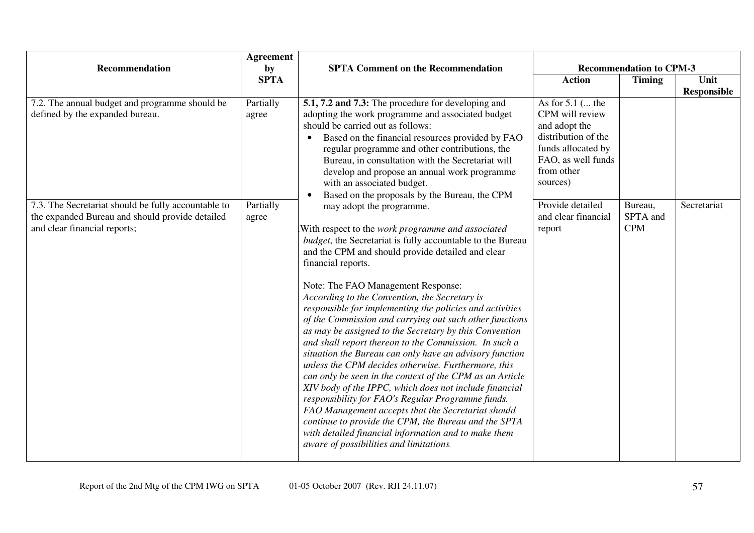| Recommendation | Agreement by SPTA | SPTA Comment on the Recommendation | Recommendation to CPM-3 | | |
|---|---|---|---|---|---|
| | | | Action | Timing | Unit Responsible |
| 7.2. The annual budget and programme should be defined by the expanded bureau. | Partially agree | **5.1, 7.2 and 7.3:** The procedure for developing and adopting the work programme and associated budget should be carried out as follows:<br>• Based on the financial resources provided by FAO regular programme and other contributions, the Bureau, in consultation with the Secretariat will develop and propose an annual work programme with an associated budget.<br>• Based on the proposals by the Bureau, the CPM may adopt the programme.<br><br>.With respect to the *work programme and associated budget*, the Secretariat is fully accountable to the Bureau and the CPM and should provide detailed and clear financial reports.<br><br>Note: The FAO Management Response:<br>*According to the Convention, the Secretary is responsible for implementing the policies and activities of the Commission and carrying out such other functions as may be assigned to the Secretary by this Convention and shall report thereon to the Commission. In such a situation the Bureau can only have an advisory function unless the CPM decides otherwise. Furthermore, this can only be seen in the context of the CPM as an Article XIV body of the IPPC, which does not include financial responsibility for FAO's Regular Programme funds. FAO Management accepts that the Secretariat should continue to provide the CPM, the Bureau and the SPTA with detailed financial information and to make them aware of possibilities and limitations.* | As for 5.1 (... the CPM will review and adopt the distribution of the funds allocated by FAO, as well funds from other sources) | | |
| 7.3. The Secretariat should be fully accountable to the expanded Bureau and should provide detailed and clear financial reports; | Partially agree | | Provide detailed and clear financial report | Bureau, SPTA and CPM | Secretariat |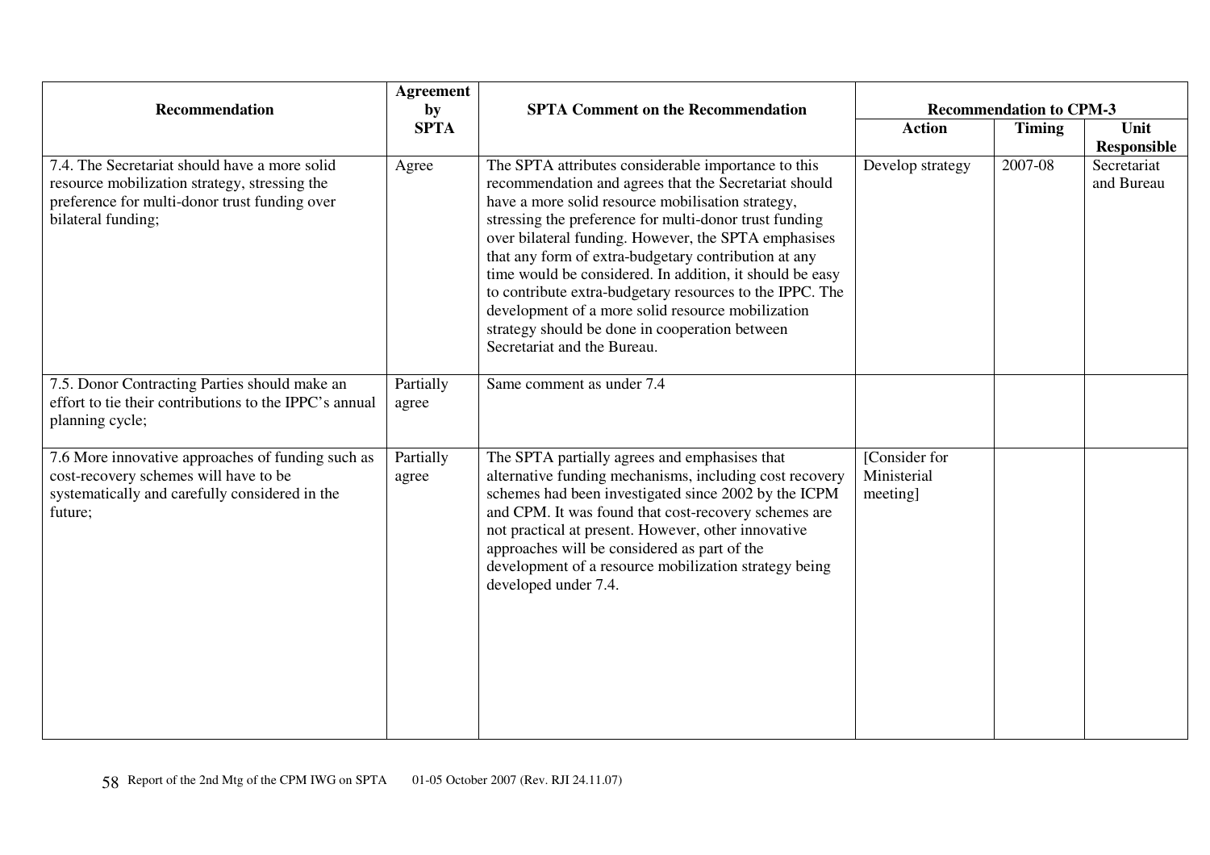| Recommendation | Agreement by SPTA | SPTA Comment on the Recommendation | Recommendation to CPM-3 | | |
|---|---|---|---|---|---|
| | | | **Action** | **Timing** | **Unit Responsible** |
| 7.4. The Secretariat should have a more solid resource mobilization strategy, stressing the preference for multi-donor trust funding over bilateral funding; | Agree | The SPTA attributes considerable importance to this recommendation and agrees that the Secretariat should have a more solid resource mobilisation strategy, stressing the preference for multi-donor trust funding over bilateral funding. However, the SPTA emphasises that any form of extra-budgetary contribution at any time would be considered. In addition, it should be easy to contribute extra-budgetary resources to the IPPC. The development of a more solid resource mobilization strategy should be done in cooperation between Secretariat and the Bureau. | Develop strategy | 2007-08 | Secretariat and Bureau |
| 7.5. Donor Contracting Parties should make an effort to tie their contributions to the IPPC's annual planning cycle; | Partially agree | Same comment as under 7.4 | | | |
| 7.6 More innovative approaches of funding such as cost-recovery schemes will have to be systematically and carefully considered in the future; | Partially agree | The SPTA partially agrees and emphasises that alternative funding mechanisms, including cost recovery schemes had been investigated since 2002 by the ICPM and CPM. It was found that cost-recovery schemes are not practical at present. However, other innovative approaches will be considered as part of the development of a resource mobilization strategy being developed under 7.4. | [Consider for Ministerial meeting] | | |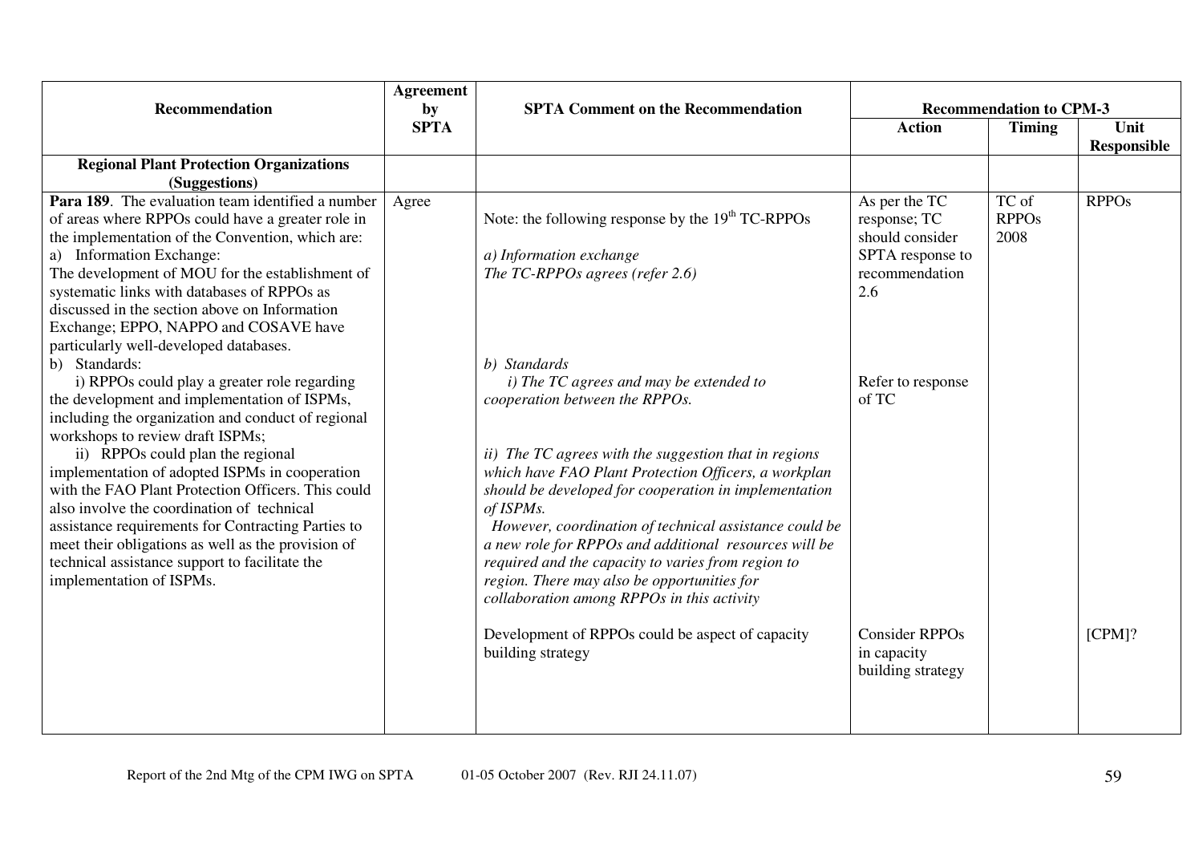| Recommendation | Agreement by SPTA | SPTA Comment on the Recommendation | Recommendation to CPM-3 | | |
|---|---|---|---|---|---|
| | | | **Action** | **Timing** | **Unit Responsible** |
| **Regional Plant Protection Organizations (Suggestions)** | | | | | |
| **Para 189**. The evaluation team identified a number of areas where RPPOs could have a greater role in the implementation of the Convention, which are:<br>a) Information Exchange:<br>The development of MOU for the establishment of systematic links with databases of RPPOs as discussed in the section above on Information Exchange; EPPO, NAPPO and COSAVE have particularly well-developed databases.<br>b) Standards:<br>i) RPPOs could play a greater role regarding the development and implementation of ISPMs, including the organization and conduct of regional workshops to review draft ISPMs;<br>ii) RPPOs could plan the regional implementation of adopted ISPMs in cooperation with the FAO Plant Protection Officers. This could also involve the coordination of technical assistance requirements for Contracting Parties to meet their obligations as well as the provision of technical assistance support to facilitate the implementation of ISPMs. | Agree | Note: the following response by the 19th TC-RPPOs<br><br>*a) Information exchange*<br>*The TC-RPPOs agrees (refer 2.6)*<br><br>*b) Standards*<br>*i) The TC agrees and may be extended to cooperation between the RPPOs.*<br><br>*ii) The TC agrees with the suggestion that in regions which have FAO Plant Protection Officers, a workplan should be developed for cooperation in implementation of ISPMs.*<br>*However, coordination of technical assistance could be a new role for RPPOs and additional resources will be required and the capacity to varies from region to region. There may also be opportunities for collaboration among RPPOs in this activity*<br><br>Development of RPPOs could be aspect of capacity building strategy | As per the TC response; TC should consider SPTA response to recommendation 2.6<br><br>Refer to response of TC<br><br>Consider RPPOs in capacity building strategy | TC of RPPOs 2008 | RPPOs<br><br>[CPM]? |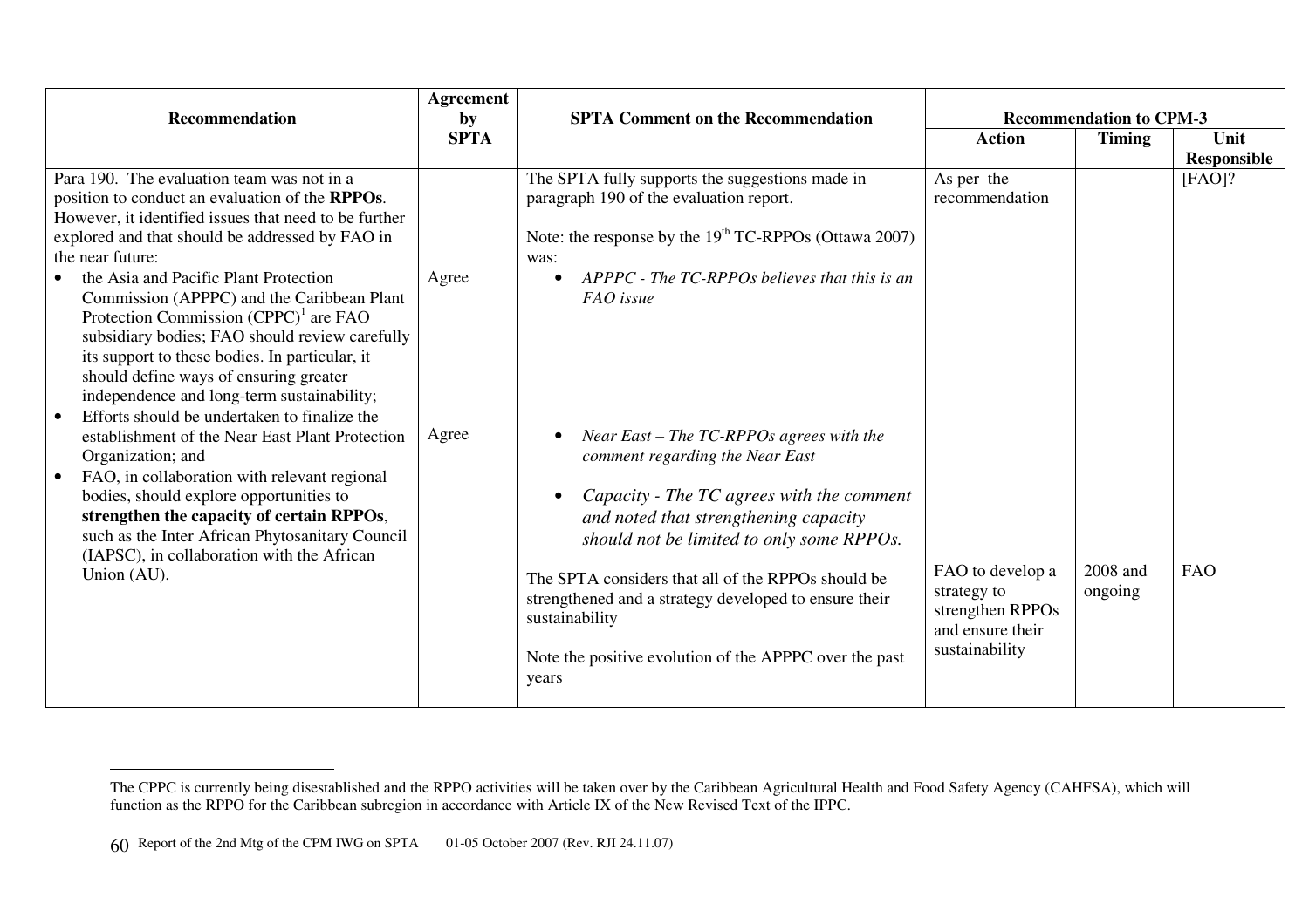| Recommendation | Agreement by SPTA | SPTA Comment on the Recommendation | Recommendation to CPM-3 | | |
|---|---|---|---|---|---|
| | | | Action | Timing | Unit Responsible |
| Para 190. The evaluation team was not in a position to conduct an evaluation of the **RPPOs**. However, it identified issues that need to be further explored and that should be addressed by FAO in the near future: | | The SPTA fully supports the suggestions made in paragraph 190 of the evaluation report.<br><br>Note: the response by the 19th TC-RPPOs (Ottawa 2007) was: | As per the recommendation | | [FAO]? |
| • the Asia and Pacific Plant Protection Commission (APPPC) and the Caribbean Plant Protection Commission (CPPC)[1] are FAO subsidiary bodies; FAO should review carefully its support to these bodies. In particular, it should define ways of ensuring greater independence and long-term sustainability; | Agree | • *APPPC - The TC-RPPOs believes that this is an FAO issue* | | | |
| • Efforts should be undertaken to finalize the establishment of the Near East Plant Protection Organization; and | Agree | • *Near East – The TC-RPPOs agrees with the comment regarding the Near East* | | | |
| • FAO, in collaboration with relevant regional bodies, should explore opportunities to **strengthen the capacity of certain RPPOs**, such as the Inter African Phytosanitary Council (IAPSC), in collaboration with the African Union (AU). | | • *Capacity - The TC agrees with the comment and noted that strengthening capacity should not be limited to only some RPPOs.*<br><br>The SPTA considers that all of the RPPOs should be strengthened and a strategy developed to ensure their sustainability<br><br>Note the positive evolution of the APPPC over the past years | FAO to develop a strategy to strengthen RPPOs and ensure their sustainability | 2008 and ongoing | FAO |

[1] The CPPC is currently being disestablished and the RPPO activities will be taken over by the Caribbean Agricultural Health and Food Safety Agency (CAHFSA), which will function as the RPPO for the Caribbean subregion in accordance with Article IX of the New Revised Text of the IPPC.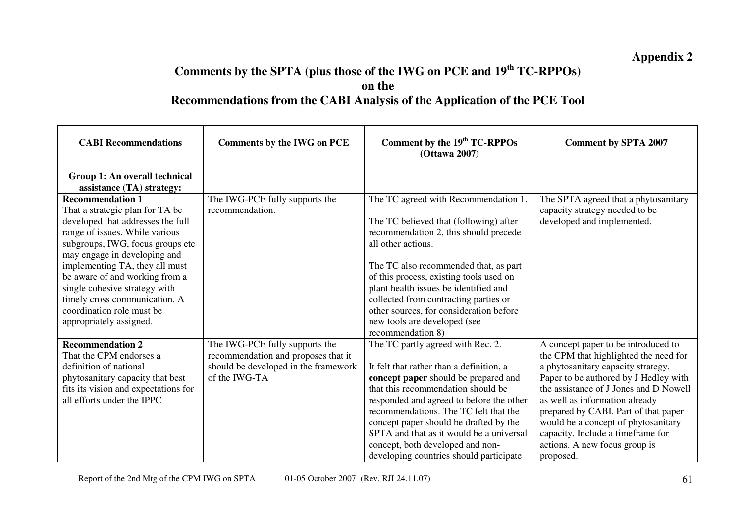**Appendix 2**

# Comments by the SPTA (plus those of the IWG on PCE and 19th TC-RPPOs) on the Recommendations from the CABI Analysis of the Application of the PCE Tool

| CABI Recommendations | Comments by the IWG on PCE | Comment by the 19th TC-RPPOs (Ottawa 2007) | Comment by SPTA 2007 |
|---|---|---|---|
| **Group 1: An overall technical assistance (TA) strategy:** | | | |
| **Recommendation 1**<br>That a strategic plan for TA be developed that addresses the full range of issues. While various subgroups, IWG, focus groups etc may engage in developing and implementing TA, they all must be aware of and working from a single cohesive strategy with timely cross communication. A coordination role must be appropriately assigned. | The IWG-PCE fully supports the recommendation. | The TC agreed with Recommendation 1.<br><br>The TC believed that (following) after recommendation 2, this should precede all other actions.<br><br>The TC also recommended that, as part of this process, existing tools used on plant health issues be identified and collected from contracting parties or other sources, for consideration before new tools are developed (see recommendation 8) | The SPTA agreed that a phytosanitary capacity strategy needed to be developed and implemented. |
| **Recommendation 2**<br>That the CPM endorses a definition of national phytosanitary capacity that best fits its vision and expectations for all efforts under the IPPC | The IWG-PCE fully supports the recommendation and proposes that it should be developed in the framework of the IWG-TA | The TC partly agreed with Rec. 2.<br><br>It felt that rather than a definition, a **concept paper** should be prepared and that this recommendation should be responded and agreed to before the other recommendations. The TC felt that the concept paper should be drafted by the SPTA and that as it would be a universal concept, both developed and non-developing countries should participate | A concept paper to be introduced to the CPM that highlighted the need for a phytosanitary capacity strategy. Paper to be authored by J Hedley with the assistance of J Jones and D Nowell as well as information already prepared by CABI. Part of that paper would be a concept of phytosanitary capacity. Include a timeframe for actions. A new focus group is proposed. |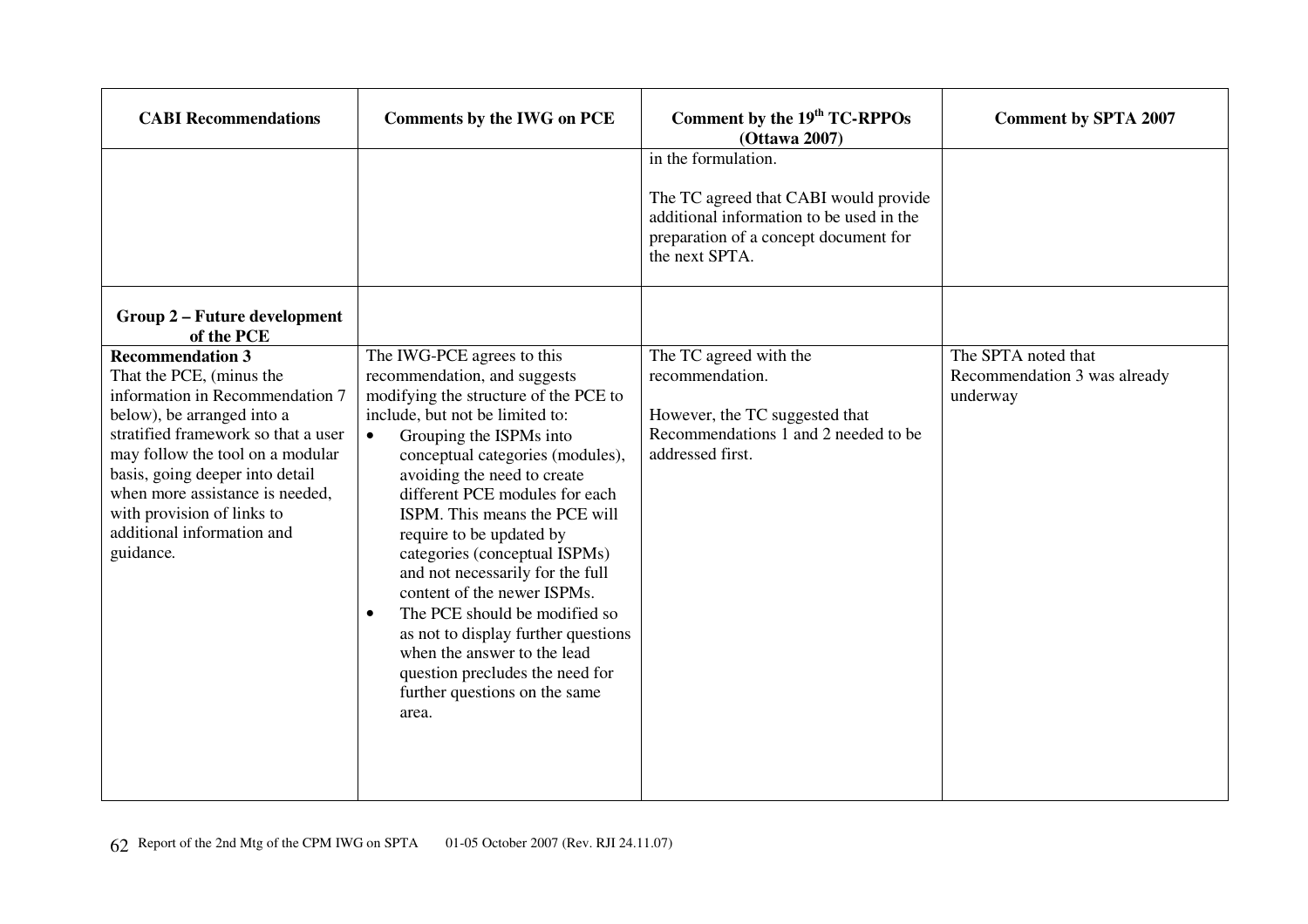| CABI Recommendations | Comments by the IWG on PCE | Comment by the 19th TC-RPPOs (Ottawa 2007) | Comment by SPTA 2007 |
|---|---|---|---|
| | | in the formulation.<br><br>The TC agreed that CABI would provide additional information to be used in the preparation of a concept document for the next SPTA. | |
| **Group 2 – Future development of the PCE** | | | |
| **Recommendation 3**<br>That the PCE, (minus the information in Recommendation 7 below), be arranged into a stratified framework so that a user may follow the tool on a modular basis, going deeper into detail when more assistance is needed, with provision of links to additional information and guidance. | The IWG-PCE agrees to this recommendation, and suggests modifying the structure of the PCE to include, but not be limited to:<br>• Grouping the ISPMs into conceptual categories (modules), avoiding the need to create different PCE modules for each ISPM. This means the PCE will require to be updated by categories (conceptual ISPMs) and not necessarily for the full content of the newer ISPMs.<br>• The PCE should be modified so as not to display further questions when the answer to the lead question precludes the need for further questions on the same area. | The TC agreed with the recommendation.<br><br>However, the TC suggested that Recommendations 1 and 2 needed to be addressed first. | The SPTA noted that Recommendation 3 was already underway |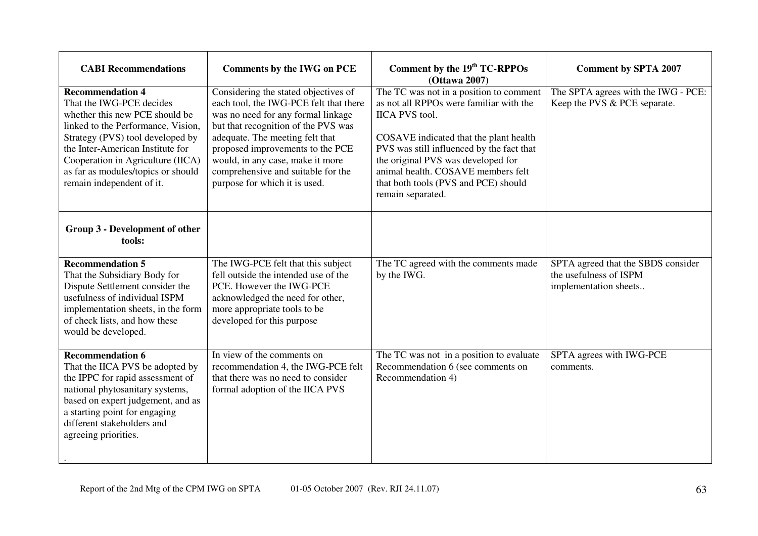| CABI Recommendations | Comments by the IWG on PCE | Comment by the 19th TC-RPPOs (Ottawa 2007) | Comment by SPTA 2007 |
|---|---|---|---|
| **Recommendation 4**<br>That the IWG-PCE decides whether this new PCE should be linked to the Performance, Vision, Strategy (PVS) tool developed by the Inter-American Institute for Cooperation in Agriculture (IICA) as far as modules/topics or should remain independent of it. | Considering the stated objectives of each tool, the IWG-PCE felt that there was no need for any formal linkage but that recognition of the PVS was adequate. The meeting felt that proposed improvements to the PCE would, in any case, make it more comprehensive and suitable for the purpose for which it is used. | The TC was not in a position to comment as not all RPPOs were familiar with the IICA PVS tool.<br><br>COSAVE indicated that the plant health PVS was still influenced by the fact that the original PVS was developed for animal health. COSAVE members felt that both tools (PVS and PCE) should remain separated. | The SPTA agrees with the IWG - PCE: Keep the PVS & PCE separate. |
| **Group 3 - Development of other tools:** | | | |
| **Recommendation 5**<br>That the Subsidiary Body for Dispute Settlement consider the usefulness of individual ISPM implementation sheets, in the form of check lists, and how these would be developed. | The IWG-PCE felt that this subject fell outside the intended use of the PCE. However the IWG-PCE acknowledged the need for other, more appropriate tools to be developed for this purpose | The TC agreed with the comments made by the IWG. | SPTA agreed that the SBDS consider the usefulness of ISPM implementation sheets.. |
| **Recommendation 6**<br>That the IICA PVS be adopted by the IPPC for rapid assessment of national phytosanitary systems, based on expert judgement, and as a starting point for engaging different stakeholders and agreeing priorities.<br><br>. | In view of the comments on recommendation 4, the IWG-PCE felt that there was no need to consider formal adoption of the IICA PVS | The TC was not in a position to evaluate Recommendation 6 (see comments on Recommendation 4) | SPTA agrees with IWG-PCE comments. |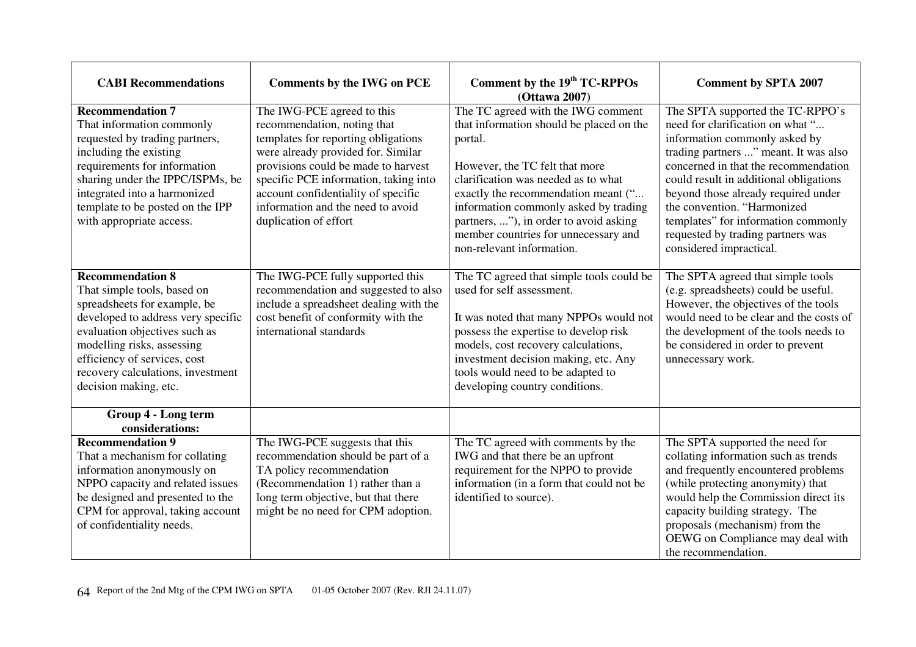| CABI Recommendations | Comments by the IWG on PCE | Comment by the 19th TC-RPPOs (Ottawa 2007) | Comment by SPTA 2007 |
|---|---|---|---|
| **Recommendation 7**<br>That information commonly requested by trading partners, including the existing requirements for information sharing under the IPPC/ISPMs, be integrated into a harmonized template to be posted on the IPP with appropriate access. | The IWG-PCE agreed to this recommendation, noting that templates for reporting obligations were already provided for. Similar provisions could be made to harvest specific PCE information, taking into account confidentiality of specific information and the need to avoid duplication of effort | The TC agreed with the IWG comment that information should be placed on the portal.<br><br>However, the TC felt that more clarification was needed as to what exactly the recommendation meant ("... information commonly asked by trading partners, ..."), in order to avoid asking member countries for unnecessary and non-relevant information. | The SPTA supported the TC-RPPO's need for clarification on what "... information commonly asked by trading partners ..." meant. It was also concerned in that the recommendation could result in additional obligations beyond those already required under the convention. "Harmonized templates" for information commonly requested by trading partners was considered impractical. |
| **Recommendation 8**<br>That simple tools, based on spreadsheets for example, be developed to address very specific evaluation objectives such as modelling risks, assessing efficiency of services, cost recovery calculations, investment decision making, etc. | The IWG-PCE fully supported this recommendation and suggested to also include a spreadsheet dealing with the cost benefit of conformity with the international standards | The TC agreed that simple tools could be used for self assessment.<br><br>It was noted that many NPPOs would not possess the expertise to develop risk models, cost recovery calculations, investment decision making, etc. Any tools would need to be adapted to developing country conditions. | The SPTA agreed that simple tools (e.g. spreadsheets) could be useful. However, the objectives of the tools would need to be clear and the costs of the development of the tools needs to be considered in order to prevent unnecessary work. |
| **Group 4 - Long term considerations:** | | | |
| **Recommendation 9**<br>That a mechanism for collating information anonymously on NPPO capacity and related issues be designed and presented to the CPM for approval, taking account of confidentiality needs. | The IWG-PCE suggests that this recommendation should be part of a TA policy recommendation (Recommendation 1) rather than a long term objective, but that there might be no need for CPM adoption. | The TC agreed with comments by the IWG and that there be an upfront requirement for the NPPO to provide information (in a form that could not be identified to source). | The SPTA supported the need for collating information such as trends and frequently encountered problems (while protecting anonymity) that would help the Commission direct its capacity building strategy. The proposals (mechanism) from the OEWG on Compliance may deal with the recommendation. |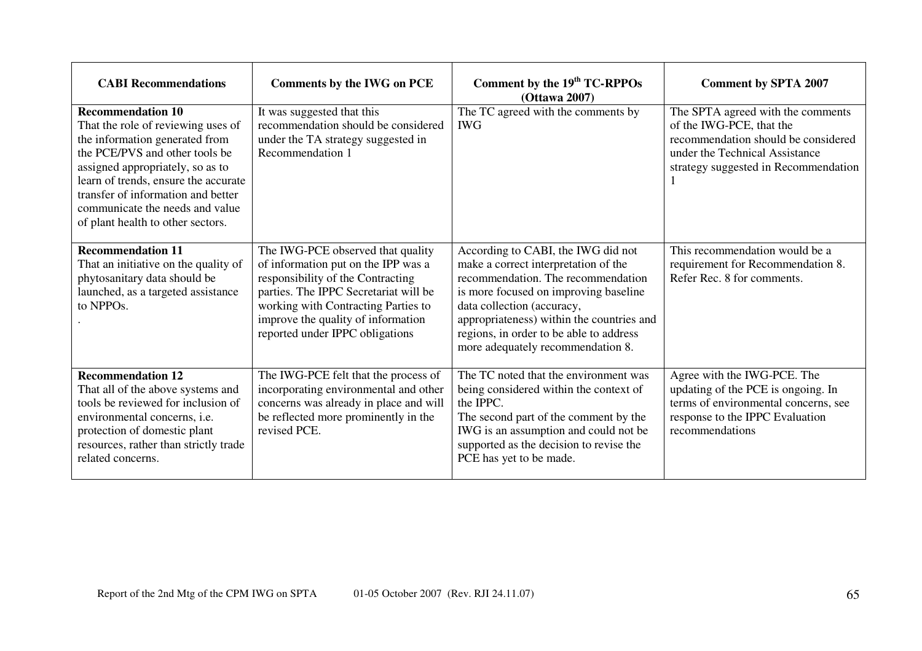| CABI Recommendations | Comments by the IWG on PCE | Comment by the 19th TC-RPPOs (Ottawa 2007) | Comment by SPTA 2007 |
|---|---|---|---|
| **Recommendation 10**<br>That the role of reviewing uses of the information generated from the PCE/PVS and other tools be assigned appropriately, so as to learn of trends, ensure the accurate transfer of information and better communicate the needs and value of plant health to other sectors. | It was suggested that this recommendation should be considered under the TA strategy suggested in Recommendation 1 | The TC agreed with the comments by IWG | The SPTA agreed with the comments of the IWG-PCE, that the recommendation should be considered under the Technical Assistance strategy suggested in Recommendation 1 |
| **Recommendation 11**<br>That an initiative on the quality of phytosanitary data should be launched, as a targeted assistance to NPPOs.<br>. | The IWG-PCE observed that quality of information put on the IPP was a responsibility of the Contracting parties. The IPPC Secretariat will be working with Contracting Parties to improve the quality of information reported under IPPC obligations | According to CABI, the IWG did not make a correct interpretation of the recommendation. The recommendation is more focused on improving baseline data collection (accuracy, appropriateness) within the countries and regions, in order to be able to address more adequately recommendation 8. | This recommendation would be a requirement for Recommendation 8. Refer Rec. 8 for comments. |
| **Recommendation 12**<br>That all of the above systems and tools be reviewed for inclusion of environmental concerns, i.e. protection of domestic plant resources, rather than strictly trade related concerns. | The IWG-PCE felt that the process of incorporating environmental and other concerns was already in place and will be reflected more prominently in the revised PCE. | The TC noted that the environment was being considered within the context of the IPPC.<br>The second part of the comment by the IWG is an assumption and could not be supported as the decision to revise the PCE has yet to be made. | Agree with the IWG-PCE. The updating of the PCE is ongoing. In terms of environmental concerns, see response to the IPPC Evaluation recommendations |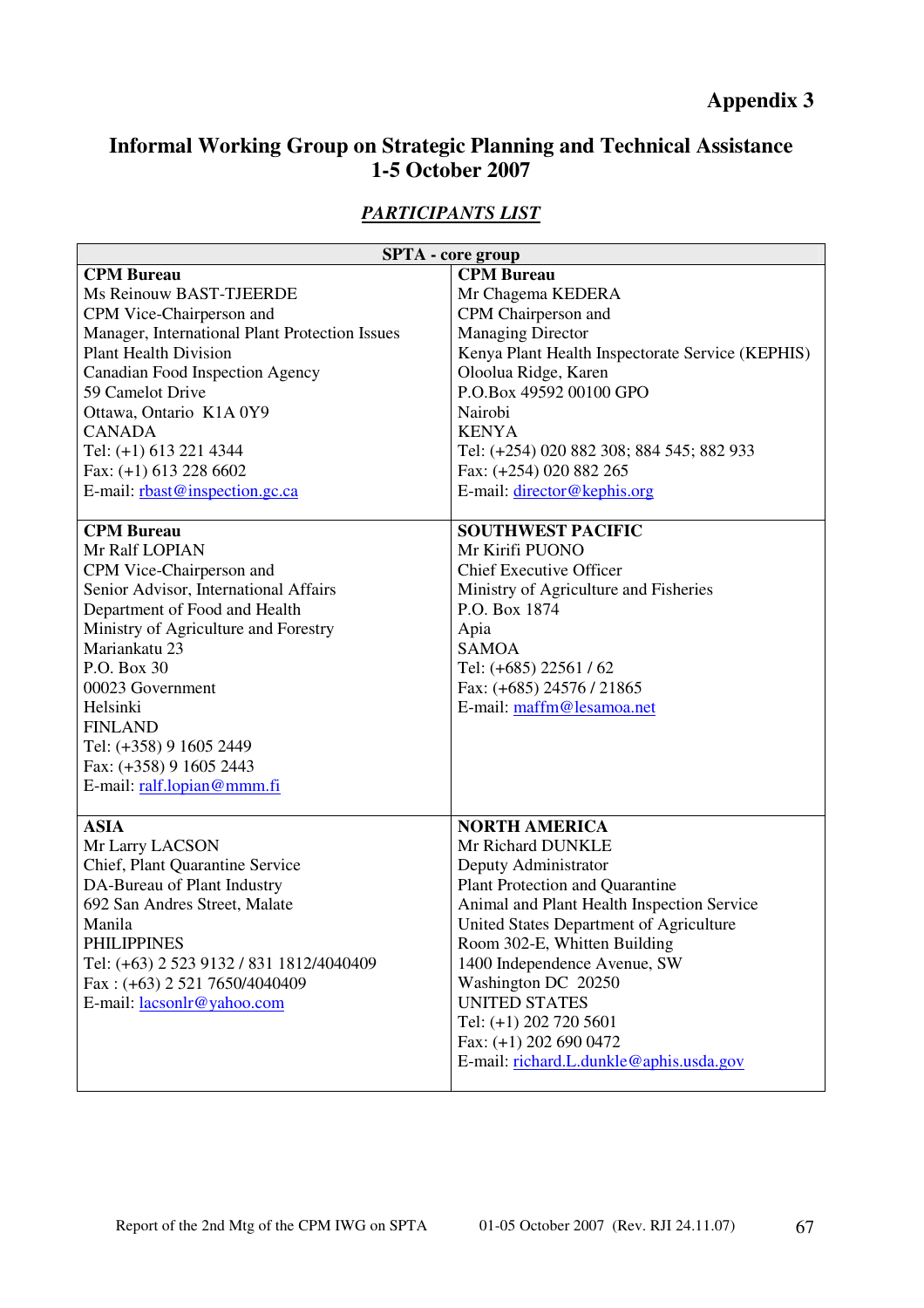# Appendix 3

## Informal Working Group on Strategic Planning and Technical Assistance 1-5 October 2007

### *PARTICIPANTS LIST*

| SPTA - core group | |
|---|---|
| **CPM Bureau**<br>Ms Reinouw BAST-TJEERDE<br>CPM Vice-Chairperson and<br>Manager, International Plant Protection Issues<br>Plant Health Division<br>Canadian Food Inspection Agency<br>59 Camelot Drive<br>Ottawa, Ontario K1A 0Y9<br>CANADA<br>Tel: (+1) 613 221 4344<br>Fax: (+1) 613 228 6602<br>E-mail: rbast@inspection.gc.ca | **CPM Bureau**<br>Mr Chagema KEDERA<br>CPM Chairperson and<br>Managing Director<br>Kenya Plant Health Inspectorate Service (KEPHIS)<br>Oloolua Ridge, Karen<br>P.O.Box 49592 00100 GPO<br>Nairobi<br>KENYA<br>Tel: (+254) 020 882 308; 884 545; 882 933<br>Fax: (+254) 020 882 265<br>E-mail: director@kephis.org |
| **CPM Bureau**<br>Mr Ralf LOPIAN<br>CPM Vice-Chairperson and<br>Senior Advisor, International Affairs<br>Department of Food and Health<br>Ministry of Agriculture and Forestry<br>Mariankatu 23<br>P.O. Box 30<br>00023 Government<br>Helsinki<br>FINLAND<br>Tel: (+358) 9 1605 2449<br>Fax: (+358) 9 1605 2443<br>E-mail: ralf.lopian@mmm.fi | **SOUTHWEST PACIFIC**<br>Mr Kirifi PUONO<br>Chief Executive Officer<br>Ministry of Agriculture and Fisheries<br>P.O. Box 1874<br>Apia<br>SAMOA<br>Tel: (+685) 22561 / 62<br>Fax: (+685) 24576 / 21865<br>E-mail: maffm@lesamoa.net |
| **ASIA**<br>Mr Larry LACSON<br>Chief, Plant Quarantine Service<br>DA-Bureau of Plant Industry<br>692 San Andres Street, Malate<br>Manila<br>PHILIPPINES<br>Tel: (+63) 2 523 9132 / 831 1812/4040409<br>Fax : (+63) 2 521 7650/4040409<br>E-mail: lacsonlr@yahoo.com | **NORTH AMERICA**<br>Mr Richard DUNKLE<br>Deputy Administrator<br>Plant Protection and Quarantine<br>Animal and Plant Health Inspection Service<br>United States Department of Agriculture<br>Room 302-E, Whitten Building<br>1400 Independence Avenue, SW<br>Washington DC 20250<br>UNITED STATES<br>Tel: (+1) 202 720 5601<br>Fax: (+1) 202 690 0472<br>E-mail: richard.L.dunkle@aphis.usda.gov |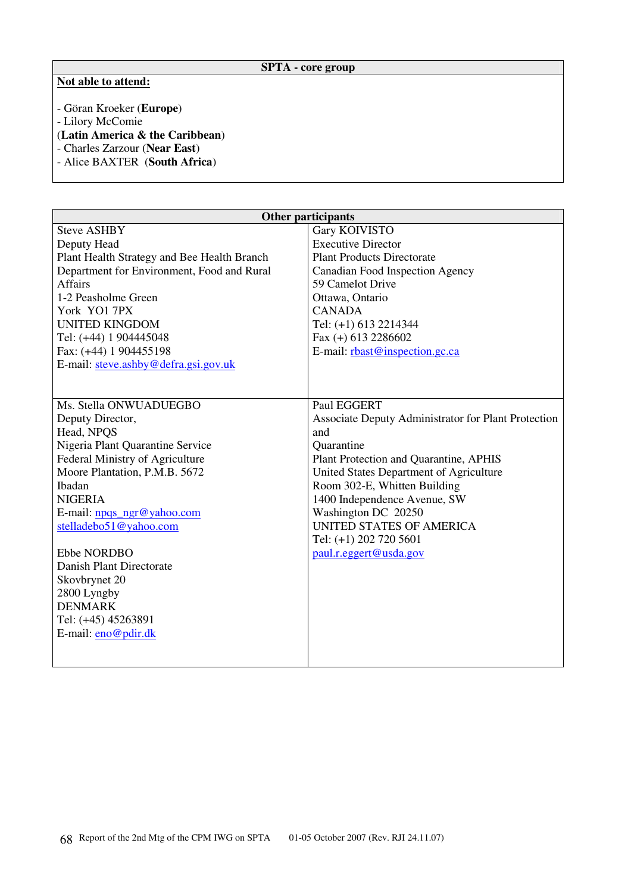| SPTA - core group |
|---|
| **Not able to attend:**<br><br>- Göran Kroeker (**Europe**)<br>- Lilory McComie<br>(**Latin America & the Caribbean**)<br>- Charles Zarzour (**Near East**)<br>- Alice BAXTER (**South Africa**) |

| Other participants | |
|---|---|
| Steve ASHBY<br>Deputy Head<br>Plant Health Strategy and Bee Health Branch<br>Department for Environment, Food and Rural Affairs<br>1-2 Peasholme Green<br>York YO1 7PX<br>UNITED KINGDOM<br>Tel: (+44) 1 904445048<br>Fax: (+44) 1 904455198<br>E-mail: steve.ashby@defra.gsi.gov.uk | Gary KOIVISTO<br>Executive Director<br>Plant Products Directorate<br>Canadian Food Inspection Agency<br>59 Camelot Drive<br>Ottawa, Ontario<br>CANADA<br>Tel: (+1) 613 2214344<br>Fax (+) 613 2286602<br>E-mail: rbast@inspection.gc.ca |
| Ms. Stella ONWUADUEGBO<br>Deputy Director,<br>Head, NPQS<br>Nigeria Plant Quarantine Service<br>Federal Ministry of Agriculture<br>Moore Plantation, P.M.B. 5672<br>Ibadan<br>NIGERIA<br>E-mail: npqs_ngr@yahoo.com<br>stelladebo51@yahoo.com<br><br>Ebbe NORDBO<br>Danish Plant Directorate<br>Skovbrynet 20<br>2800 Lyngby<br>DENMARK<br>Tel: (+45) 45263891<br>E-mail: eno@pdir.dk | Paul EGGERT<br>Associate Deputy Administrator for Plant Protection and<br>Quarantine<br>Plant Protection and Quarantine, APHIS<br>United States Department of Agriculture<br>Room 302-E, Whitten Building<br>1400 Independence Avenue, SW<br>Washington DC 20250<br>UNITED STATES OF AMERICA<br>Tel: (+1) 202 720 5601<br>paul.r.eggert@usda.gov |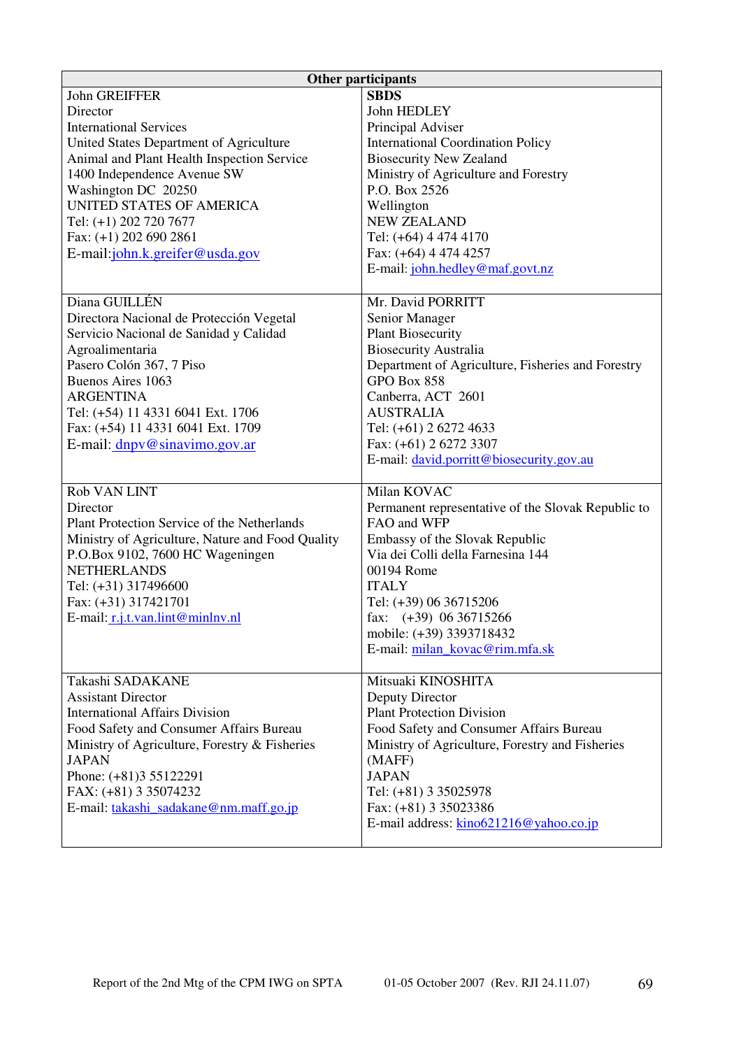| Other participants | |
|---|---|
| John GREIFFER<br>Director<br>International Services<br>United States Department of Agriculture<br>Animal and Plant Health Inspection Service<br>1400 Independence Avenue SW<br>Washington DC 20250<br>UNITED STATES OF AMERICA<br>Tel: (+1) 202 720 7677<br>Fax: (+1) 202 690 2861<br>E-mail:john.k.greifer@usda.gov | **SBDS**<br>John HEDLEY<br>Principal Adviser<br>International Coordination Policy<br>Biosecurity New Zealand<br>Ministry of Agriculture and Forestry<br>P.O. Box 2526<br>Wellington<br>NEW ZEALAND<br>Tel: (+64) 4 474 4170<br>Fax: (+64) 4 474 4257<br>E-mail: john.hedley@maf.govt.nz |
| Diana GUILLÉN<br>Directora Nacional de Protección Vegetal<br>Servicio Nacional de Sanidad y Calidad Agroalimentaria<br>Pasero Colón 367, 7 Piso<br>Buenos Aires 1063<br>ARGENTINA<br>Tel: (+54) 11 4331 6041 Ext. 1706<br>Fax: (+54) 11 4331 6041 Ext. 1709<br>E-mail: dnpv@sinavimo.gov.ar | Mr. David PORRITT<br>Senior Manager<br>Plant Biosecurity<br>Biosecurity Australia<br>Department of Agriculture, Fisheries and Forestry<br>GPO Box 858<br>Canberra, ACT 2601<br>AUSTRALIA<br>Tel: (+61) 2 6272 4633<br>Fax: (+61) 2 6272 3307<br>E-mail: david.porritt@biosecurity.gov.au |
| Rob VAN LINT<br>Director<br>Plant Protection Service of the Netherlands<br>Ministry of Agriculture, Nature and Food Quality<br>P.O.Box 9102, 7600 HC Wageningen<br>NETHERLANDS<br>Tel: (+31) 317496600<br>Fax: (+31) 317421701<br>E-mail: r.j.t.van.lint@minlnv.nl | Milan KOVAC<br>Permanent representative of the Slovak Republic to FAO and WFP<br>Embassy of the Slovak Republic<br>Via dei Colli della Farnesina 144<br>00194 Rome<br>ITALY<br>Tel: (+39) 06 36715206<br>fax: (+39) 06 36715266<br>mobile: (+39) 3393718432<br>E-mail: milan_kovac@rim.mfa.sk |
| Takashi SADAKANE<br>Assistant Director<br>International Affairs Division<br>Food Safety and Consumer Affairs Bureau<br>Ministry of Agriculture, Forestry & Fisheries<br>JAPAN<br>Phone: (+81)3 55122291<br>FAX: (+81) 3 35074232<br>E-mail: takashi_sadakane@nm.maff.go.jp | Mitsuaki KINOSHITA<br>Deputy Director<br>Plant Protection Division<br>Food Safety and Consumer Affairs Bureau<br>Ministry of Agriculture, Forestry and Fisheries (MAFF)<br>JAPAN<br>Tel: (+81) 3 35025978<br>Fax: (+81) 3 35023386<br>E-mail address: kino621216@yahoo.co.jp |